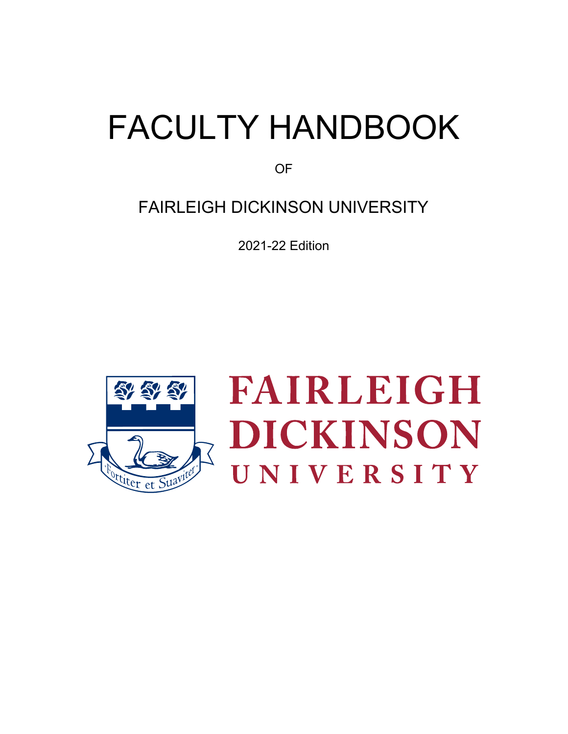# FACULTY HANDBOOK

OF

## FAIRLEIGH DICKINSON UNIVERSITY

2021-22 Edition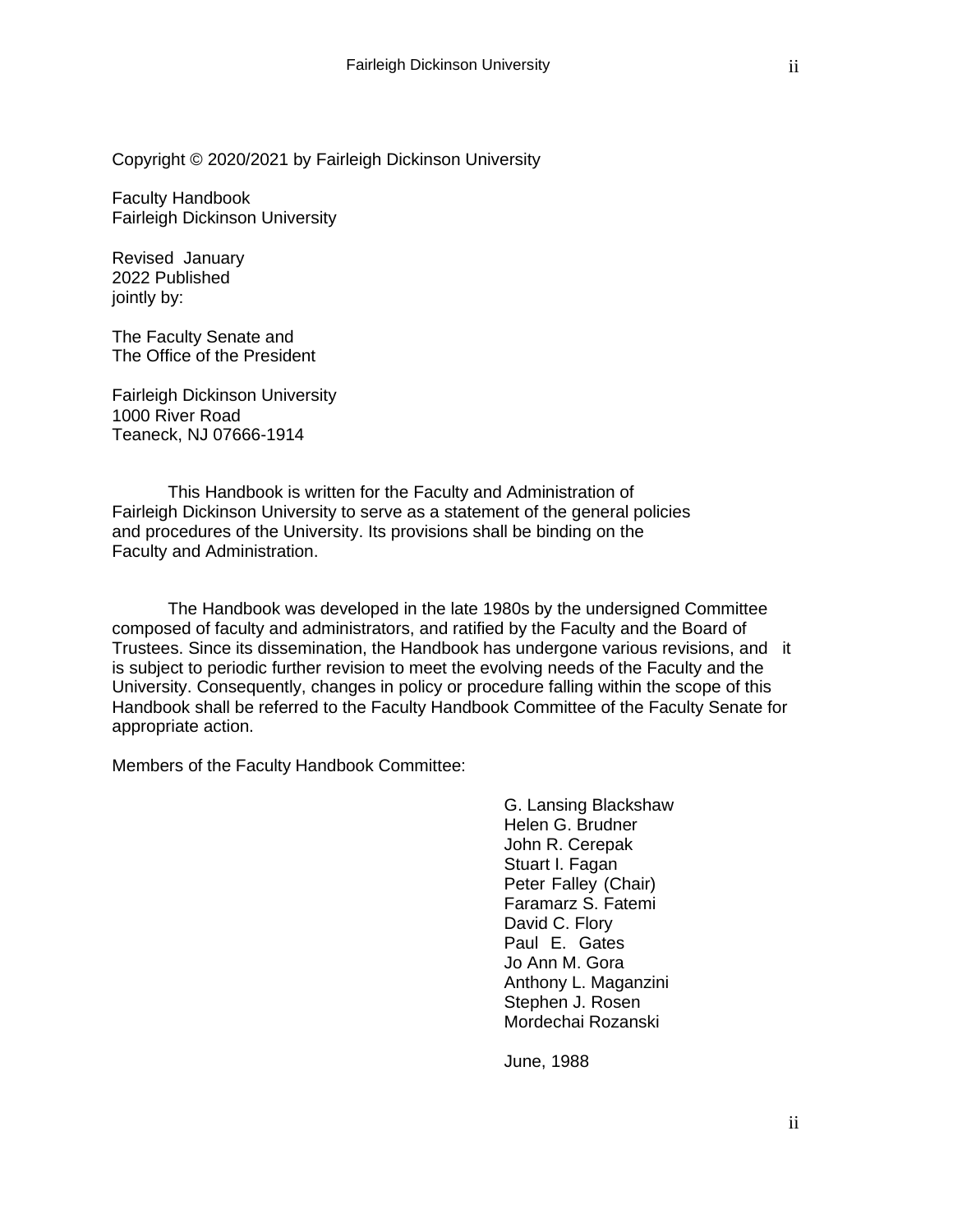Copyright © 2020/2021 by Fairleigh Dickinson University

Faculty Handbook
Fairleigh Dickinson University

Revised January
2022 Published
jointly by:

The Faculty Senate and
The Office of the President

Fairleigh Dickinson University
1000 River Road
Teaneck, NJ 07666-1914

This Handbook is written for the Faculty and Administration of Fairleigh Dickinson University to serve as a statement of the general policies and procedures of the University. Its provisions shall be binding on the Faculty and Administration.

The Handbook was developed in the late 1980s by the undersigned Committee composed of faculty and administrators, and ratified by the Faculty and the Board of Trustees. Since its dissemination, the Handbook has undergone various revisions, and it is subject to periodic further revision to meet the evolving needs of the Faculty and the University. Consequently, changes in policy or procedure falling within the scope of this Handbook shall be referred to the Faculty Handbook Committee of the Faculty Senate for appropriate action.

Members of the Faculty Handbook Committee:

G. Lansing Blackshaw
Helen G. Brudner
John R. Cerepak
Stuart I. Fagan
Peter Falley (Chair)
Faramarz S. Fatemi
David C. Flory
Paul E. Gates
Jo Ann M. Gora
Anthony L. Maganzini
Stephen J. Rosen
Mordechai Rozanski

June, 1988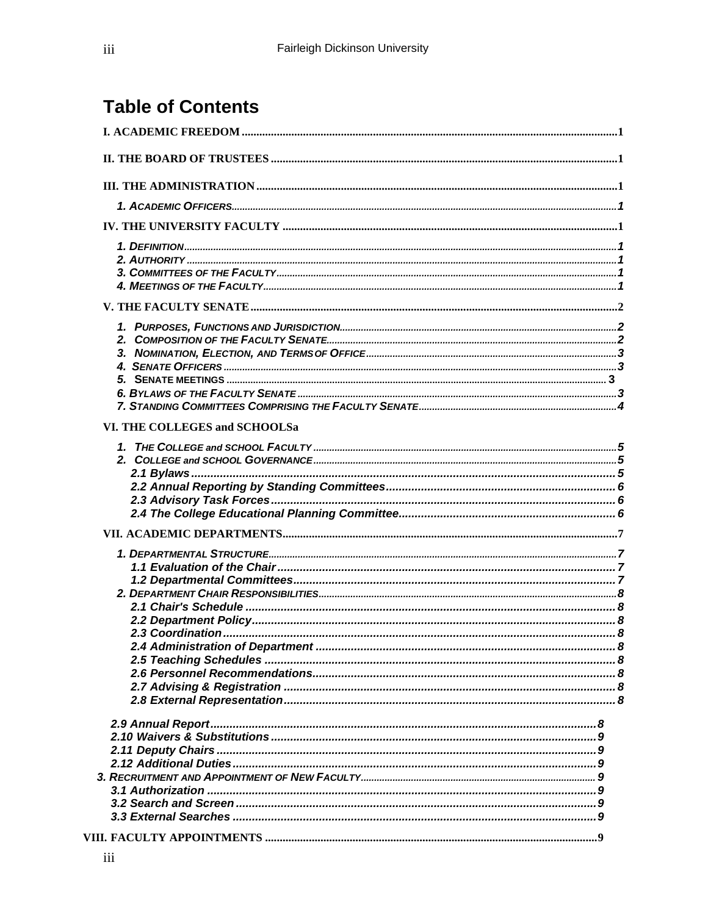# Table of Contents

I. ACADEMIC FREEDOM ........................................................................ 1

II. THE BOARD OF TRUSTEES ........................................................................ 1

III. THE ADMINISTRATION ........................................................................ 1

- *1. ACADEMIC OFFICERS* ........................................................................ 1

IV. THE UNIVERSITY FACULTY ........................................................................ 1

- *1. DEFINITION* ........................................................................ 1
- *2. AUTHORITY* ........................................................................ 1
- *3. COMMITTEES OF THE FACULTY* ........................................................................ 1
- *4. MEETINGS OF THE FACULTY* ........................................................................ 1

V. THE FACULTY SENATE ........................................................................ 2

- *1. PURPOSES, FUNCTIONS AND JURISDICTION* ........................................................................ 2
- *2. COMPOSITION OF THE FACULTY SENATE* ........................................................................ 2
- *3. NOMINATION, ELECTION, AND TERMS OF OFFICE* ........................................................................ 3
- *4. SENATE OFFICERS* ........................................................................ 3
- 5. SENATE MEETINGS ........................................................................ 3
- *6. BYLAWS OF THE FACULTY SENATE* ........................................................................ 3
- *7. STANDING COMMITTEES COMPRISING THE FACULTY SENATE* ........................................................................ 4

VI. THE COLLEGES and SCHOOLSa

- *1. THE COLLEGE and SCHOOL FACULTY* ........................................................................ 5
- *2. COLLEGE and SCHOOL GOVERNANCE* ........................................................................ 5
  - *2.1 Bylaws* ........................................................................ 5
  - *2.2 Annual Reporting by Standing Committees* ........................................................................ 6
  - *2.3 Advisory Task Forces* ........................................................................ 6
  - *2.4 The College Educational Planning Committee* ........................................................................ 6

VII. ACADEMIC DEPARTMENTS ........................................................................ 7

- *1. DEPARTMENTAL STRUCTURE* ........................................................................ 7
  - *1.1 Evaluation of the Chair* ........................................................................ 7
  - *1.2 Departmental Committees* ........................................................................ 7
- *2. DEPARTMENT CHAIR RESPONSIBILITIES* ........................................................................ 8
  - *2.1 Chair's Schedule* ........................................................................ 8
  - *2.2 Department Policy* ........................................................................ 8
  - *2.3 Coordination* ........................................................................ 8
  - *2.4 Administration of Department* ........................................................................ 8
  - *2.5 Teaching Schedules* ........................................................................ 8
  - *2.6 Personnel Recommendations* ........................................................................ 8
  - *2.7 Advising & Registration* ........................................................................ 8
  - *2.8 External Representation* ........................................................................ 8
  - *2.9 Annual Report* ........................................................................ 8
  - *2.10 Waivers & Substitutions* ........................................................................ 9
  - *2.11 Deputy Chairs* ........................................................................ 9
  - *2.12 Additional Duties* ........................................................................ 9
- *3. RECRUITMENT AND APPOINTMENT OF NEW FACULTY* ........................................................................ 9
  - *3.1 Authorization* ........................................................................ 9
  - *3.2 Search and Screen* ........................................................................ 9
  - *3.3 External Searches* ........................................................................ 9

VIII. FACULTY APPOINTMENTS ........................................................................ 9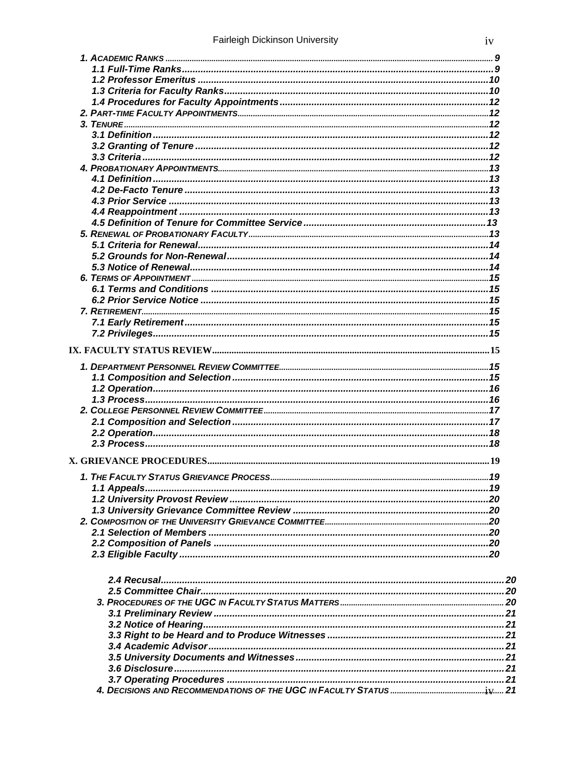*1. Academic Ranks* ... 9
  *1.1 Full-Time Ranks* ... 9
  *1.2 Professor Emeritus* ... 10
  *1.3 Criteria for Faculty Ranks* ... 10
  *1.4 Procedures for Faculty Appointments* ... 12
*2. Part-time Faculty Appointments* ... 12
*3. Tenure* ... 12
  *3.1 Definition* ... 12
  *3.2 Granting of Tenure* ... 12
  *3.3 Criteria* ... 12
*4. Probationary Appointments* ... 13
  *4.1 Definition* ... 13
  *4.2 De-Facto Tenure* ... 13
  *4.3 Prior Service* ... 13
  *4.4 Reappointment* ... 13
  *4.5 Definition of Tenure for Committee Service* ... 13
*5. Renewal of Probationary Faculty* ... 13
  *5.1 Criteria for Renewal* ... 14
  *5.2 Grounds for Non-Renewal* ... 14
  *5.3 Notice of Renewal* ... 14
*6. Terms of Appointment* ... 15
  *6.1 Terms and Conditions* ... 15
  *6.2 Prior Service Notice* ... 15
*7. Retirement* ... 15
  *7.1 Early Retirement* ... 15
  *7.2 Privileges* ... 15

**IX. FACULTY STATUS REVIEW** ... 15

*1. Department Personnel Review Committee* ... 15
  *1.1 Composition and Selection* ... 15
  *1.2 Operation* ... 16
  *1.3 Process* ... 16
*2. College Personnel Review Committee* ... 17
  *2.1 Composition and Selection* ... 17
  *2.2 Operation* ... 18
  *2.3 Process* ... 18

**X. GRIEVANCE PROCEDURES** ... 19

*1. The Faculty Status Grievance Process* ... 19
  *1.1 Appeals* ... 19
  *1.2 University Provost Review* ... 20
  *1.3 University Grievance Committee Review* ... 20
*2. Composition of the University Grievance Committee* ... 20
  *2.1 Selection of Members* ... 20
  *2.2 Composition of Panels* ... 20
  *2.3 Eligible Faculty* ... 20
  *2.4 Recusal* ... 20
  *2.5 Committee Chair* ... 20
*3. Procedures of the UGC in Faculty Status Matters* ... 20
  *3.1 Preliminary Review* ... 21
  *3.2 Notice of Hearing* ... 21
  *3.3 Right to be Heard and to Produce Witnesses* ... 21
  *3.4 Academic Advisor* ... 21
  *3.5 University Documents and Witnesses* ... 21
  *3.6 Disclosure* ... 21
  *3.7 Operating Procedures* ... 21
*4. Decisions and Recommendations of the UGC in Faculty Status* ... 21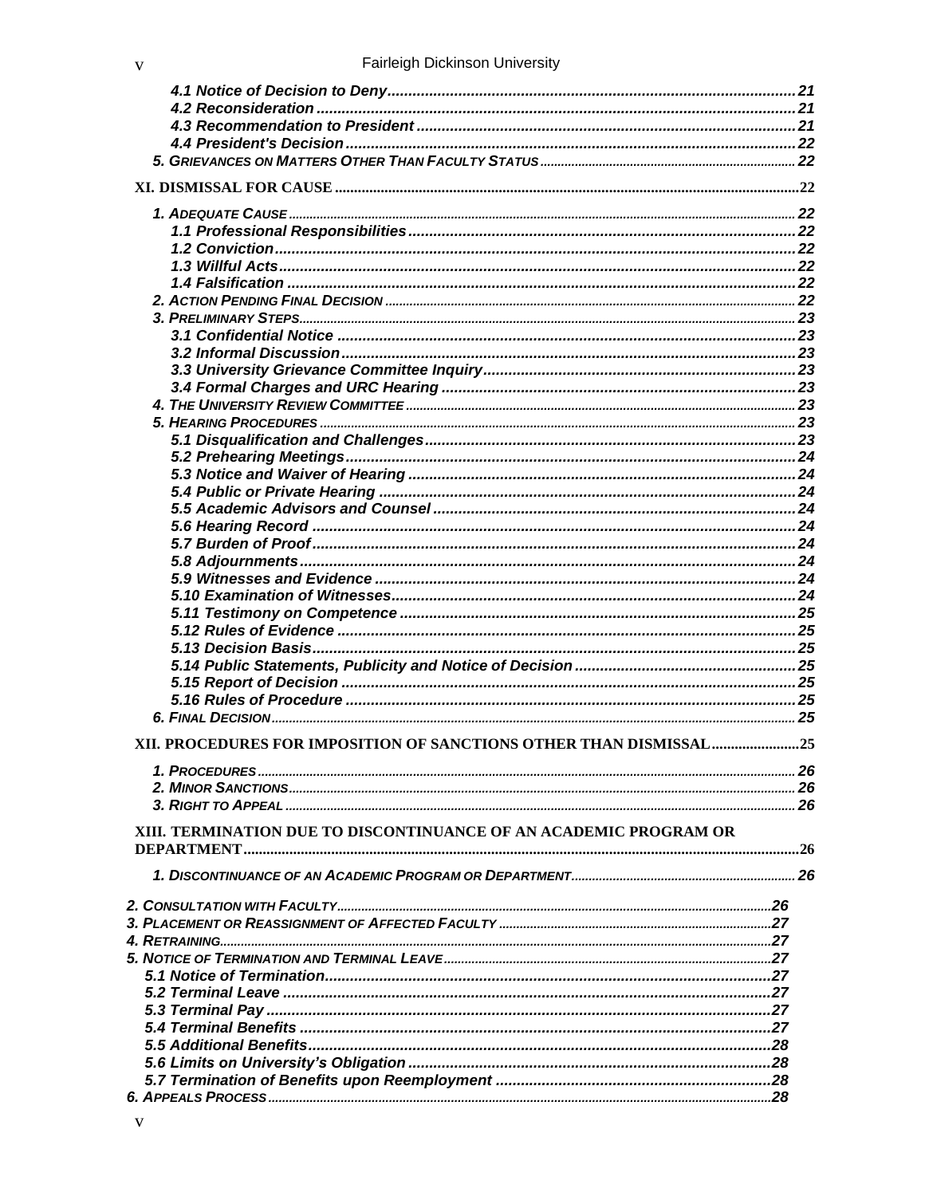*4.1 Notice of Decision to Deny* ........ 21
*4.2 Reconsideration* ........ 21
*4.3 Recommendation to President* ........ 21
*4.4 President's Decision* ........ 22
*5. Grievances on Matters Other Than Faculty Status* ........ 22

**XI. DISMISSAL FOR CAUSE** ........ 22

*1. Adequate Cause* ........ 22
*1.1 Professional Responsibilities* ........ 22
*1.2 Conviction* ........ 22
*1.3 Willful Acts* ........ 22
*1.4 Falsification* ........ 22
*2. Action Pending Final Decision* ........ 22
*3. Preliminary Steps* ........ 23
*3.1 Confidential Notice* ........ 23
*3.2 Informal Discussion* ........ 23
*3.3 University Grievance Committee Inquiry* ........ 23
*3.4 Formal Charges and URC Hearing* ........ 23
*4. The University Review Committee* ........ 23
*5. Hearing Procedures* ........ 23
*5.1 Disqualification and Challenges* ........ 23
*5.2 Prehearing Meetings* ........ 24
*5.3 Notice and Waiver of Hearing* ........ 24
*5.4 Public or Private Hearing* ........ 24
*5.5 Academic Advisors and Counsel* ........ 24
*5.6 Hearing Record* ........ 24
*5.7 Burden of Proof* ........ 24
*5.8 Adjournments* ........ 24
*5.9 Witnesses and Evidence* ........ 24
*5.10 Examination of Witnesses* ........ 24
*5.11 Testimony on Competence* ........ 25
*5.12 Rules of Evidence* ........ 25
*5.13 Decision Basis* ........ 25
*5.14 Public Statements, Publicity and Notice of Decision* ........ 25
*5.15 Report of Decision* ........ 25
*5.16 Rules of Procedure* ........ 25
*6. Final Decision* ........ 25

**XII. PROCEDURES FOR IMPOSITION OF SANCTIONS OTHER THAN DISMISSAL** ........ 25

*1. Procedures* ........ 26
*2. Minor Sanctions* ........ 26
*3. Right to Appeal* ........ 26

**XIII. TERMINATION DUE TO DISCONTINUANCE OF AN ACADEMIC PROGRAM OR DEPARTMENT** ........ 26

*1. Discontinuance of an Academic Program or Department* ........ 26

*2. Consultation with Faculty* ........ 26
*3. Placement or Reassignment of Affected Faculty* ........ 27
*4. Retraining* ........ 27
*5. Notice of Termination and Terminal Leave* ........ 27
*5.1 Notice of Termination* ........ 27
*5.2 Terminal Leave* ........ 27
*5.3 Terminal Pay* ........ 27
*5.4 Terminal Benefits* ........ 27
*5.5 Additional Benefits* ........ 28
*5.6 Limits on University's Obligation* ........ 28
*5.7 Termination of Benefits upon Reemployment* ........ 28
*6. Appeals Process* ........ 28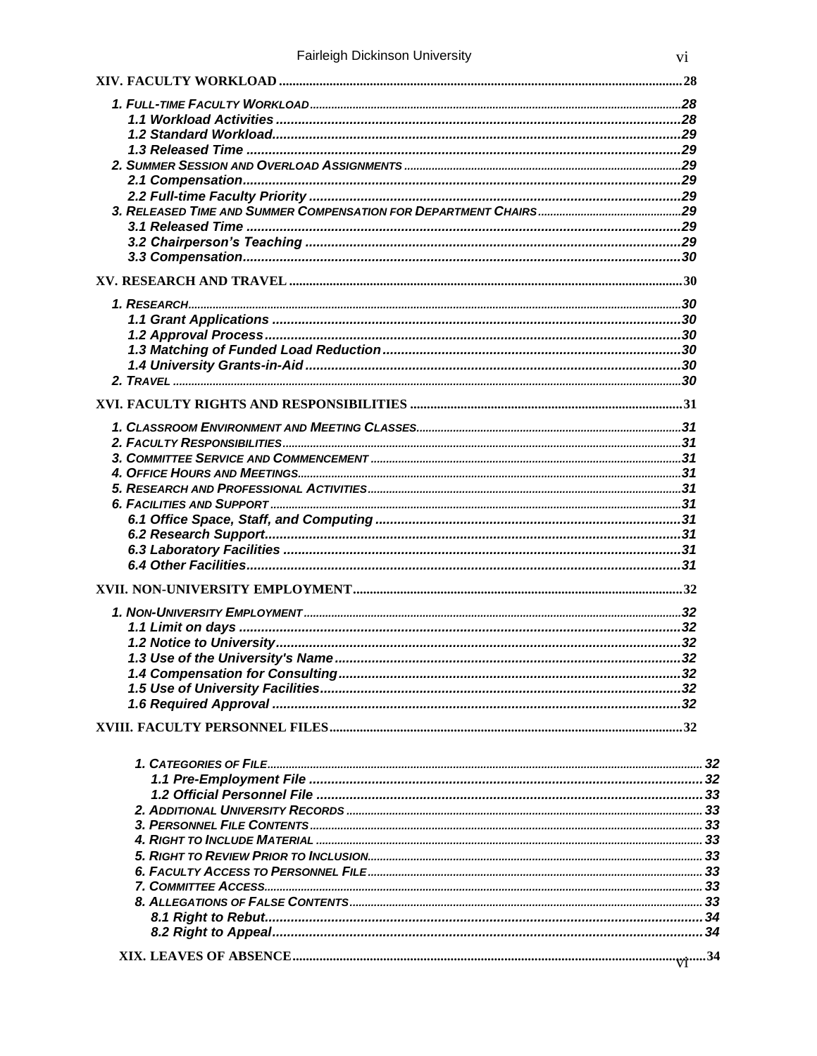XIV. FACULTY WORKLOAD .....28

*1. Full-time Faculty Workload* .....28
*1.1 Workload Activities* .....28
*1.2 Standard Workload* .....29
*1.3 Released Time* .....29
*2. Summer Session and Overload Assignments* .....29
*2.1 Compensation* .....29
*2.2 Full-time Faculty Priority* .....29
*3. Released Time and Summer Compensation for Department Chairs* .....29
*3.1 Released Time* .....29
*3.2 Chairperson's Teaching* .....29
*3.3 Compensation* .....30

XV. RESEARCH AND TRAVEL .....30

*1. Research* .....30
*1.1 Grant Applications* .....30
*1.2 Approval Process* .....30
*1.3 Matching of Funded Load Reduction* .....30
*1.4 University Grants-in-Aid* .....30
*2. Travel* .....30

XVI. FACULTY RIGHTS AND RESPONSIBILITIES .....31

*1. Classroom Environment and Meeting Classes* .....31
*2. Faculty Responsibilities* .....31
*3. Committee Service and Commencement* .....31
*4. Office Hours and Meetings* .....31
*5. Research and Professional Activities* .....31
*6. Facilities and Support* .....31
*6.1 Office Space, Staff, and Computing* .....31
*6.2 Research Support* .....31
*6.3 Laboratory Facilities* .....31
*6.4 Other Facilities* .....31

XVII. NON-UNIVERSITY EMPLOYMENT .....32

*1. Non-University Employment* .....32
*1.1 Limit on days* .....32
*1.2 Notice to University* .....32
*1.3 Use of the University's Name* .....32
*1.4 Compensation for Consulting* .....32
*1.5 Use of University Facilities* .....32
*1.6 Required Approval* .....32

XVIII. FACULTY PERSONNEL FILES .....32

*1. Categories of File* .....32
*1.1 Pre-Employment File* .....32
*1.2 Official Personnel File* .....33
*2. Additional University Records* .....33
*3. Personnel File Contents* .....33
*4. Right to Include Material* .....33
*5. Right to Review Prior to Inclusion* .....33
*6. Faculty Access to Personnel File* .....33
*7. Committee Access* .....33
*8. Allegations of False Contents* .....33
*8.1 Right to Rebut* .....34
*8.2 Right to Appeal* .....34

XIX. LEAVES OF ABSENCE .....34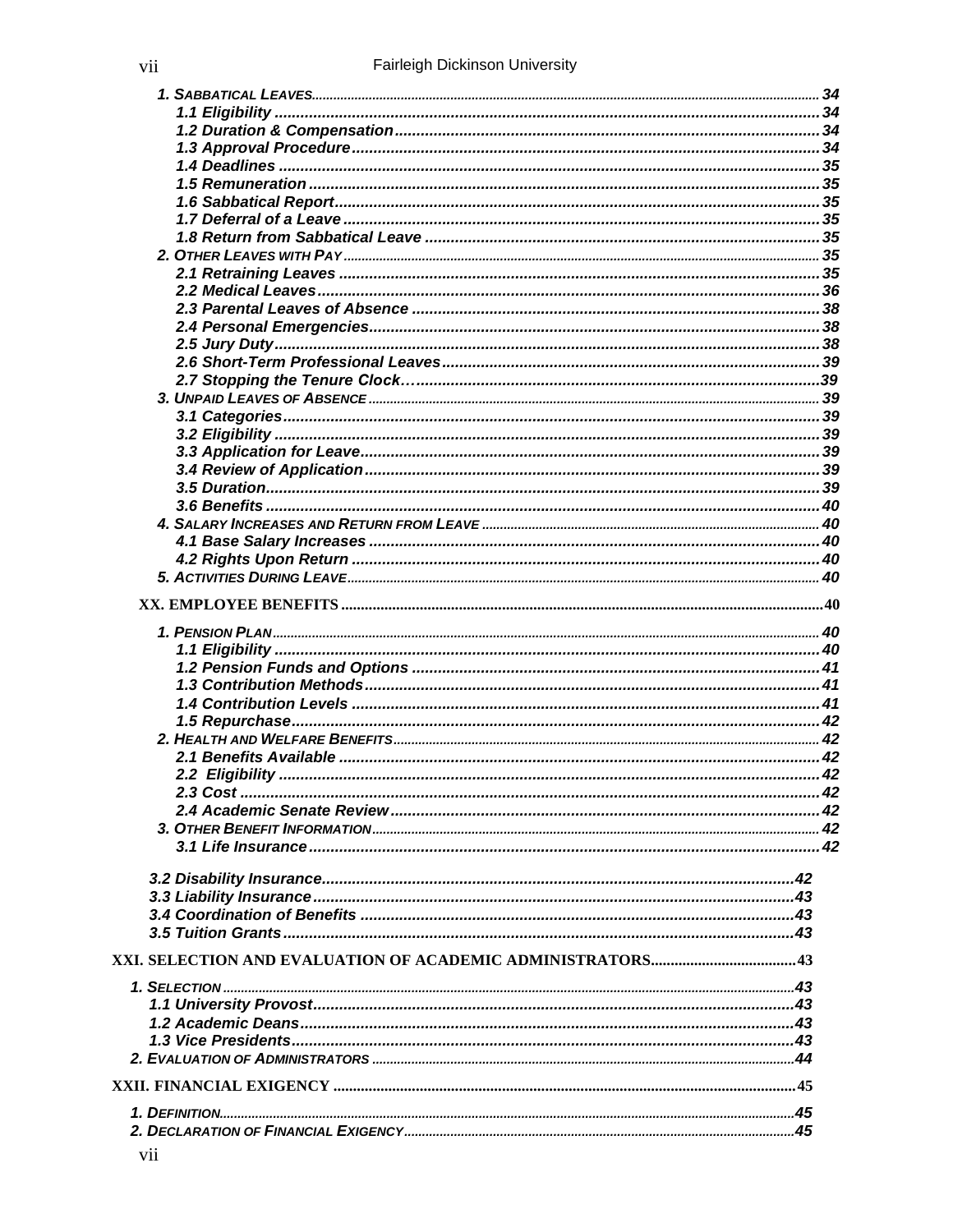1. SABBATICAL LEAVES ..... 34
- 1.1 Eligibility ..... 34
- 1.2 Duration & Compensation ..... 34
- 1.3 Approval Procedure ..... 34
- 1.4 Deadlines ..... 35
- 1.5 Remuneration ..... 35
- 1.6 Sabbatical Report ..... 35
- 1.7 Deferral of a Leave ..... 35
- 1.8 Return from Sabbatical Leave ..... 35

2. OTHER LEAVES WITH PAY ..... 35
- 2.1 Retraining Leaves ..... 35
- 2.2 Medical Leaves ..... 36
- 2.3 Parental Leaves of Absence ..... 38
- 2.4 Personal Emergencies ..... 38
- 2.5 Jury Duty ..... 38
- 2.6 Short-Term Professional Leaves ..... 39
- 2.7 Stopping the Tenure Clock ..... 39

3. UNPAID LEAVES OF ABSENCE ..... 39
- 3.1 Categories ..... 39
- 3.2 Eligibility ..... 39
- 3.3 Application for Leave ..... 39
- 3.4 Review of Application ..... 39
- 3.5 Duration ..... 39
- 3.6 Benefits ..... 40

4. SALARY INCREASES AND RETURN FROM LEAVE ..... 40
- 4.1 Base Salary Increases ..... 40
- 4.2 Rights Upon Return ..... 40

5. ACTIVITIES DURING LEAVE ..... 40

XX. EMPLOYEE BENEFITS ..... 40

1. PENSION PLAN ..... 40
- 1.1 Eligibility ..... 40
- 1.2 Pension Funds and Options ..... 41
- 1.3 Contribution Methods ..... 41
- 1.4 Contribution Levels ..... 41
- 1.5 Repurchase ..... 42

2. HEALTH AND WELFARE BENEFITS ..... 42
- 2.1 Benefits Available ..... 42
- 2.2 Eligibility ..... 42
- 2.3 Cost ..... 42
- 2.4 Academic Senate Review ..... 42

3. OTHER BENEFIT INFORMATION ..... 42
- 3.1 Life Insurance ..... 42
- 3.2 Disability Insurance ..... 42
- 3.3 Liability Insurance ..... 43
- 3.4 Coordination of Benefits ..... 43
- 3.5 Tuition Grants ..... 43

XXI. SELECTION AND EVALUATION OF ACADEMIC ADMINISTRATORS ..... 43

1. SELECTION ..... 43
- 1.1 University Provost ..... 43
- 1.2 Academic Deans ..... 43
- 1.3 Vice Presidents ..... 43

2. EVALUATION OF ADMINISTRATORS ..... 44

XXII. FINANCIAL EXIGENCY ..... 45

1. DEFINITION ..... 45

2. DECLARATION OF FINANCIAL EXIGENCY ..... 45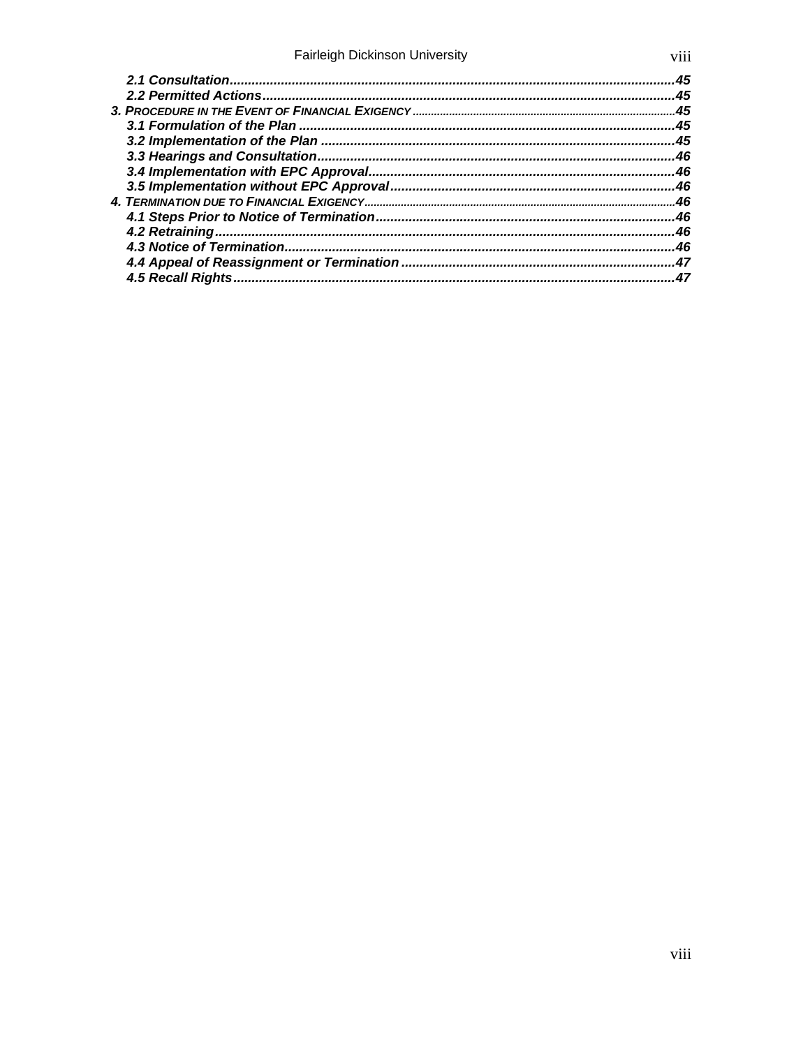*2.1 Consultation* ..... *45*
*2.2 Permitted Actions* ..... *45*
***3. Procedure in the Event of Financial Exigency*** ..... *45*
*3.1 Formulation of the Plan* ..... *45*
*3.2 Implementation of the Plan* ..... *45*
*3.3 Hearings and Consultation* ..... *46*
*3.4 Implementation with EPC Approval* ..... *46*
*3.5 Implementation without EPC Approval* ..... *46*
***4. Termination due to Financial Exigency*** ..... *46*
*4.1 Steps Prior to Notice of Termination* ..... *46*
*4.2 Retraining* ..... *46*
*4.3 Notice of Termination* ..... *46*
*4.4 Appeal of Reassignment or Termination* ..... *47*
*4.5 Recall Rights* ..... *47*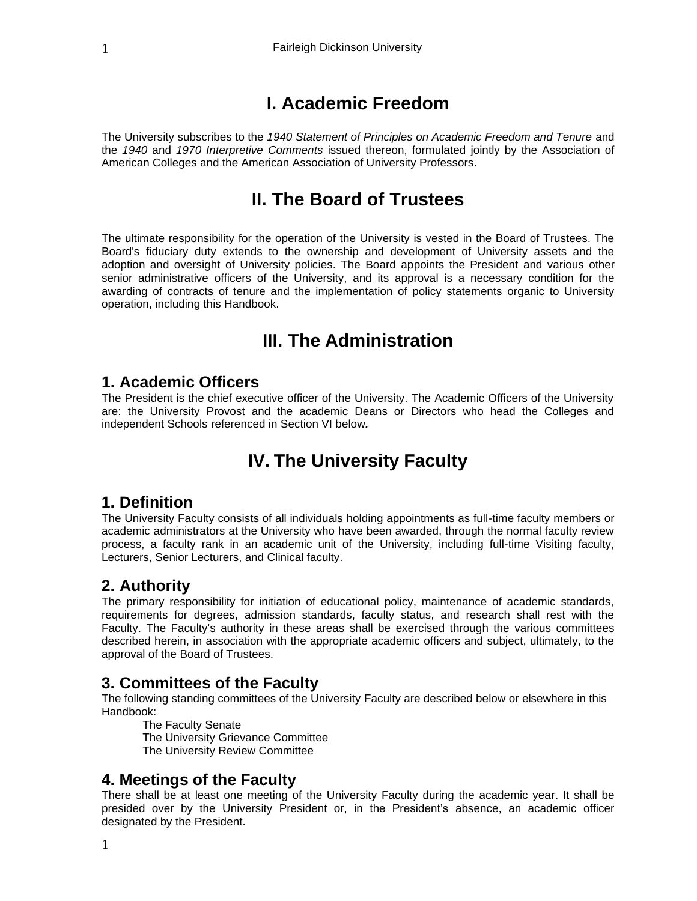# I. Academic Freedom

The University subscribes to the *1940 Statement of Principles on Academic Freedom and Tenure* and the *1940* and *1970 Interpretive Comments* issued thereon, formulated jointly by the Association of American Colleges and the American Association of University Professors.

# II. The Board of Trustees

The ultimate responsibility for the operation of the University is vested in the Board of Trustees. The Board's fiduciary duty extends to the ownership and development of University assets and the adoption and oversight of University policies. The Board appoints the President and various other senior administrative officers of the University, and its approval is a necessary condition for the awarding of contracts of tenure and the implementation of policy statements organic to University operation, including this Handbook.

# III. The Administration

## 1. Academic Officers

The President is the chief executive officer of the University. The Academic Officers of the University are: the University Provost and the academic Deans or Directors who head the Colleges and independent Schools referenced in Section VI below***.***

# IV. The University Faculty

## 1. Definition

The University Faculty consists of all individuals holding appointments as full-time faculty members or academic administrators at the University who have been awarded, through the normal faculty review process, a faculty rank in an academic unit of the University, including full-time Visiting faculty, Lecturers, Senior Lecturers, and Clinical faculty.

## 2. Authority

The primary responsibility for initiation of educational policy, maintenance of academic standards, requirements for degrees, admission standards, faculty status, and research shall rest with the Faculty. The Faculty's authority in these areas shall be exercised through the various committees described herein, in association with the appropriate academic officers and subject, ultimately, to the approval of the Board of Trustees.

## 3. Committees of the Faculty

The following standing committees of the University Faculty are described below or elsewhere in this Handbook:

- The Faculty Senate
- The University Grievance Committee
- The University Review Committee

## 4. Meetings of the Faculty

There shall be at least one meeting of the University Faculty during the academic year. It shall be presided over by the University President or, in the President's absence, an academic officer designated by the President.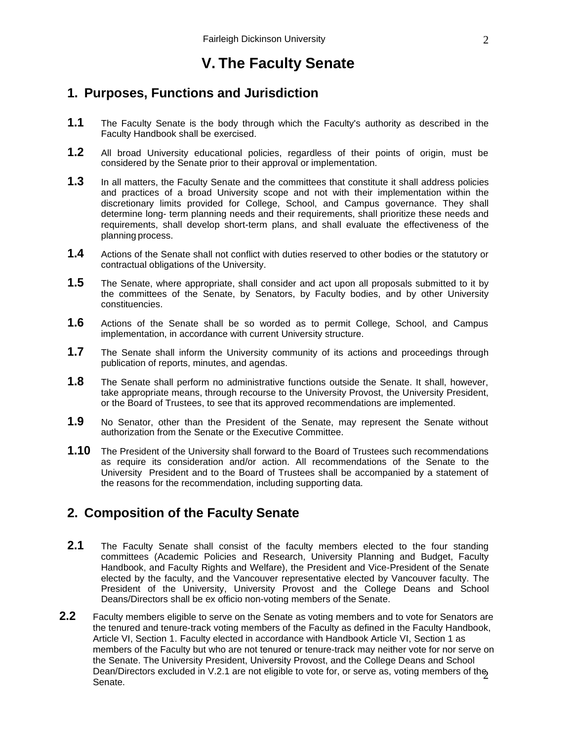# V. The Faculty Senate

## 1. Purposes, Functions and Jurisdiction

**1.1** The Faculty Senate is the body through which the Faculty's authority as described in the Faculty Handbook shall be exercised.

**1.2** All broad University educational policies, regardless of their points of origin, must be considered by the Senate prior to their approval or implementation.

**1.3** In all matters, the Faculty Senate and the committees that constitute it shall address policies and practices of a broad University scope and not with their implementation within the discretionary limits provided for College, School, and Campus governance. They shall determine long- term planning needs and their requirements, shall prioritize these needs and requirements, shall develop short-term plans, and shall evaluate the effectiveness of the planning process.

**1.4** Actions of the Senate shall not conflict with duties reserved to other bodies or the statutory or contractual obligations of the University.

**1.5** The Senate, where appropriate, shall consider and act upon all proposals submitted to it by the committees of the Senate, by Senators, by Faculty bodies, and by other University constituencies.

**1.6** Actions of the Senate shall be so worded as to permit College, School, and Campus implementation, in accordance with current University structure.

**1.7** The Senate shall inform the University community of its actions and proceedings through publication of reports, minutes, and agendas.

**1.8** The Senate shall perform no administrative functions outside the Senate. It shall, however, take appropriate means, through recourse to the University Provost, the University President, or the Board of Trustees, to see that its approved recommendations are implemented.

**1.9** No Senator, other than the President of the Senate, may represent the Senate without authorization from the Senate or the Executive Committee.

**1.10** The President of the University shall forward to the Board of Trustees such recommendations as require its consideration and/or action. All recommendations of the Senate to the University President and to the Board of Trustees shall be accompanied by a statement of the reasons for the recommendation, including supporting data.

## 2. Composition of the Faculty Senate

**2.1** The Faculty Senate shall consist of the faculty members elected to the four standing committees (Academic Policies and Research, University Planning and Budget, Faculty Handbook, and Faculty Rights and Welfare), the President and Vice-President of the Senate elected by the faculty, and the Vancouver representative elected by Vancouver faculty. The President of the University, University Provost and the College Deans and School Deans/Directors shall be ex officio non-voting members of the Senate.

**2.2** Faculty members eligible to serve on the Senate as voting members and to vote for Senators are the tenured and tenure-track voting members of the Faculty as defined in the Faculty Handbook, Article VI, Section 1. Faculty elected in accordance with Handbook Article VI, Section 1 as members of the Faculty but who are not tenured or tenure-track may neither vote for nor serve on the Senate. The University President, University Provost, and the College Deans and School Dean/Directors excluded in V.2.1 are not eligible to vote for, or serve as, voting members of the Senate.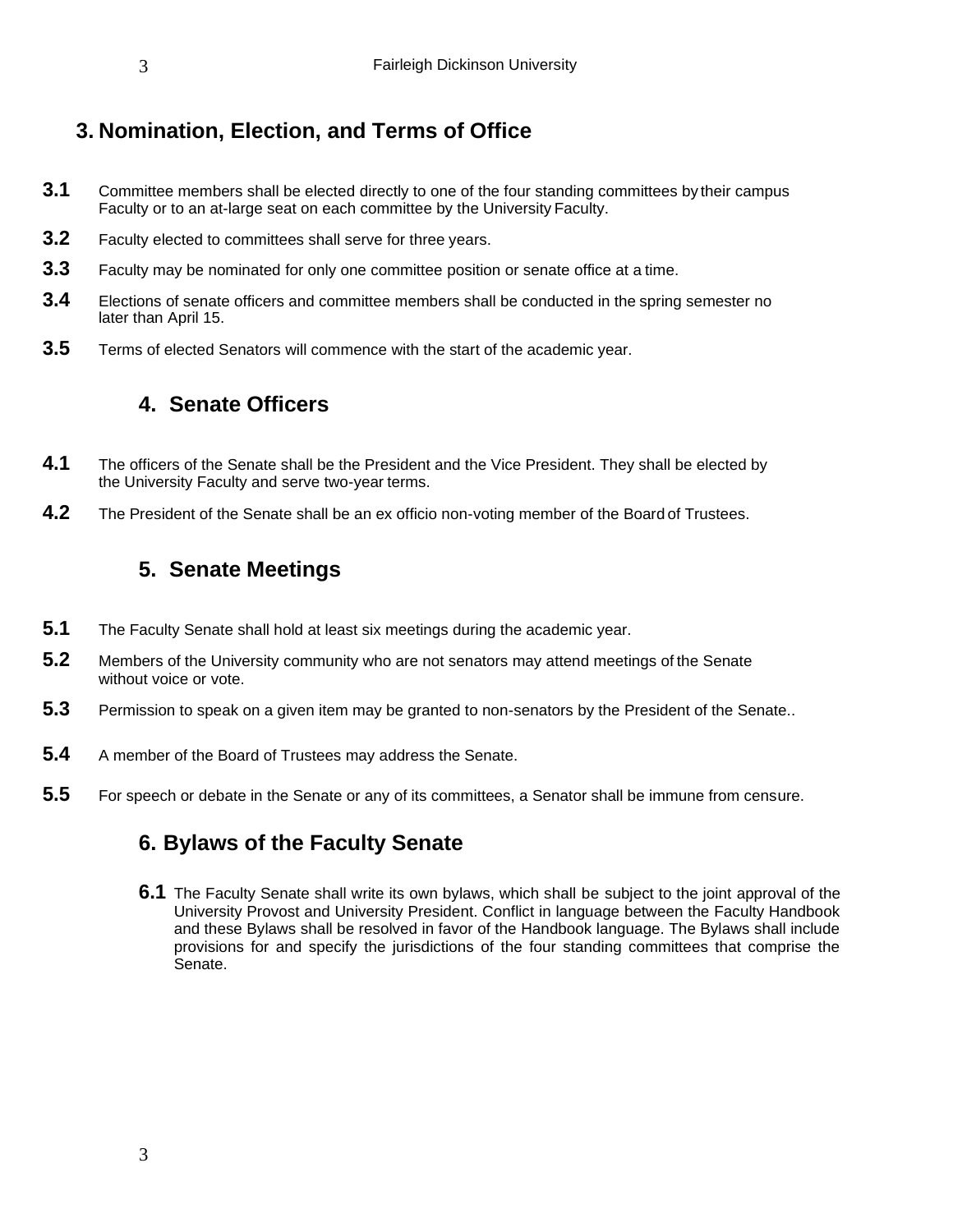## 3. Nomination, Election, and Terms of Office

**3.1** Committee members shall be elected directly to one of the four standing committees by their campus Faculty or to an at-large seat on each committee by the University Faculty.

**3.2** Faculty elected to committees shall serve for three years.

**3.3** Faculty may be nominated for only one committee position or senate office at a time.

**3.4** Elections of senate officers and committee members shall be conducted in the spring semester no later than April 15.

**3.5** Terms of elected Senators will commence with the start of the academic year.

## 4. Senate Officers

**4.1** The officers of the Senate shall be the President and the Vice President. They shall be elected by the University Faculty and serve two-year terms.

**4.2** The President of the Senate shall be an ex officio non-voting member of the Board of Trustees.

## 5. Senate Meetings

**5.1** The Faculty Senate shall hold at least six meetings during the academic year.

**5.2** Members of the University community who are not senators may attend meetings of the Senate without voice or vote.

**5.3** Permission to speak on a given item may be granted to non-senators by the President of the Senate..

**5.4** A member of the Board of Trustees may address the Senate.

**5.5** For speech or debate in the Senate or any of its committees, a Senator shall be immune from censure.

## 6. Bylaws of the Faculty Senate

**6.1** The Faculty Senate shall write its own bylaws, which shall be subject to the joint approval of the University Provost and University President. Conflict in language between the Faculty Handbook and these Bylaws shall be resolved in favor of the Handbook language. The Bylaws shall include provisions for and specify the jurisdictions of the four standing committees that comprise the Senate.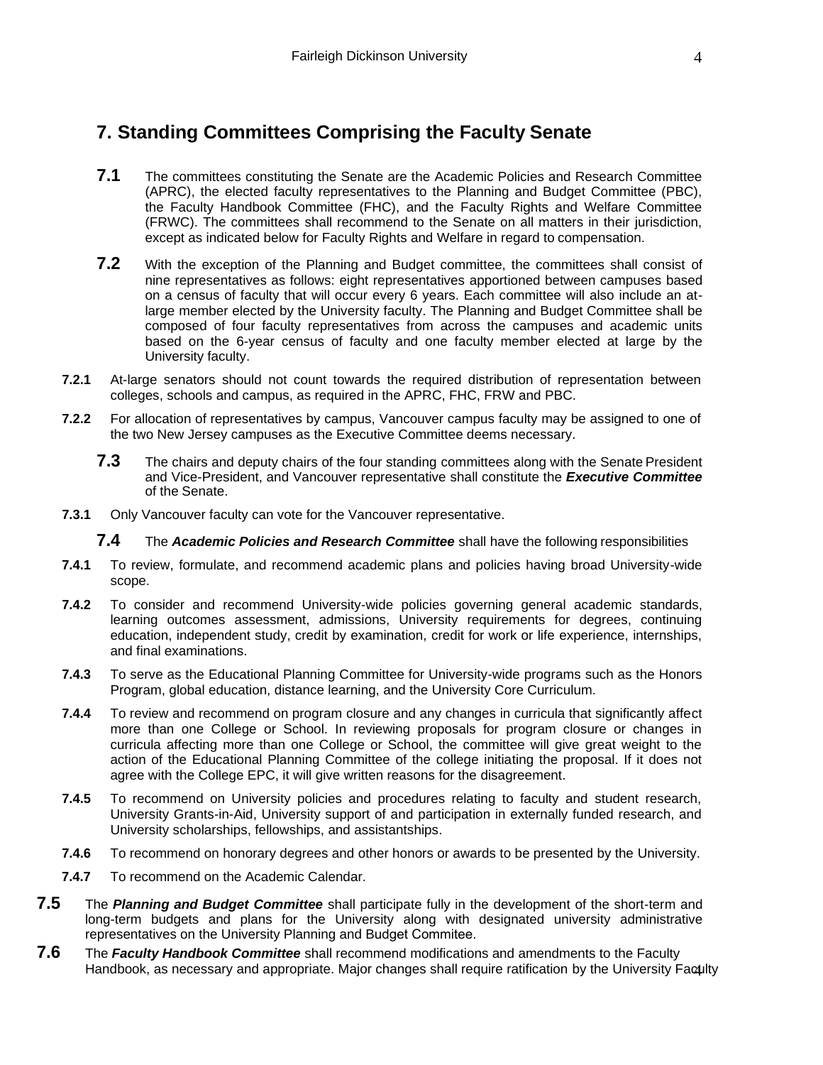## 7. Standing Committees Comprising the Faculty Senate

**7.1** The committees constituting the Senate are the Academic Policies and Research Committee (APRC), the elected faculty representatives to the Planning and Budget Committee (PBC), the Faculty Handbook Committee (FHC), and the Faculty Rights and Welfare Committee (FRWC). The committees shall recommend to the Senate on all matters in their jurisdiction, except as indicated below for Faculty Rights and Welfare in regard to compensation.

**7.2** With the exception of the Planning and Budget committee, the committees shall consist of nine representatives as follows: eight representatives apportioned between campuses based on a census of faculty that will occur every 6 years. Each committee will also include an at-large member elected by the University faculty. The Planning and Budget Committee shall be composed of four faculty representatives from across the campuses and academic units based on the 6-year census of faculty and one faculty member elected at large by the University faculty.

**7.2.1** At-large senators should not count towards the required distribution of representation between colleges, schools and campus, as required in the APRC, FHC, FRW and PBC.

**7.2.2** For allocation of representatives by campus, Vancouver campus faculty may be assigned to one of the two New Jersey campuses as the Executive Committee deems necessary.

**7.3** The chairs and deputy chairs of the four standing committees along with the Senate President and Vice-President, and Vancouver representative shall constitute the ***Executive Committee*** of the Senate.

**7.3.1** Only Vancouver faculty can vote for the Vancouver representative.

**7.4** The ***Academic Policies and Research Committee*** shall have the following responsibilities

**7.4.1** To review, formulate, and recommend academic plans and policies having broad University-wide scope.

**7.4.2** To consider and recommend University-wide policies governing general academic standards, learning outcomes assessment, admissions, University requirements for degrees, continuing education, independent study, credit by examination, credit for work or life experience, internships, and final examinations.

**7.4.3** To serve as the Educational Planning Committee for University-wide programs such as the Honors Program, global education, distance learning, and the University Core Curriculum.

**7.4.4** To review and recommend on program closure and any changes in curricula that significantly affect more than one College or School. In reviewing proposals for program closure or changes in curricula affecting more than one College or School, the committee will give great weight to the action of the Educational Planning Committee of the college initiating the proposal. If it does not agree with the College EPC, it will give written reasons for the disagreement.

**7.4.5** To recommend on University policies and procedures relating to faculty and student research, University Grants-in-Aid, University support of and participation in externally funded research, and University scholarships, fellowships, and assistantships.

**7.4.6** To recommend on honorary degrees and other honors or awards to be presented by the University.

**7.4.7** To recommend on the Academic Calendar.

**7.5** The ***Planning and Budget Committee*** shall participate fully in the development of the short-term and long-term budgets and plans for the University along with designated university administrative representatives on the University Planning and Budget Commitee.

**7.6** The ***Faculty Handbook Committee*** shall recommend modifications and amendments to the Faculty Handbook, as necessary and appropriate. Major changes shall require ratification by the University Faculty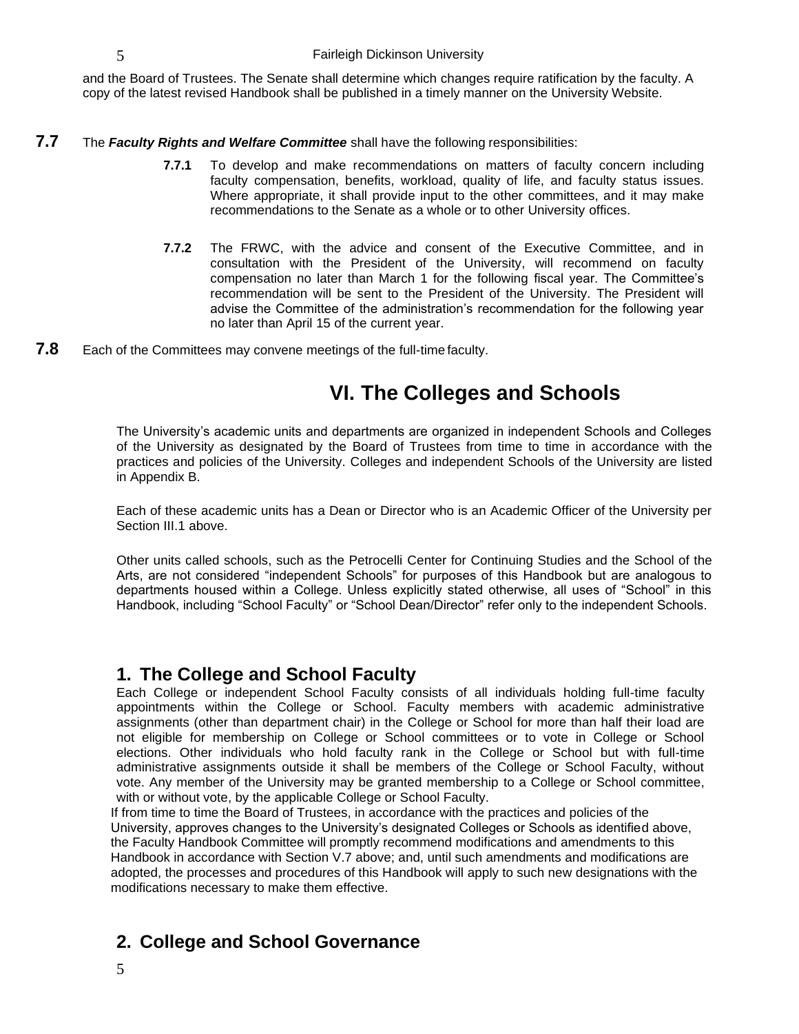and the Board of Trustees. The Senate shall determine which changes require ratification by the faculty. A copy of the latest revised Handbook shall be published in a timely manner on the University Website.

**7.7** The ***Faculty Rights and Welfare Committee*** shall have the following responsibilities:

> **7.7.1** To develop and make recommendations on matters of faculty concern including faculty compensation, benefits, workload, quality of life, and faculty status issues. Where appropriate, it shall provide input to the other committees, and it may make recommendations to the Senate as a whole or to other University offices.
>
> **7.7.2** The FRWC, with the advice and consent of the Executive Committee, and in consultation with the President of the University, will recommend on faculty compensation no later than March 1 for the following fiscal year. The Committee's recommendation will be sent to the President of the University. The President will advise the Committee of the administration's recommendation for the following year no later than April 15 of the current year.

**7.8** Each of the Committees may convene meetings of the full-time faculty.

# VI. The Colleges and Schools

The University's academic units and departments are organized in independent Schools and Colleges of the University as designated by the Board of Trustees from time to time in accordance with the practices and policies of the University. Colleges and independent Schools of the University are listed in Appendix B.

Each of these academic units has a Dean or Director who is an Academic Officer of the University per Section III.1 above.

Other units called schools, such as the Petrocelli Center for Continuing Studies and the School of the Arts, are not considered "independent Schools" for purposes of this Handbook but are analogous to departments housed within a College. Unless explicitly stated otherwise, all uses of "School" in this Handbook, including "School Faculty" or "School Dean/Director" refer only to the independent Schools.

## 1. The College and School Faculty

Each College or independent School Faculty consists of all individuals holding full-time faculty appointments within the College or School. Faculty members with academic administrative assignments (other than department chair) in the College or School for more than half their load are not eligible for membership on College or School committees or to vote in College or School elections. Other individuals who hold faculty rank in the College or School but with full-time administrative assignments outside it shall be members of the College or School Faculty, without vote. Any member of the University may be granted membership to a College or School committee, with or without vote, by the applicable College or School Faculty.

If from time to time the Board of Trustees, in accordance with the practices and policies of the University, approves changes to the University's designated Colleges or Schools as identified above, the Faculty Handbook Committee will promptly recommend modifications and amendments to this Handbook in accordance with Section V.7 above; and, until such amendments and modifications are adopted, the processes and procedures of this Handbook will apply to such new designations with the modifications necessary to make them effective.

## 2. College and School Governance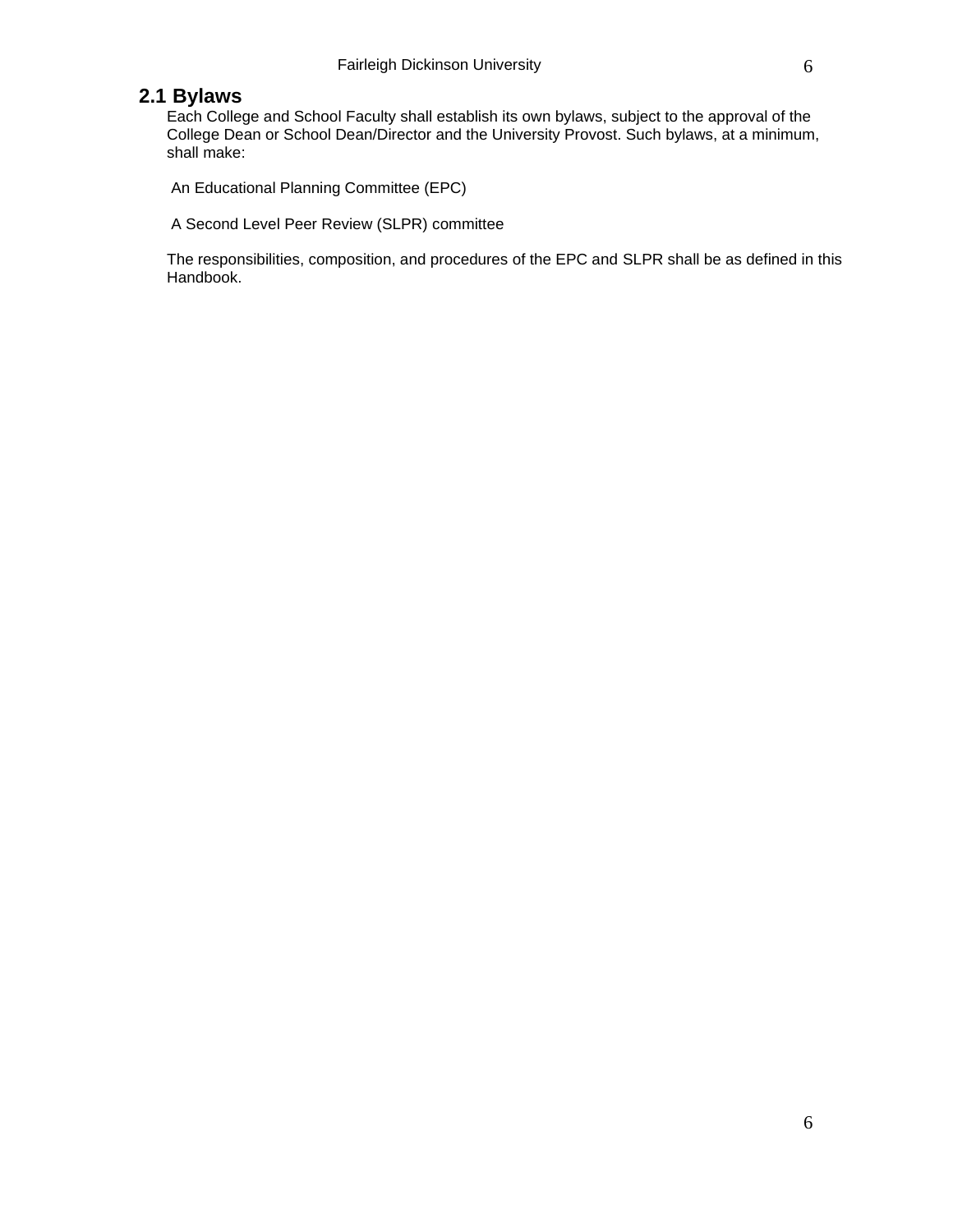## 2.1 Bylaws

Each College and School Faculty shall establish its own bylaws, subject to the approval of the College Dean or School Dean/Director and the University Provost. Such bylaws, at a minimum, shall make:

An Educational Planning Committee (EPC)

A Second Level Peer Review (SLPR) committee

The responsibilities, composition, and procedures of the EPC and SLPR shall be as defined in this Handbook.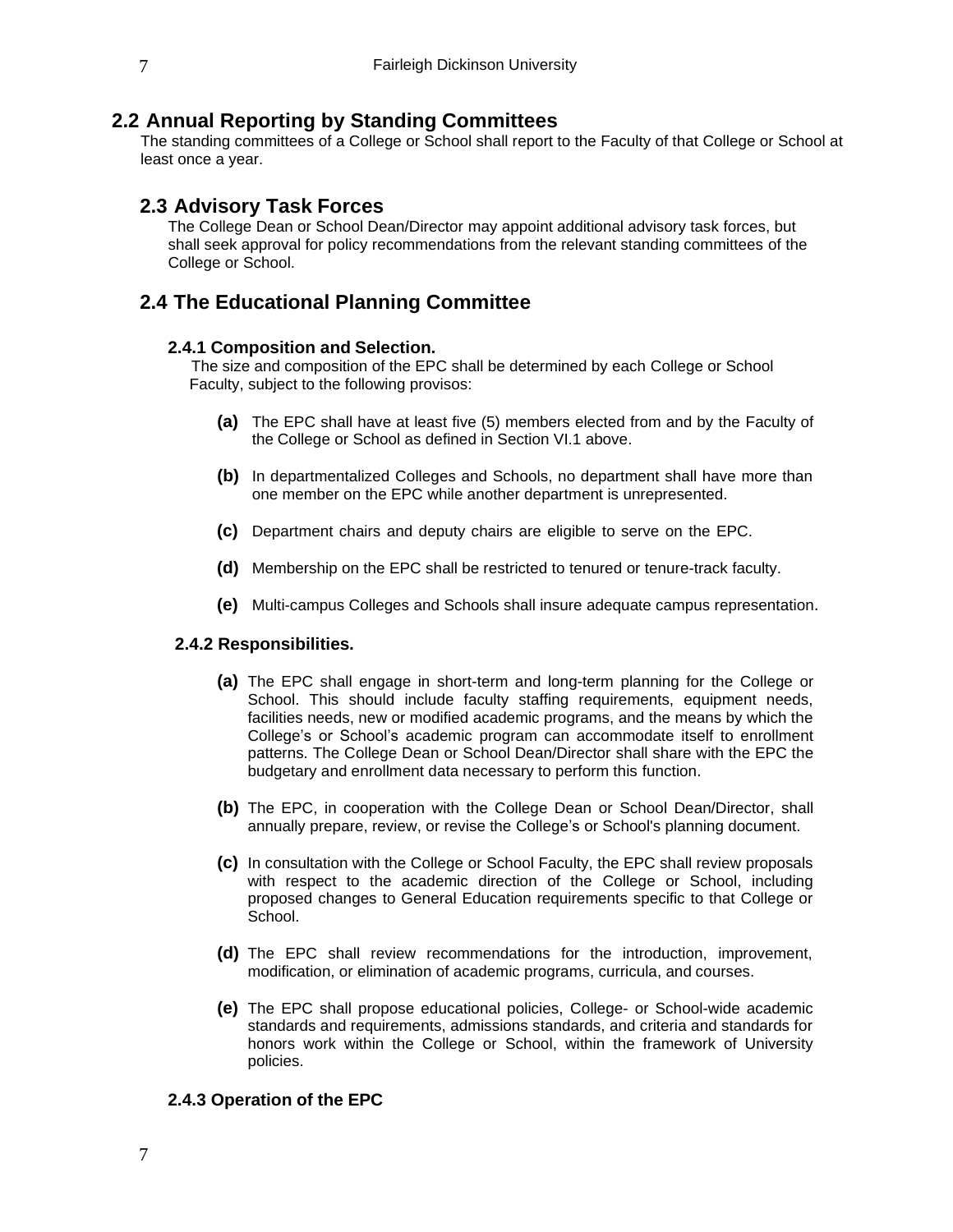## 2.2 Annual Reporting by Standing Committees

The standing committees of a College or School shall report to the Faculty of that College or School at least once a year.

## 2.3 Advisory Task Forces

The College Dean or School Dean/Director may appoint additional advisory task forces, but shall seek approval for policy recommendations from the relevant standing committees of the College or School.

## 2.4 The Educational Planning Committee

### 2.4.1 Composition and Selection.

The size and composition of the EPC shall be determined by each College or School Faculty, subject to the following provisos:

**(a)** The EPC shall have at least five (5) members elected from and by the Faculty of the College or School as defined in Section VI.1 above.

**(b)** In departmentalized Colleges and Schools, no department shall have more than one member on the EPC while another department is unrepresented.

**(c)** Department chairs and deputy chairs are eligible to serve on the EPC.

**(d)** Membership on the EPC shall be restricted to tenured or tenure-track faculty.

**(e)** Multi-campus Colleges and Schools shall insure adequate campus representation.

### 2.4.2 Responsibilities.

**(a)** The EPC shall engage in short-term and long-term planning for the College or School. This should include faculty staffing requirements, equipment needs, facilities needs, new or modified academic programs, and the means by which the College's or School's academic program can accommodate itself to enrollment patterns. The College Dean or School Dean/Director shall share with the EPC the budgetary and enrollment data necessary to perform this function.

**(b)** The EPC, in cooperation with the College Dean or School Dean/Director, shall annually prepare, review, or revise the College's or School's planning document.

**(c)** In consultation with the College or School Faculty, the EPC shall review proposals with respect to the academic direction of the College or School, including proposed changes to General Education requirements specific to that College or School.

**(d)** The EPC shall review recommendations for the introduction, improvement, modification, or elimination of academic programs, curricula, and courses.

**(e)** The EPC shall propose educational policies, College- or School-wide academic standards and requirements, admissions standards, and criteria and standards for honors work within the College or School, within the framework of University policies.

### 2.4.3 Operation of the EPC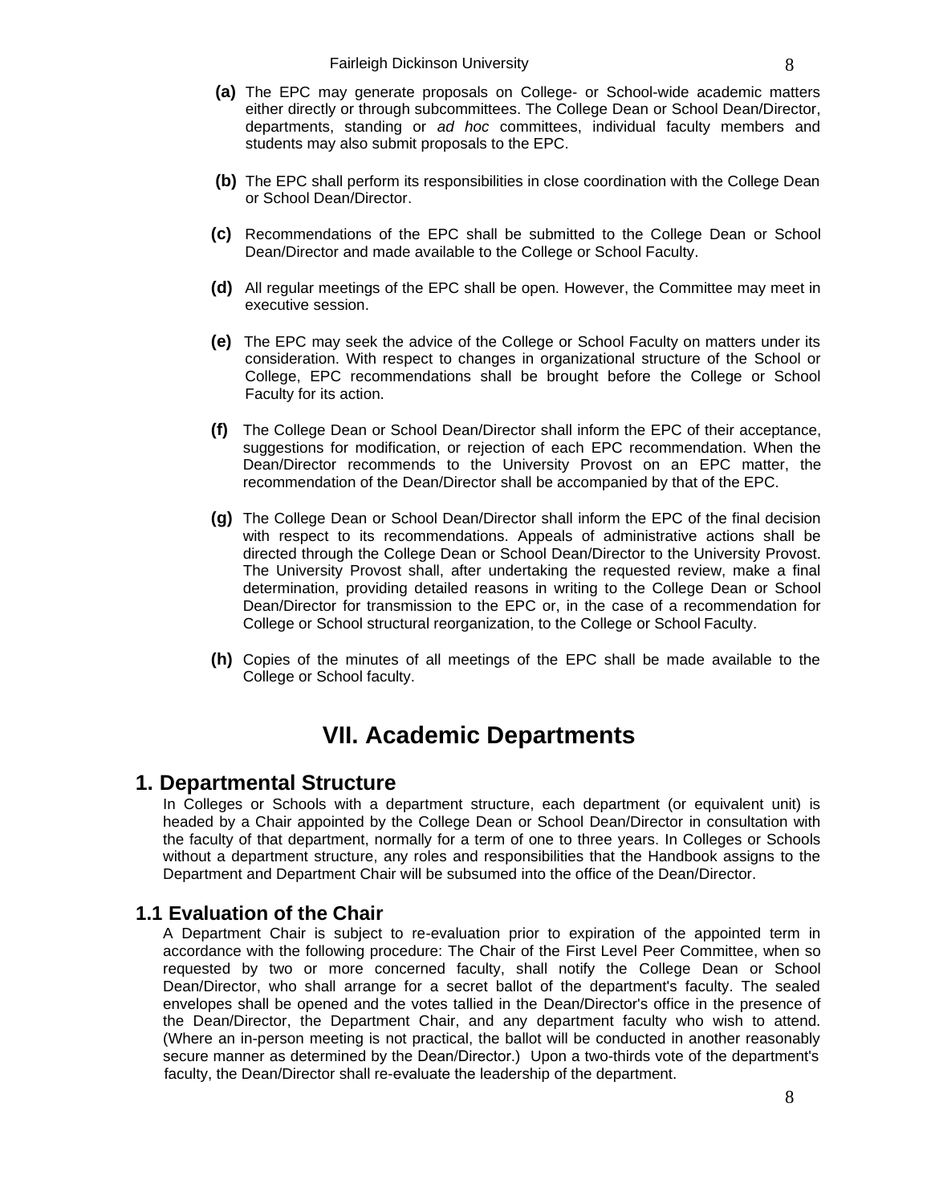**(a)** The EPC may generate proposals on College- or School-wide academic matters either directly or through subcommittees. The College Dean or School Dean/Director, departments, standing or *ad hoc* committees, individual faculty members and students may also submit proposals to the EPC.

**(b)** The EPC shall perform its responsibilities in close coordination with the College Dean or School Dean/Director.

**(c)** Recommendations of the EPC shall be submitted to the College Dean or School Dean/Director and made available to the College or School Faculty.

**(d)** All regular meetings of the EPC shall be open. However, the Committee may meet in executive session.

**(e)** The EPC may seek the advice of the College or School Faculty on matters under its consideration. With respect to changes in organizational structure of the School or College, EPC recommendations shall be brought before the College or School Faculty for its action.

**(f)** The College Dean or School Dean/Director shall inform the EPC of their acceptance, suggestions for modification, or rejection of each EPC recommendation. When the Dean/Director recommends to the University Provost on an EPC matter, the recommendation of the Dean/Director shall be accompanied by that of the EPC.

**(g)** The College Dean or School Dean/Director shall inform the EPC of the final decision with respect to its recommendations. Appeals of administrative actions shall be directed through the College Dean or School Dean/Director to the University Provost. The University Provost shall, after undertaking the requested review, make a final determination, providing detailed reasons in writing to the College Dean or School Dean/Director for transmission to the EPC or, in the case of a recommendation for College or School structural reorganization, to the College or School Faculty.

**(h)** Copies of the minutes of all meetings of the EPC shall be made available to the College or School faculty.

# VII. Academic Departments

## 1. Departmental Structure

In Colleges or Schools with a department structure, each department (or equivalent unit) is headed by a Chair appointed by the College Dean or School Dean/Director in consultation with the faculty of that department, normally for a term of one to three years. In Colleges or Schools without a department structure, any roles and responsibilities that the Handbook assigns to the Department and Department Chair will be subsumed into the office of the Dean/Director.

### 1.1 Evaluation of the Chair

A Department Chair is subject to re-evaluation prior to expiration of the appointed term in accordance with the following procedure: The Chair of the First Level Peer Committee, when so requested by two or more concerned faculty, shall notify the College Dean or School Dean/Director, who shall arrange for a secret ballot of the department's faculty. The sealed envelopes shall be opened and the votes tallied in the Dean/Director's office in the presence of the Dean/Director, the Department Chair, and any department faculty who wish to attend. (Where an in-person meeting is not practical, the ballot will be conducted in another reasonably secure manner as determined by the Dean/Director.) Upon a two-thirds vote of the department's faculty, the Dean/Director shall re-evaluate the leadership of the department.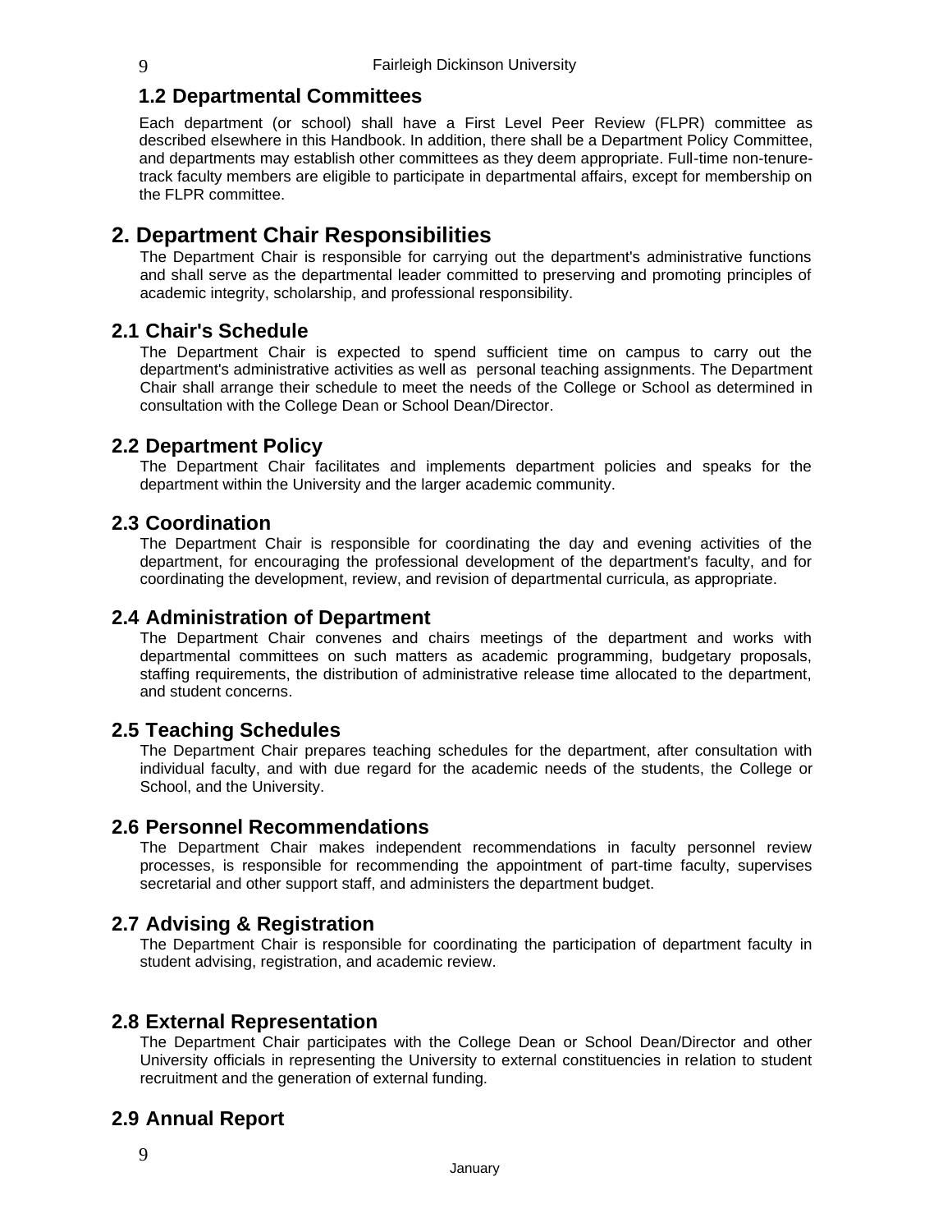### 1.2 Departmental Committees

Each department (or school) shall have a First Level Peer Review (FLPR) committee as described elsewhere in this Handbook. In addition, there shall be a Department Policy Committee, and departments may establish other committees as they deem appropriate. Full-time non-tenure-track faculty members are eligible to participate in departmental affairs, except for membership on the FLPR committee.

## 2. Department Chair Responsibilities

The Department Chair is responsible for carrying out the department's administrative functions and shall serve as the departmental leader committed to preserving and promoting principles of academic integrity, scholarship, and professional responsibility.

### 2.1 Chair's Schedule

The Department Chair is expected to spend sufficient time on campus to carry out the department's administrative activities as well as personal teaching assignments. The Department Chair shall arrange their schedule to meet the needs of the College or School as determined in consultation with the College Dean or School Dean/Director.

### 2.2 Department Policy

The Department Chair facilitates and implements department policies and speaks for the department within the University and the larger academic community.

### 2.3 Coordination

The Department Chair is responsible for coordinating the day and evening activities of the department, for encouraging the professional development of the department's faculty, and for coordinating the development, review, and revision of departmental curricula, as appropriate.

### 2.4 Administration of Department

The Department Chair convenes and chairs meetings of the department and works with departmental committees on such matters as academic programming, budgetary proposals, staffing requirements, the distribution of administrative release time allocated to the department, and student concerns.

### 2.5 Teaching Schedules

The Department Chair prepares teaching schedules for the department, after consultation with individual faculty, and with due regard for the academic needs of the students, the College or School, and the University.

### 2.6 Personnel Recommendations

The Department Chair makes independent recommendations in faculty personnel review processes, is responsible for recommending the appointment of part-time faculty, supervises secretarial and other support staff, and administers the department budget.

### 2.7 Advising & Registration

The Department Chair is responsible for coordinating the participation of department faculty in student advising, registration, and academic review.

### 2.8 External Representation

The Department Chair participates with the College Dean or School Dean/Director and other University officials in representing the University to external constituencies in relation to student recruitment and the generation of external funding.

### 2.9 Annual Report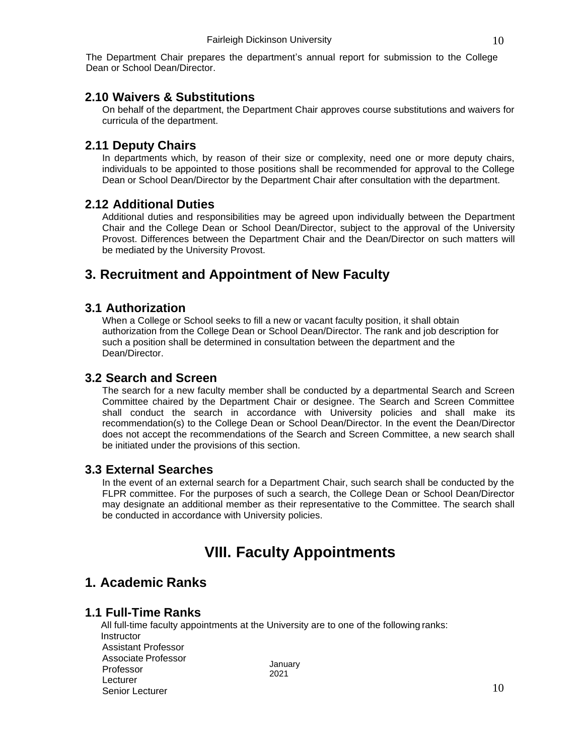The Department Chair prepares the department's annual report for submission to the College Dean or School Dean/Director.

### 2.10 Waivers & Substitutions

On behalf of the department, the Department Chair approves course substitutions and waivers for curricula of the department.

### 2.11 Deputy Chairs

In departments which, by reason of their size or complexity, need one or more deputy chairs, individuals to be appointed to those positions shall be recommended for approval to the College Dean or School Dean/Director by the Department Chair after consultation with the department.

### 2.12 Additional Duties

Additional duties and responsibilities may be agreed upon individually between the Department Chair and the College Dean or School Dean/Director, subject to the approval of the University Provost. Differences between the Department Chair and the Dean/Director on such matters will be mediated by the University Provost.

## 3. Recruitment and Appointment of New Faculty

### 3.1 Authorization

When a College or School seeks to fill a new or vacant faculty position, it shall obtain authorization from the College Dean or School Dean/Director. The rank and job description for such a position shall be determined in consultation between the department and the Dean/Director.

### 3.2 Search and Screen

The search for a new faculty member shall be conducted by a departmental Search and Screen Committee chaired by the Department Chair or designee. The Search and Screen Committee shall conduct the search in accordance with University policies and shall make its recommendation(s) to the College Dean or School Dean/Director. In the event the Dean/Director does not accept the recommendations of the Search and Screen Committee, a new search shall be initiated under the provisions of this section.

### 3.3 External Searches

In the event of an external search for a Department Chair, such search shall be conducted by the FLPR committee. For the purposes of such a search, the College Dean or School Dean/Director may designate an additional member as their representative to the Committee. The search shall be conducted in accordance with University policies.

# VIII. Faculty Appointments

## 1. Academic Ranks

### 1.1 Full-Time Ranks

All full-time faculty appointments at the University are to one of the following ranks:

Instructor
Assistant Professor
Associate Professor
Professor
Lecturer
Senior Lecturer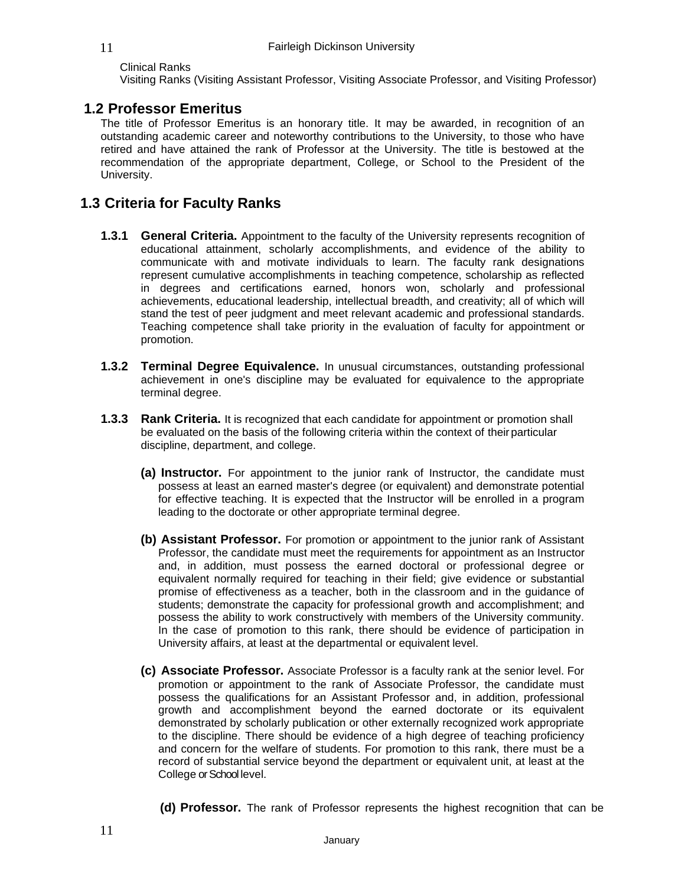Clinical Ranks
Visiting Ranks (Visiting Assistant Professor, Visiting Associate Professor, and Visiting Professor)

## 1.2 Professor Emeritus

The title of Professor Emeritus is an honorary title. It may be awarded, in recognition of an outstanding academic career and noteworthy contributions to the University, to those who have retired and have attained the rank of Professor at the University. The title is bestowed at the recommendation of the appropriate department, College, or School to the President of the University.

## 1.3 Criteria for Faculty Ranks

**1.3.1 General Criteria.** Appointment to the faculty of the University represents recognition of educational attainment, scholarly accomplishments, and evidence of the ability to communicate with and motivate individuals to learn. The faculty rank designations represent cumulative accomplishments in teaching competence, scholarship as reflected in degrees and certifications earned, honors won, scholarly and professional achievements, educational leadership, intellectual breadth, and creativity; all of which will stand the test of peer judgment and meet relevant academic and professional standards. Teaching competence shall take priority in the evaluation of faculty for appointment or promotion.

**1.3.2 Terminal Degree Equivalence.** In unusual circumstances, outstanding professional achievement in one's discipline may be evaluated for equivalence to the appropriate terminal degree.

**1.3.3 Rank Criteria.** It is recognized that each candidate for appointment or promotion shall be evaluated on the basis of the following criteria within the context of their particular discipline, department, and college.

**(a) Instructor.** For appointment to the junior rank of Instructor, the candidate must possess at least an earned master's degree (or equivalent) and demonstrate potential for effective teaching. It is expected that the Instructor will be enrolled in a program leading to the doctorate or other appropriate terminal degree.

**(b) Assistant Professor.** For promotion or appointment to the junior rank of Assistant Professor, the candidate must meet the requirements for appointment as an Instructor and, in addition, must possess the earned doctoral or professional degree or equivalent normally required for teaching in their field; give evidence or substantial promise of effectiveness as a teacher, both in the classroom and in the guidance of students; demonstrate the capacity for professional growth and accomplishment; and possess the ability to work constructively with members of the University community. In the case of promotion to this rank, there should be evidence of participation in University affairs, at least at the departmental or equivalent level.

**(c) Associate Professor.** Associate Professor is a faculty rank at the senior level. For promotion or appointment to the rank of Associate Professor, the candidate must possess the qualifications for an Assistant Professor and, in addition, professional growth and accomplishment beyond the earned doctorate or its equivalent demonstrated by scholarly publication or other externally recognized work appropriate to the discipline. There should be evidence of a high degree of teaching proficiency and concern for the welfare of students. For promotion to this rank, there must be a record of substantial service beyond the department or equivalent unit, at least at the College or School level.

**(d) Professor.** The rank of Professor represents the highest recognition that can be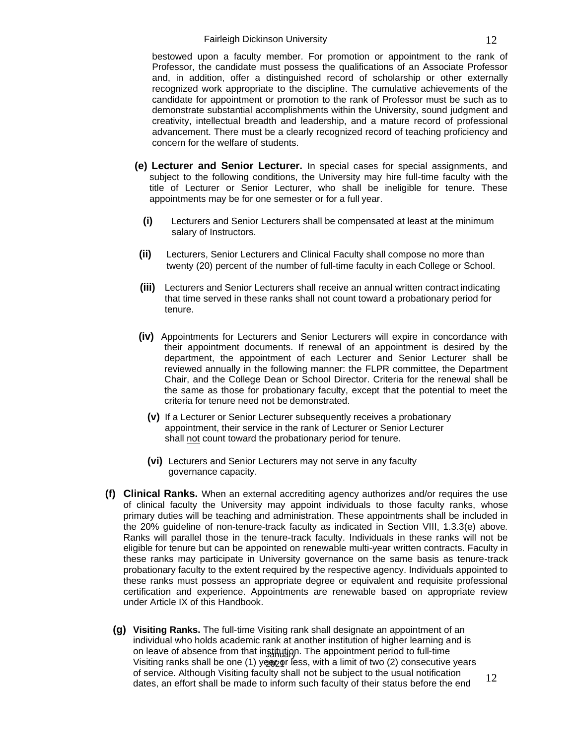bestowed upon a faculty member. For promotion or appointment to the rank of Professor, the candidate must possess the qualifications of an Associate Professor and, in addition, offer a distinguished record of scholarship or other externally recognized work appropriate to the discipline. The cumulative achievements of the candidate for appointment or promotion to the rank of Professor must be such as to demonstrate substantial accomplishments within the University, sound judgment and creativity, intellectual breadth and leadership, and a mature record of professional advancement. There must be a clearly recognized record of teaching proficiency and concern for the welfare of students.

**(e) Lecturer and Senior Lecturer.** In special cases for special assignments, and subject to the following conditions, the University may hire full-time faculty with the title of Lecturer or Senior Lecturer, who shall be ineligible for tenure. These appointments may be for one semester or for a full year.

**(i)** Lecturers and Senior Lecturers shall be compensated at least at the minimum salary of Instructors.

**(ii)** Lecturers, Senior Lecturers and Clinical Faculty shall compose no more than twenty (20) percent of the number of full-time faculty in each College or School.

**(iii)** Lecturers and Senior Lecturers shall receive an annual written contract indicating that time served in these ranks shall not count toward a probationary period for tenure.

**(iv)** Appointments for Lecturers and Senior Lecturers will expire in concordance with their appointment documents. If renewal of an appointment is desired by the department, the appointment of each Lecturer and Senior Lecturer shall be reviewed annually in the following manner: the FLPR committee, the Department Chair, and the College Dean or School Director. Criteria for the renewal shall be the same as those for probationary faculty, except that the potential to meet the criteria for tenure need not be demonstrated.

**(v)** If a Lecturer or Senior Lecturer subsequently receives a probationary appointment, their service in the rank of Lecturer or Senior Lecturer shall not count toward the probationary period for tenure.

**(vi)** Lecturers and Senior Lecturers may not serve in any faculty governance capacity.

**(f) Clinical Ranks.** When an external accrediting agency authorizes and/or requires the use of clinical faculty the University may appoint individuals to those faculty ranks, whose primary duties will be teaching and administration. These appointments shall be included in the 20% guideline of non-tenure-track faculty as indicated in Section VIII, 1.3.3(e) above. Ranks will parallel those in the tenure-track faculty. Individuals in these ranks will not be eligible for tenure but can be appointed on renewable multi-year written contracts. Faculty in these ranks may participate in University governance on the same basis as tenure-track probationary faculty to the extent required by the respective agency. Individuals appointed to these ranks must possess an appropriate degree or equivalent and requisite professional certification and experience. Appointments are renewable based on appropriate review under Article IX of this Handbook.

**(g) Visiting Ranks.** The full-time Visiting rank shall designate an appointment of an individual who holds academic rank at another institution of higher learning and is on leave of absence from that institution. The appointment period to full-time Visiting ranks shall be one (1) year or less, with a limit of two (2) consecutive years of service. Although Visiting faculty shall not be subject to the usual notification dates, an effort shall be made to inform such faculty of their status before the end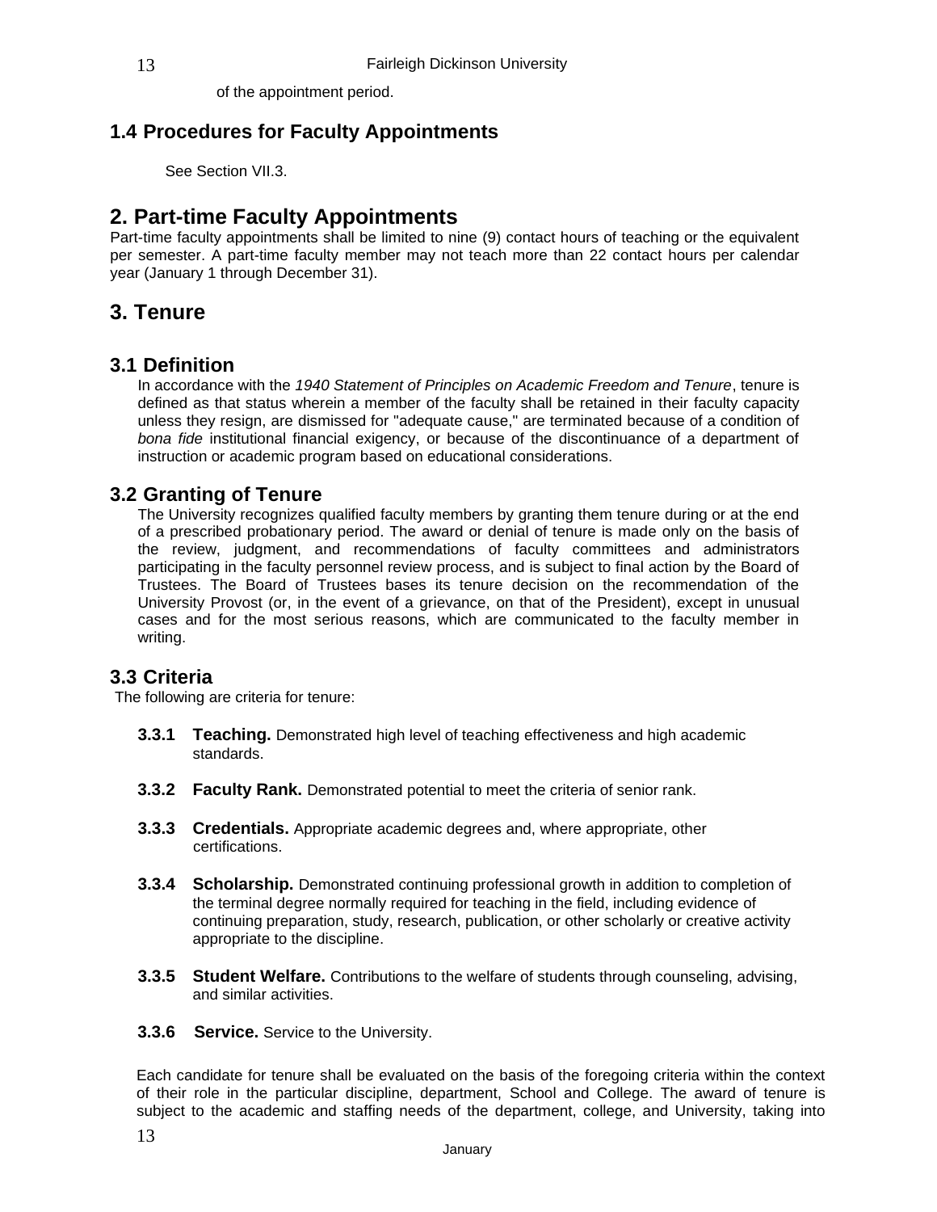of the appointment period.

## 1.4 Procedures for Faculty Appointments

See Section VII.3.

# 2. Part-time Faculty Appointments

Part-time faculty appointments shall be limited to nine (9) contact hours of teaching or the equivalent per semester. A part-time faculty member may not teach more than 22 contact hours per calendar year (January 1 through December 31).

# 3. Tenure

## 3.1 Definition

In accordance with the *1940 Statement of Principles on Academic Freedom and Tenure*, tenure is defined as that status wherein a member of the faculty shall be retained in their faculty capacity unless they resign, are dismissed for "adequate cause," are terminated because of a condition of *bona fide* institutional financial exigency, or because of the discontinuance of a department of instruction or academic program based on educational considerations.

## 3.2 Granting of Tenure

The University recognizes qualified faculty members by granting them tenure during or at the end of a prescribed probationary period. The award or denial of tenure is made only on the basis of the review, judgment, and recommendations of faculty committees and administrators participating in the faculty personnel review process, and is subject to final action by the Board of Trustees. The Board of Trustees bases its tenure decision on the recommendation of the University Provost (or, in the event of a grievance, on that of the President), except in unusual cases and for the most serious reasons, which are communicated to the faculty member in writing.

## 3.3 Criteria

The following are criteria for tenure:

**3.3.1 Teaching.** Demonstrated high level of teaching effectiveness and high academic standards.

**3.3.2 Faculty Rank.** Demonstrated potential to meet the criteria of senior rank.

**3.3.3 Credentials.** Appropriate academic degrees and, where appropriate, other certifications.

**3.3.4 Scholarship.** Demonstrated continuing professional growth in addition to completion of the terminal degree normally required for teaching in the field, including evidence of continuing preparation, study, research, publication, or other scholarly or creative activity appropriate to the discipline.

**3.3.5 Student Welfare.** Contributions to the welfare of students through counseling, advising, and similar activities.

**3.3.6 Service.** Service to the University.

Each candidate for tenure shall be evaluated on the basis of the foregoing criteria within the context of their role in the particular discipline, department, School and College. The award of tenure is subject to the academic and staffing needs of the department, college, and University, taking into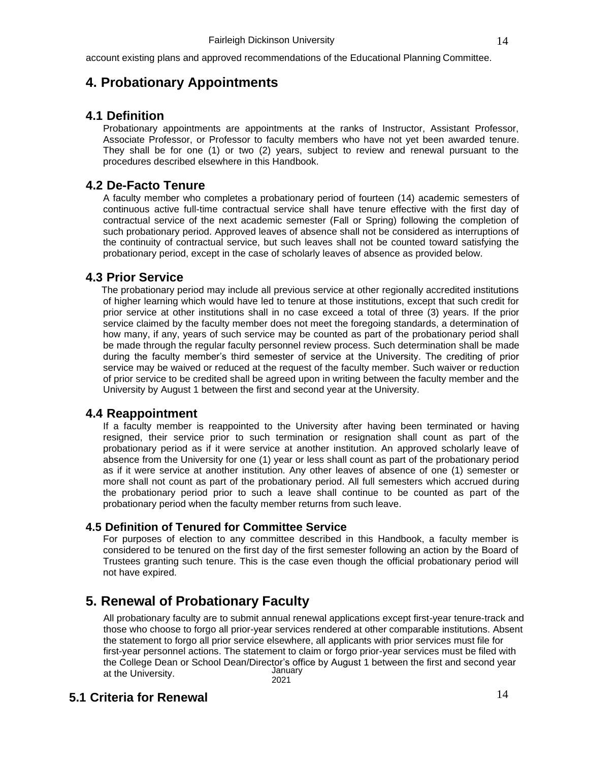account existing plans and approved recommendations of the Educational Planning Committee.

# 4. Probationary Appointments

## 4.1 Definition

Probationary appointments are appointments at the ranks of Instructor, Assistant Professor, Associate Professor, or Professor to faculty members who have not yet been awarded tenure. They shall be for one (1) or two (2) years, subject to review and renewal pursuant to the procedures described elsewhere in this Handbook.

## 4.2 De-Facto Tenure

A faculty member who completes a probationary period of fourteen (14) academic semesters of continuous active full-time contractual service shall have tenure effective with the first day of contractual service of the next academic semester (Fall or Spring) following the completion of such probationary period. Approved leaves of absence shall not be considered as interruptions of the continuity of contractual service, but such leaves shall not be counted toward satisfying the probationary period, except in the case of scholarly leaves of absence as provided below.

## 4.3 Prior Service

The probationary period may include all previous service at other regionally accredited institutions of higher learning which would have led to tenure at those institutions, except that such credit for prior service at other institutions shall in no case exceed a total of three (3) years. If the prior service claimed by the faculty member does not meet the foregoing standards, a determination of how many, if any, years of such service may be counted as part of the probationary period shall be made through the regular faculty personnel review process. Such determination shall be made during the faculty member's third semester of service at the University. The crediting of prior service may be waived or reduced at the request of the faculty member. Such waiver or reduction of prior service to be credited shall be agreed upon in writing between the faculty member and the University by August 1 between the first and second year at the University.

## 4.4 Reappointment

If a faculty member is reappointed to the University after having been terminated or having resigned, their service prior to such termination or resignation shall count as part of the probationary period as if it were service at another institution. An approved scholarly leave of absence from the University for one (1) year or less shall count as part of the probationary period as if it were service at another institution. Any other leaves of absence of one (1) semester or more shall not count as part of the probationary period. All full semesters which accrued during the probationary period prior to such a leave shall continue to be counted as part of the probationary period when the faculty member returns from such leave.

### 4.5 Definition of Tenured for Committee Service

For purposes of election to any committee described in this Handbook, a faculty member is considered to be tenured on the first day of the first semester following an action by the Board of Trustees granting such tenure. This is the case even though the official probationary period will not have expired.

# 5. Renewal of Probationary Faculty

All probationary faculty are to submit annual renewal applications except first-year tenure-track and those who choose to forgo all prior-year services rendered at other comparable institutions. Absent the statement to forgo all prior service elsewhere, all applicants with prior services must file for first-year personnel actions. The statement to claim or forgo prior-year services must be filed with the College Dean or School Dean/Director's office by August 1 between the first and second year at the University.

## 5.1 Criteria for Renewal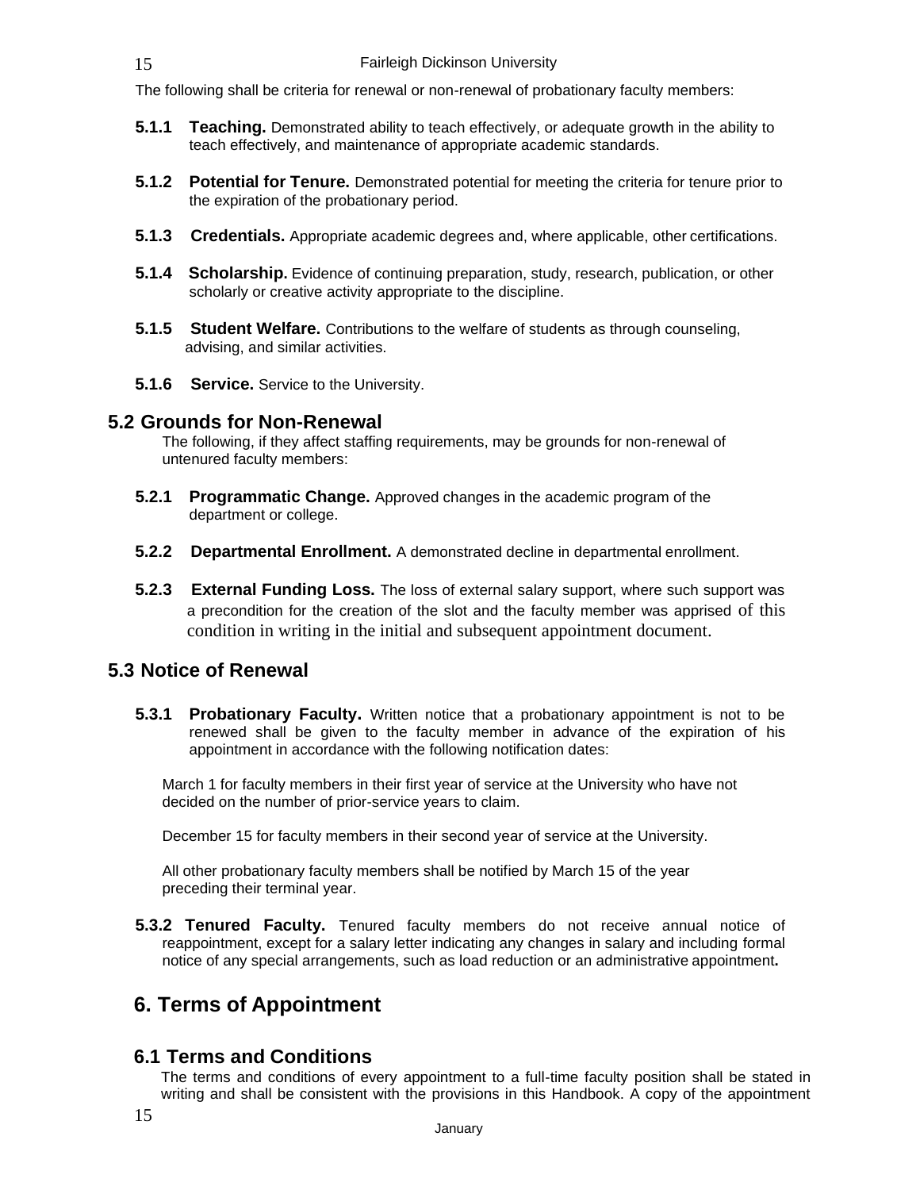The following shall be criteria for renewal or non-renewal of probationary faculty members:

**5.1.1 Teaching.** Demonstrated ability to teach effectively, or adequate growth in the ability to teach effectively, and maintenance of appropriate academic standards.

**5.1.2 Potential for Tenure.** Demonstrated potential for meeting the criteria for tenure prior to the expiration of the probationary period.

**5.1.3 Credentials.** Appropriate academic degrees and, where applicable, other certifications.

**5.1.4 Scholarship.** Evidence of continuing preparation, study, research, publication, or other scholarly or creative activity appropriate to the discipline.

**5.1.5 Student Welfare.** Contributions to the welfare of students as through counseling, advising, and similar activities.

**5.1.6 Service.** Service to the University.

## 5.2 Grounds for Non-Renewal

The following, if they affect staffing requirements, may be grounds for non-renewal of untenured faculty members:

**5.2.1 Programmatic Change.** Approved changes in the academic program of the department or college.

**5.2.2 Departmental Enrollment.** A demonstrated decline in departmental enrollment.

**5.2.3 External Funding Loss.** The loss of external salary support, where such support was a precondition for the creation of the slot and the faculty member was apprised of this condition in writing in the initial and subsequent appointment document.

## 5.3 Notice of Renewal

**5.3.1 Probationary Faculty.** Written notice that a probationary appointment is not to be renewed shall be given to the faculty member in advance of the expiration of his appointment in accordance with the following notification dates:

March 1 for faculty members in their first year of service at the University who have not decided on the number of prior-service years to claim.

December 15 for faculty members in their second year of service at the University.

All other probationary faculty members shall be notified by March 15 of the year preceding their terminal year.

**5.3.2 Tenured Faculty.** Tenured faculty members do not receive annual notice of reappointment, except for a salary letter indicating any changes in salary and including formal notice of any special arrangements, such as load reduction or an administrative appointment**.**

# 6. Terms of Appointment

## 6.1 Terms and Conditions

The terms and conditions of every appointment to a full-time faculty position shall be stated in writing and shall be consistent with the provisions in this Handbook. A copy of the appointment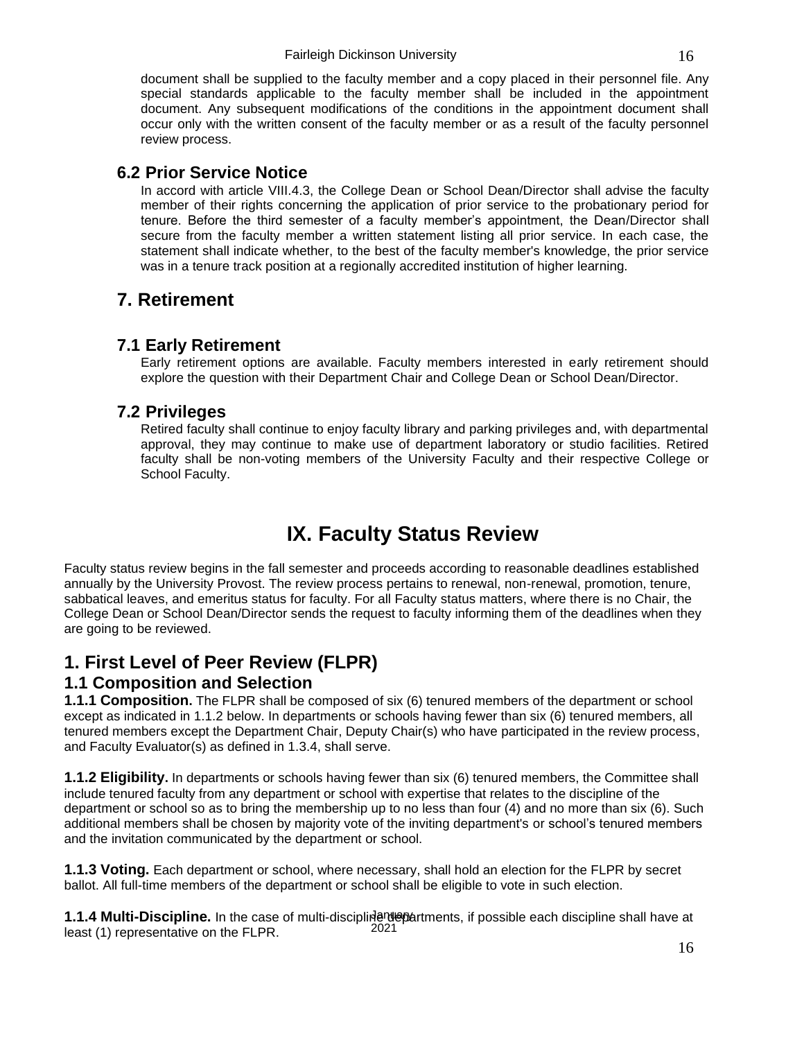document shall be supplied to the faculty member and a copy placed in their personnel file. Any special standards applicable to the faculty member shall be included in the appointment document. Any subsequent modifications of the conditions in the appointment document shall occur only with the written consent of the faculty member or as a result of the faculty personnel review process.

### 6.2 Prior Service Notice

In accord with article VIII.4.3, the College Dean or School Dean/Director shall advise the faculty member of their rights concerning the application of prior service to the probationary period for tenure. Before the third semester of a faculty member's appointment, the Dean/Director shall secure from the faculty member a written statement listing all prior service. In each case, the statement shall indicate whether, to the best of the faculty member's knowledge, the prior service was in a tenure track position at a regionally accredited institution of higher learning.

## 7. Retirement

### 7.1 Early Retirement

Early retirement options are available. Faculty members interested in early retirement should explore the question with their Department Chair and College Dean or School Dean/Director.

### 7.2 Privileges

Retired faculty shall continue to enjoy faculty library and parking privileges and, with departmental approval, they may continue to make use of department laboratory or studio facilities. Retired faculty shall be non-voting members of the University Faculty and their respective College or School Faculty.

# IX. Faculty Status Review

Faculty status review begins in the fall semester and proceeds according to reasonable deadlines established annually by the University Provost. The review process pertains to renewal, non-renewal, promotion, tenure, sabbatical leaves, and emeritus status for faculty. For all Faculty status matters, where there is no Chair, the College Dean or School Dean/Director sends the request to faculty informing them of the deadlines when they are going to be reviewed.

## 1. First Level of Peer Review (FLPR)

### 1.1 Composition and Selection

**1.1.1 Composition.** The FLPR shall be composed of six (6) tenured members of the department or school except as indicated in 1.1.2 below. In departments or schools having fewer than six (6) tenured members, all tenured members except the Department Chair, Deputy Chair(s) who have participated in the review process, and Faculty Evaluator(s) as defined in 1.3.4, shall serve.

**1.1.2 Eligibility.** In departments or schools having fewer than six (6) tenured members, the Committee shall include tenured faculty from any department or school with expertise that relates to the discipline of the department or school so as to bring the membership up to no less than four (4) and no more than six (6). Such additional members shall be chosen by majority vote of the inviting department's or school's tenured members and the invitation communicated by the department or school.

**1.1.3 Voting.** Each department or school, where necessary, shall hold an election for the FLPR by secret ballot. All full-time members of the department or school shall be eligible to vote in such election.

**1.1.4 Multi-Discipline.** In the case of multi-discipline departments, if possible each discipline shall have at least (1) representative on the FLPR.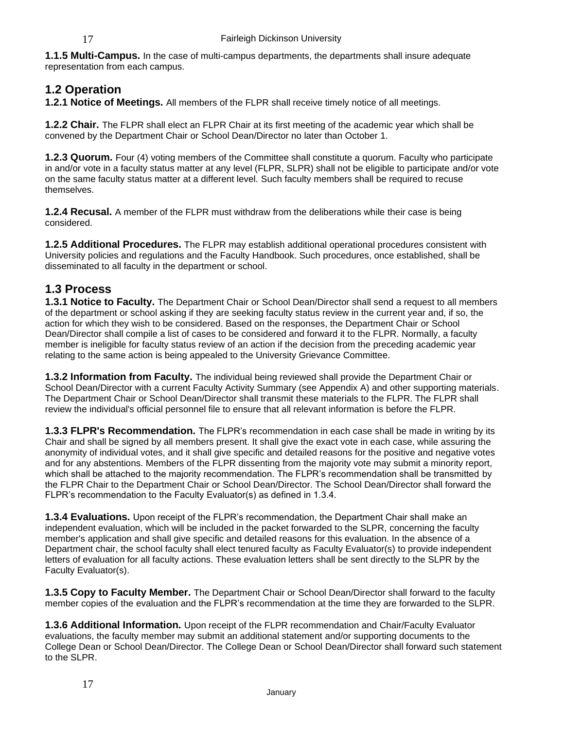**1.1.5 Multi-Campus.** In the case of multi-campus departments, the departments shall insure adequate representation from each campus.

## 1.2 Operation

**1.2.1 Notice of Meetings.** All members of the FLPR shall receive timely notice of all meetings.

**1.2.2 Chair.** The FLPR shall elect an FLPR Chair at its first meeting of the academic year which shall be convened by the Department Chair or School Dean/Director no later than October 1.

**1.2.3 Quorum.** Four (4) voting members of the Committee shall constitute a quorum. Faculty who participate in and/or vote in a faculty status matter at any level (FLPR, SLPR) shall not be eligible to participate and/or vote on the same faculty status matter at a different level. Such faculty members shall be required to recuse themselves.

**1.2.4 Recusal.** A member of the FLPR must withdraw from the deliberations while their case is being considered.

**1.2.5 Additional Procedures.** The FLPR may establish additional operational procedures consistent with University policies and regulations and the Faculty Handbook. Such procedures, once established, shall be disseminated to all faculty in the department or school.

## 1.3 Process

**1.3.1 Notice to Faculty.** The Department Chair or School Dean/Director shall send a request to all members of the department or school asking if they are seeking faculty status review in the current year and, if so, the action for which they wish to be considered. Based on the responses, the Department Chair or School Dean/Director shall compile a list of cases to be considered and forward it to the FLPR. Normally, a faculty member is ineligible for faculty status review of an action if the decision from the preceding academic year relating to the same action is being appealed to the University Grievance Committee.

**1.3.2 Information from Faculty.** The individual being reviewed shall provide the Department Chair or School Dean/Director with a current Faculty Activity Summary (see Appendix A) and other supporting materials. The Department Chair or School Dean/Director shall transmit these materials to the FLPR. The FLPR shall review the individual's official personnel file to ensure that all relevant information is before the FLPR.

**1.3.3 FLPR's Recommendation.** The FLPR's recommendation in each case shall be made in writing by its Chair and shall be signed by all members present. It shall give the exact vote in each case, while assuring the anonymity of individual votes, and it shall give specific and detailed reasons for the positive and negative votes and for any abstentions. Members of the FLPR dissenting from the majority vote may submit a minority report, which shall be attached to the majority recommendation. The FLPR's recommendation shall be transmitted by the FLPR Chair to the Department Chair or School Dean/Director. The School Dean/Director shall forward the FLPR's recommendation to the Faculty Evaluator(s) as defined in 1.3.4.

**1.3.4 Evaluations.** Upon receipt of the FLPR's recommendation, the Department Chair shall make an independent evaluation, which will be included in the packet forwarded to the SLPR, concerning the faculty member's application and shall give specific and detailed reasons for this evaluation. In the absence of a Department chair, the school faculty shall elect tenured faculty as Faculty Evaluator(s) to provide independent letters of evaluation for all faculty actions. These evaluation letters shall be sent directly to the SLPR by the Faculty Evaluator(s).

**1.3.5 Copy to Faculty Member.** The Department Chair or School Dean/Director shall forward to the faculty member copies of the evaluation and the FLPR's recommendation at the time they are forwarded to the SLPR.

**1.3.6 Additional Information.** Upon receipt of the FLPR recommendation and Chair/Faculty Evaluator evaluations, the faculty member may submit an additional statement and/or supporting documents to the College Dean or School Dean/Director. The College Dean or School Dean/Director shall forward such statement to the SLPR.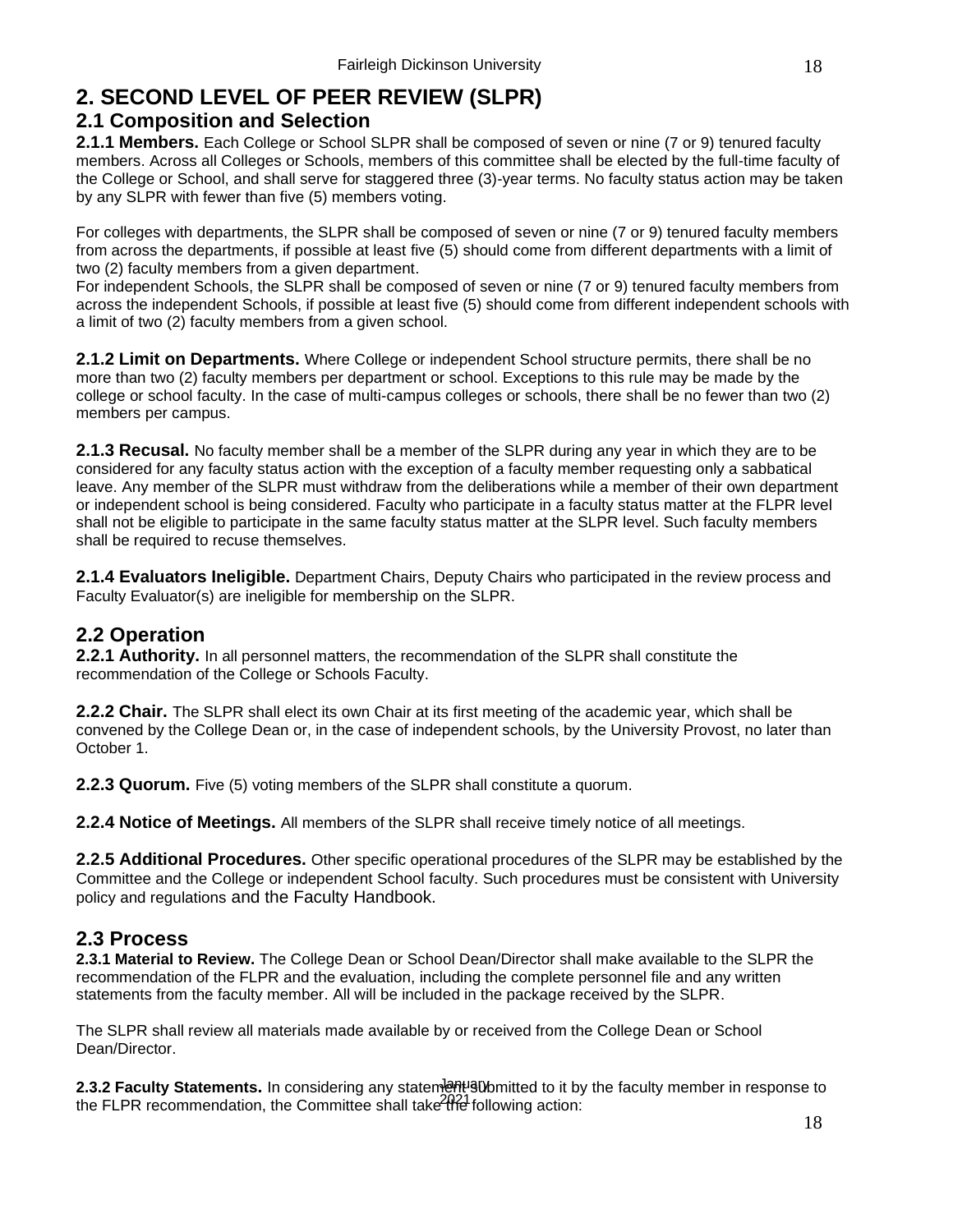# 2. SECOND LEVEL OF PEER REVIEW (SLPR)

## 2.1 Composition and Selection

**2.1.1 Members.** Each College or School SLPR shall be composed of seven or nine (7 or 9) tenured faculty members. Across all Colleges or Schools, members of this committee shall be elected by the full-time faculty of the College or School, and shall serve for staggered three (3)-year terms. No faculty status action may be taken by any SLPR with fewer than five (5) members voting.

For colleges with departments, the SLPR shall be composed of seven or nine (7 or 9) tenured faculty members from across the departments, if possible at least five (5) should come from different departments with a limit of two (2) faculty members from a given department.
For independent Schools, the SLPR shall be composed of seven or nine (7 or 9) tenured faculty members from across the independent Schools, if possible at least five (5) should come from different independent schools with a limit of two (2) faculty members from a given school.

**2.1.2 Limit on Departments.** Where College or independent School structure permits, there shall be no more than two (2) faculty members per department or school. Exceptions to this rule may be made by the college or school faculty. In the case of multi-campus colleges or schools, there shall be no fewer than two (2) members per campus.

**2.1.3 Recusal.** No faculty member shall be a member of the SLPR during any year in which they are to be considered for any faculty status action with the exception of a faculty member requesting only a sabbatical leave. Any member of the SLPR must withdraw from the deliberations while a member of their own department or independent school is being considered. Faculty who participate in a faculty status matter at the FLPR level shall not be eligible to participate in the same faculty status matter at the SLPR level. Such faculty members shall be required to recuse themselves.

**2.1.4 Evaluators Ineligible.** Department Chairs, Deputy Chairs who participated in the review process and Faculty Evaluator(s) are ineligible for membership on the SLPR.

## 2.2 Operation

**2.2.1 Authority.** In all personnel matters, the recommendation of the SLPR shall constitute the recommendation of the College or Schools Faculty.

**2.2.2 Chair.** The SLPR shall elect its own Chair at its first meeting of the academic year, which shall be convened by the College Dean or, in the case of independent schools, by the University Provost, no later than October 1.

**2.2.3 Quorum.** Five (5) voting members of the SLPR shall constitute a quorum.

**2.2.4 Notice of Meetings.** All members of the SLPR shall receive timely notice of all meetings.

**2.2.5 Additional Procedures.** Other specific operational procedures of the SLPR may be established by the Committee and the College or independent School faculty. Such procedures must be consistent with University policy and regulations and the Faculty Handbook.

## 2.3 Process

**2.3.1 Material to Review.** The College Dean or School Dean/Director shall make available to the SLPR the recommendation of the FLPR and the evaluation, including the complete personnel file and any written statements from the faculty member. All will be included in the package received by the SLPR.

The SLPR shall review all materials made available by or received from the College Dean or School Dean/Director.

**2.3.2 Faculty Statements.** In considering any statement submitted to it by the faculty member in response to the FLPR recommendation, the Committee shall take the following action: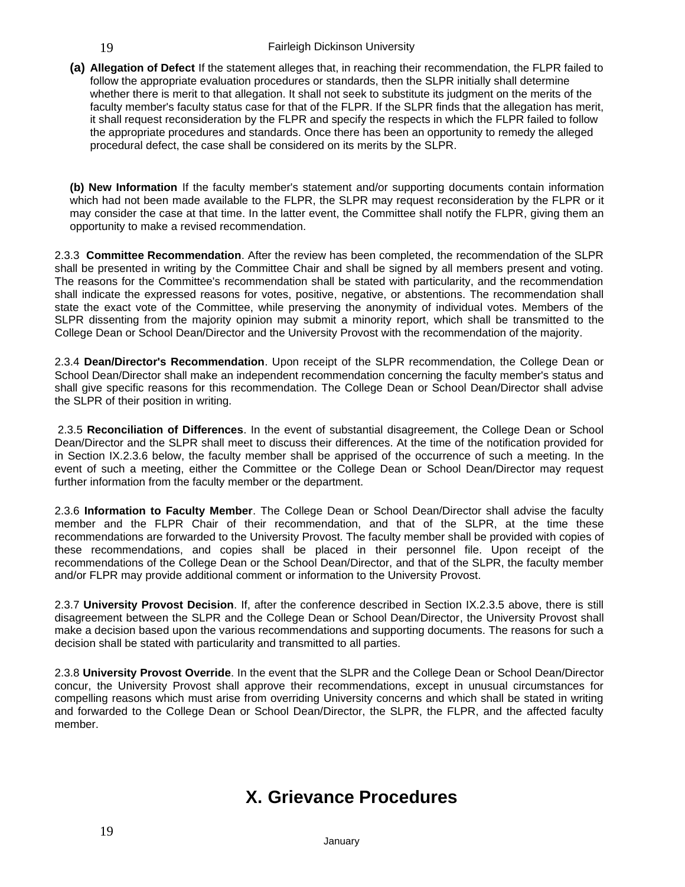**(a) Allegation of Defect** If the statement alleges that, in reaching their recommendation, the FLPR failed to follow the appropriate evaluation procedures or standards, then the SLPR initially shall determine whether there is merit to that allegation. It shall not seek to substitute its judgment on the merits of the faculty member's faculty status case for that of the FLPR. If the SLPR finds that the allegation has merit, it shall request reconsideration by the FLPR and specify the respects in which the FLPR failed to follow the appropriate procedures and standards. Once there has been an opportunity to remedy the alleged procedural defect, the case shall be considered on its merits by the SLPR.

**(b) New Information** If the faculty member's statement and/or supporting documents contain information which had not been made available to the FLPR, the SLPR may request reconsideration by the FLPR or it may consider the case at that time. In the latter event, the Committee shall notify the FLPR, giving them an opportunity to make a revised recommendation.

2.3.3 **Committee Recommendation**. After the review has been completed, the recommendation of the SLPR shall be presented in writing by the Committee Chair and shall be signed by all members present and voting. The reasons for the Committee's recommendation shall be stated with particularity, and the recommendation shall indicate the expressed reasons for votes, positive, negative, or abstentions. The recommendation shall state the exact vote of the Committee, while preserving the anonymity of individual votes. Members of the SLPR dissenting from the majority opinion may submit a minority report, which shall be transmitted to the College Dean or School Dean/Director and the University Provost with the recommendation of the majority.

2.3.4 **Dean/Director's Recommendation**. Upon receipt of the SLPR recommendation, the College Dean or School Dean/Director shall make an independent recommendation concerning the faculty member's status and shall give specific reasons for this recommendation. The College Dean or School Dean/Director shall advise the SLPR of their position in writing.

2.3.5 **Reconciliation of Differences**. In the event of substantial disagreement, the College Dean or School Dean/Director and the SLPR shall meet to discuss their differences. At the time of the notification provided for in Section IX.2.3.6 below, the faculty member shall be apprised of the occurrence of such a meeting. In the event of such a meeting, either the Committee or the College Dean or School Dean/Director may request further information from the faculty member or the department.

2.3.6 **Information to Faculty Member**. The College Dean or School Dean/Director shall advise the faculty member and the FLPR Chair of their recommendation, and that of the SLPR, at the time these recommendations are forwarded to the University Provost. The faculty member shall be provided with copies of these recommendations, and copies shall be placed in their personnel file. Upon receipt of the recommendations of the College Dean or the School Dean/Director, and that of the SLPR, the faculty member and/or FLPR may provide additional comment or information to the University Provost.

2.3.7 **University Provost Decision**. If, after the conference described in Section IX.2.3.5 above, there is still disagreement between the SLPR and the College Dean or School Dean/Director, the University Provost shall make a decision based upon the various recommendations and supporting documents. The reasons for such a decision shall be stated with particularity and transmitted to all parties.

2.3.8 **University Provost Override**. In the event that the SLPR and the College Dean or School Dean/Director concur, the University Provost shall approve their recommendations, except in unusual circumstances for compelling reasons which must arise from overriding University concerns and which shall be stated in writing and forwarded to the College Dean or School Dean/Director, the SLPR, the FLPR, and the affected faculty member.

# X. Grievance Procedures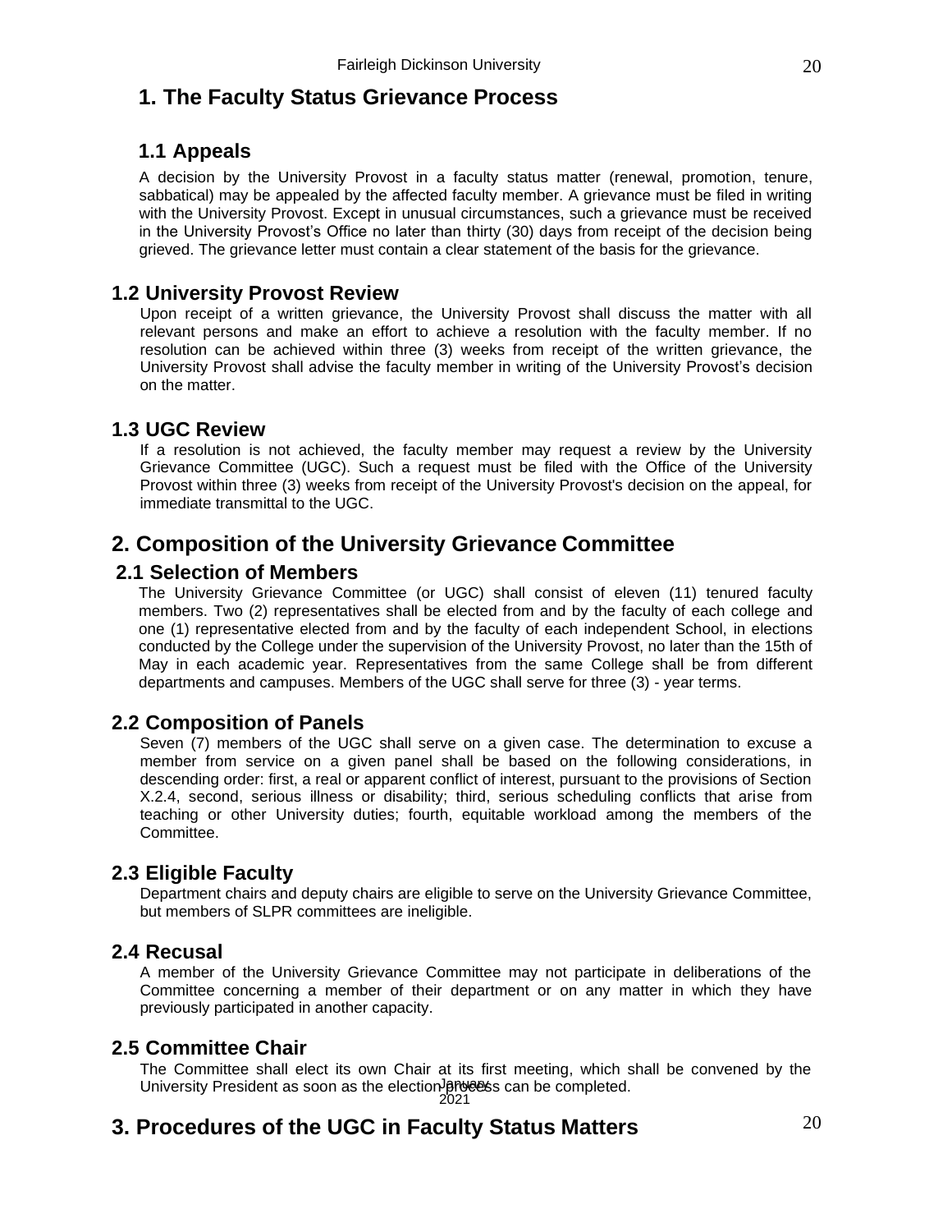# 1. The Faculty Status Grievance Process

## 1.1 Appeals

A decision by the University Provost in a faculty status matter (renewal, promotion, tenure, sabbatical) may be appealed by the affected faculty member. A grievance must be filed in writing with the University Provost. Except in unusual circumstances, such a grievance must be received in the University Provost's Office no later than thirty (30) days from receipt of the decision being grieved. The grievance letter must contain a clear statement of the basis for the grievance.

## 1.2 University Provost Review

Upon receipt of a written grievance, the University Provost shall discuss the matter with all relevant persons and make an effort to achieve a resolution with the faculty member. If no resolution can be achieved within three (3) weeks from receipt of the written grievance, the University Provost shall advise the faculty member in writing of the University Provost's decision on the matter.

## 1.3 UGC Review

If a resolution is not achieved, the faculty member may request a review by the University Grievance Committee (UGC). Such a request must be filed with the Office of the University Provost within three (3) weeks from receipt of the University Provost's decision on the appeal, for immediate transmittal to the UGC.

# 2. Composition of the University Grievance Committee

## 2.1 Selection of Members

The University Grievance Committee (or UGC) shall consist of eleven (11) tenured faculty members. Two (2) representatives shall be elected from and by the faculty of each college and one (1) representative elected from and by the faculty of each independent School, in elections conducted by the College under the supervision of the University Provost, no later than the 15th of May in each academic year. Representatives from the same College shall be from different departments and campuses. Members of the UGC shall serve for three (3) - year terms.

## 2.2 Composition of Panels

Seven (7) members of the UGC shall serve on a given case. The determination to excuse a member from service on a given panel shall be based on the following considerations, in descending order: first, a real or apparent conflict of interest, pursuant to the provisions of Section X.2.4, second, serious illness or disability; third, serious scheduling conflicts that arise from teaching or other University duties; fourth, equitable workload among the members of the Committee.

## 2.3 Eligible Faculty

Department chairs and deputy chairs are eligible to serve on the University Grievance Committee, but members of SLPR committees are ineligible.

## 2.4 Recusal

A member of the University Grievance Committee may not participate in deliberations of the Committee concerning a member of their department or on any matter in which they have previously participated in another capacity.

## 2.5 Committee Chair

The Committee shall elect its own Chair at its first meeting, which shall be convened by the University President as soon as the election process can be completed.

# 3. Procedures of the UGC in Faculty Status Matters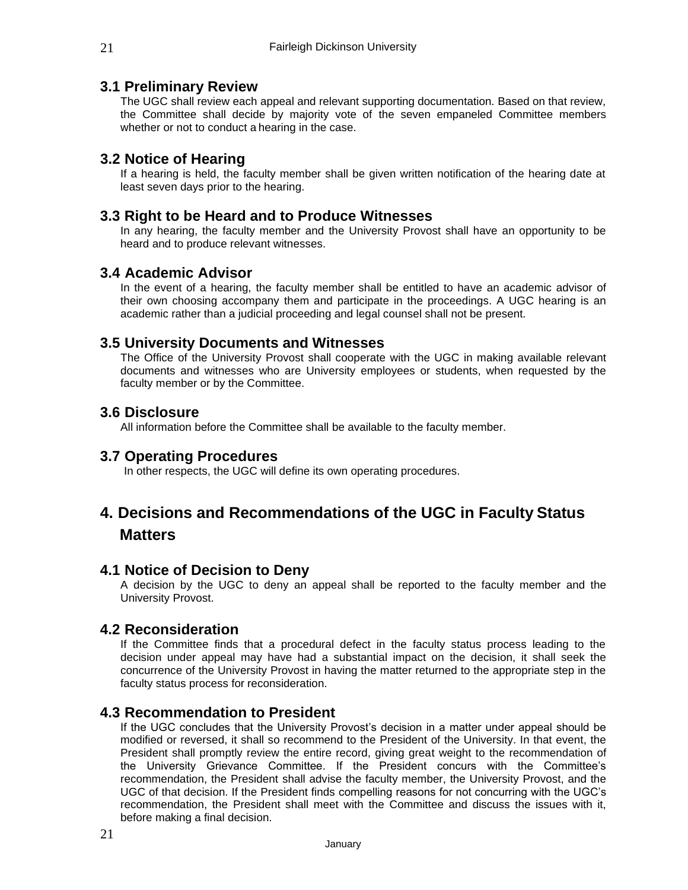### 3.1 Preliminary Review

The UGC shall review each appeal and relevant supporting documentation. Based on that review, the Committee shall decide by majority vote of the seven empaneled Committee members whether or not to conduct a hearing in the case.

### 3.2 Notice of Hearing

If a hearing is held, the faculty member shall be given written notification of the hearing date at least seven days prior to the hearing.

### 3.3 Right to be Heard and to Produce Witnesses

In any hearing, the faculty member and the University Provost shall have an opportunity to be heard and to produce relevant witnesses.

### 3.4 Academic Advisor

In the event of a hearing, the faculty member shall be entitled to have an academic advisor of their own choosing accompany them and participate in the proceedings. A UGC hearing is an academic rather than a judicial proceeding and legal counsel shall not be present.

### 3.5 University Documents and Witnesses

The Office of the University Provost shall cooperate with the UGC in making available relevant documents and witnesses who are University employees or students, when requested by the faculty member or by the Committee.

### 3.6 Disclosure

All information before the Committee shall be available to the faculty member.

### 3.7 Operating Procedures

In other respects, the UGC will define its own operating procedures.

## 4. Decisions and Recommendations of the UGC in Faculty Status Matters

### 4.1 Notice of Decision to Deny

A decision by the UGC to deny an appeal shall be reported to the faculty member and the University Provost.

### 4.2 Reconsideration

If the Committee finds that a procedural defect in the faculty status process leading to the decision under appeal may have had a substantial impact on the decision, it shall seek the concurrence of the University Provost in having the matter returned to the appropriate step in the faculty status process for reconsideration.

### 4.3 Recommendation to President

If the UGC concludes that the University Provost's decision in a matter under appeal should be modified or reversed, it shall so recommend to the President of the University. In that event, the President shall promptly review the entire record, giving great weight to the recommendation of the University Grievance Committee. If the President concurs with the Committee's recommendation, the President shall advise the faculty member, the University Provost, and the UGC of that decision. If the President finds compelling reasons for not concurring with the UGC's recommendation, the President shall meet with the Committee and discuss the issues with it, before making a final decision.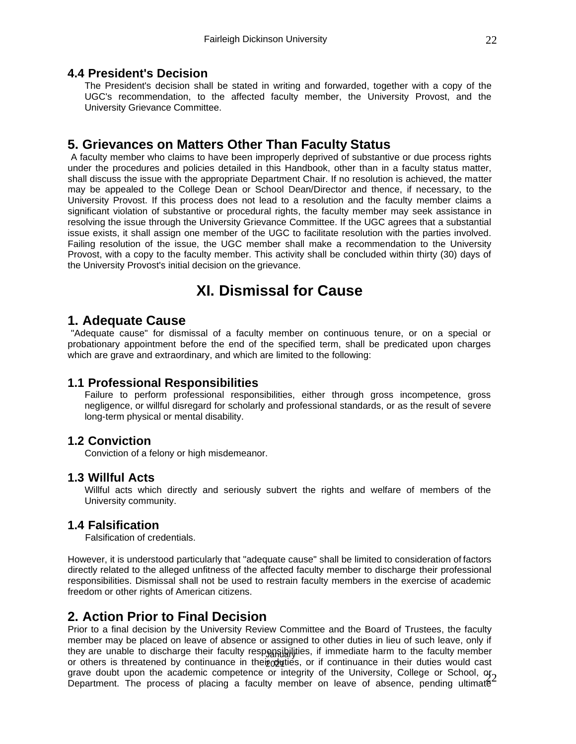### 4.4 President's Decision

The President's decision shall be stated in writing and forwarded, together with a copy of the UGC's recommendation, to the affected faculty member, the University Provost, and the University Grievance Committee.

## 5. Grievances on Matters Other Than Faculty Status

A faculty member who claims to have been improperly deprived of substantive or due process rights under the procedures and policies detailed in this Handbook, other than in a faculty status matter, shall discuss the issue with the appropriate Department Chair. If no resolution is achieved, the matter may be appealed to the College Dean or School Dean/Director and thence, if necessary, to the University Provost. If this process does not lead to a resolution and the faculty member claims a significant violation of substantive or procedural rights, the faculty member may seek assistance in resolving the issue through the University Grievance Committee. If the UGC agrees that a substantial issue exists, it shall assign one member of the UGC to facilitate resolution with the parties involved. Failing resolution of the issue, the UGC member shall make a recommendation to the University Provost, with a copy to the faculty member. This activity shall be concluded within thirty (30) days of the University Provost's initial decision on the grievance.

# XI. Dismissal for Cause

## 1. Adequate Cause

"Adequate cause" for dismissal of a faculty member on continuous tenure, or on a special or probationary appointment before the end of the specified term, shall be predicated upon charges which are grave and extraordinary, and which are limited to the following:

### 1.1 Professional Responsibilities

Failure to perform professional responsibilities, either through gross incompetence, gross negligence, or willful disregard for scholarly and professional standards, or as the result of severe long-term physical or mental disability.

### 1.2 Conviction

Conviction of a felony or high misdemeanor.

### 1.3 Willful Acts

Willful acts which directly and seriously subvert the rights and welfare of members of the University community.

### 1.4 Falsification

Falsification of credentials.

However, it is understood particularly that "adequate cause" shall be limited to consideration of factors directly related to the alleged unfitness of the affected faculty member to discharge their professional responsibilities. Dismissal shall not be used to restrain faculty members in the exercise of academic freedom or other rights of American citizens.

## 2. Action Prior to Final Decision

Prior to a final decision by the University Review Committee and the Board of Trustees, the faculty member may be placed on leave of absence or assigned to other duties in lieu of such leave, only if they are unable to discharge their faculty responsibilities, if immediate harm to the faculty member or others is threatened by continuance in their duties, or if continuance in their duties would cast grave doubt upon the academic competence or integrity of the University, College or School, or Department. The process of placing a faculty member on leave of absence, pending ultimate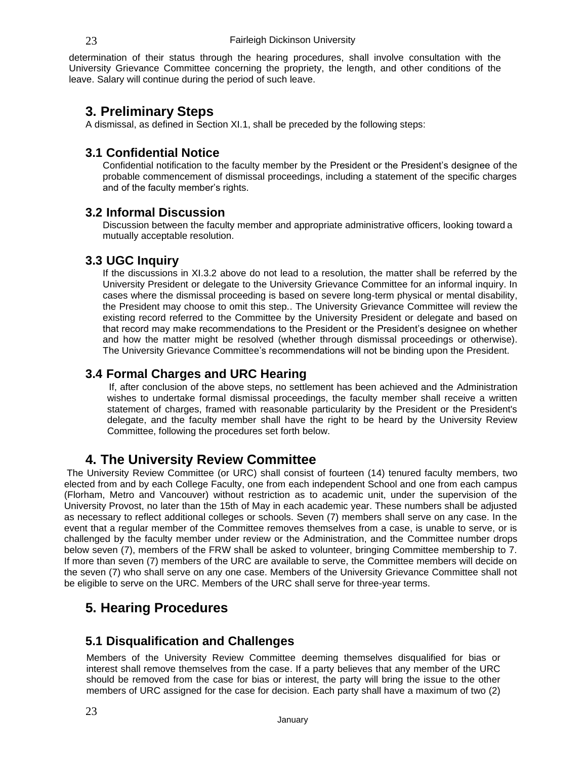determination of their status through the hearing procedures, shall involve consultation with the University Grievance Committee concerning the propriety, the length, and other conditions of the leave. Salary will continue during the period of such leave.

## 3. Preliminary Steps

A dismissal, as defined in Section XI.1, shall be preceded by the following steps:

### 3.1 Confidential Notice

Confidential notification to the faculty member by the President or the President's designee of the probable commencement of dismissal proceedings, including a statement of the specific charges and of the faculty member's rights.

### 3.2 Informal Discussion

Discussion between the faculty member and appropriate administrative officers, looking toward a mutually acceptable resolution.

### 3.3 UGC Inquiry

If the discussions in XI.3.2 above do not lead to a resolution, the matter shall be referred by the University President or delegate to the University Grievance Committee for an informal inquiry. In cases where the dismissal proceeding is based on severe long-term physical or mental disability, the President may choose to omit this step.. The University Grievance Committee will review the existing record referred to the Committee by the University President or delegate and based on that record may make recommendations to the President or the President's designee on whether and how the matter might be resolved (whether through dismissal proceedings or otherwise). The University Grievance Committee's recommendations will not be binding upon the President.

### 3.4 Formal Charges and URC Hearing

If, after conclusion of the above steps, no settlement has been achieved and the Administration wishes to undertake formal dismissal proceedings, the faculty member shall receive a written statement of charges, framed with reasonable particularity by the President or the President's delegate, and the faculty member shall have the right to be heard by the University Review Committee, following the procedures set forth below.

## 4. The University Review Committee

The University Review Committee (or URC) shall consist of fourteen (14) tenured faculty members, two elected from and by each College Faculty, one from each independent School and one from each campus (Florham, Metro and Vancouver) without restriction as to academic unit, under the supervision of the University Provost, no later than the 15th of May in each academic year. These numbers shall be adjusted as necessary to reflect additional colleges or schools. Seven (7) members shall serve on any case. In the event that a regular member of the Committee removes themselves from a case, is unable to serve, or is challenged by the faculty member under review or the Administration, and the Committee number drops below seven (7), members of the FRW shall be asked to volunteer, bringing Committee membership to 7. If more than seven (7) members of the URC are available to serve, the Committee members will decide on the seven (7) who shall serve on any one case. Members of the University Grievance Committee shall not be eligible to serve on the URC. Members of the URC shall serve for three-year terms.

## 5. Hearing Procedures

### 5.1 Disqualification and Challenges

Members of the University Review Committee deeming themselves disqualified for bias or interest shall remove themselves from the case. If a party believes that any member of the URC should be removed from the case for bias or interest, the party will bring the issue to the other members of URC assigned for the case for decision. Each party shall have a maximum of two (2)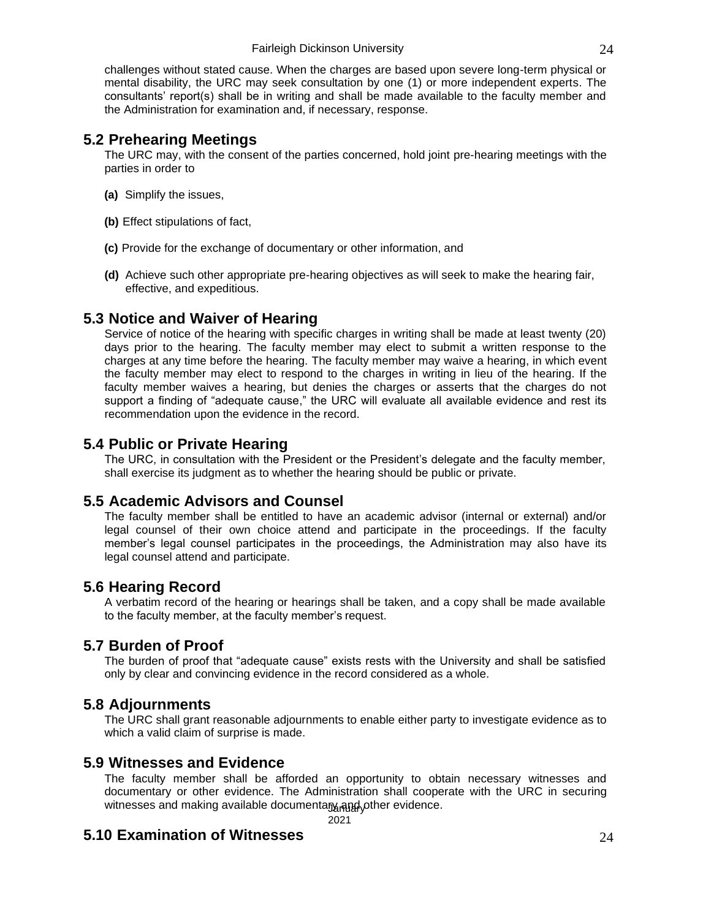challenges without stated cause. When the charges are based upon severe long-term physical or mental disability, the URC may seek consultation by one (1) or more independent experts. The consultants' report(s) shall be in writing and shall be made available to the faculty member and the Administration for examination and, if necessary, response.

## 5.2 Prehearing Meetings

The URC may, with the consent of the parties concerned, hold joint pre-hearing meetings with the parties in order to

**(a)** Simplify the issues,

**(b)** Effect stipulations of fact,

**(c)** Provide for the exchange of documentary or other information, and

**(d)** Achieve such other appropriate pre-hearing objectives as will seek to make the hearing fair, effective, and expeditious.

## 5.3 Notice and Waiver of Hearing

Service of notice of the hearing with specific charges in writing shall be made at least twenty (20) days prior to the hearing. The faculty member may elect to submit a written response to the charges at any time before the hearing. The faculty member may waive a hearing, in which event the faculty member may elect to respond to the charges in writing in lieu of the hearing. If the faculty member waives a hearing, but denies the charges or asserts that the charges do not support a finding of "adequate cause," the URC will evaluate all available evidence and rest its recommendation upon the evidence in the record.

## 5.4 Public or Private Hearing

The URC, in consultation with the President or the President's delegate and the faculty member, shall exercise its judgment as to whether the hearing should be public or private.

## 5.5 Academic Advisors and Counsel

The faculty member shall be entitled to have an academic advisor (internal or external) and/or legal counsel of their own choice attend and participate in the proceedings. If the faculty member's legal counsel participates in the proceedings, the Administration may also have its legal counsel attend and participate.

## 5.6 Hearing Record

A verbatim record of the hearing or hearings shall be taken, and a copy shall be made available to the faculty member, at the faculty member's request.

## 5.7 Burden of Proof

The burden of proof that "adequate cause" exists rests with the University and shall be satisfied only by clear and convincing evidence in the record considered as a whole.

## 5.8 Adjournments

The URC shall grant reasonable adjournments to enable either party to investigate evidence as to which a valid claim of surprise is made.

## 5.9 Witnesses and Evidence

The faculty member shall be afforded an opportunity to obtain necessary witnesses and documentary or other evidence. The Administration shall cooperate with the URC in securing witnesses and making available documentary and other evidence.

## 5.10 Examination of Witnesses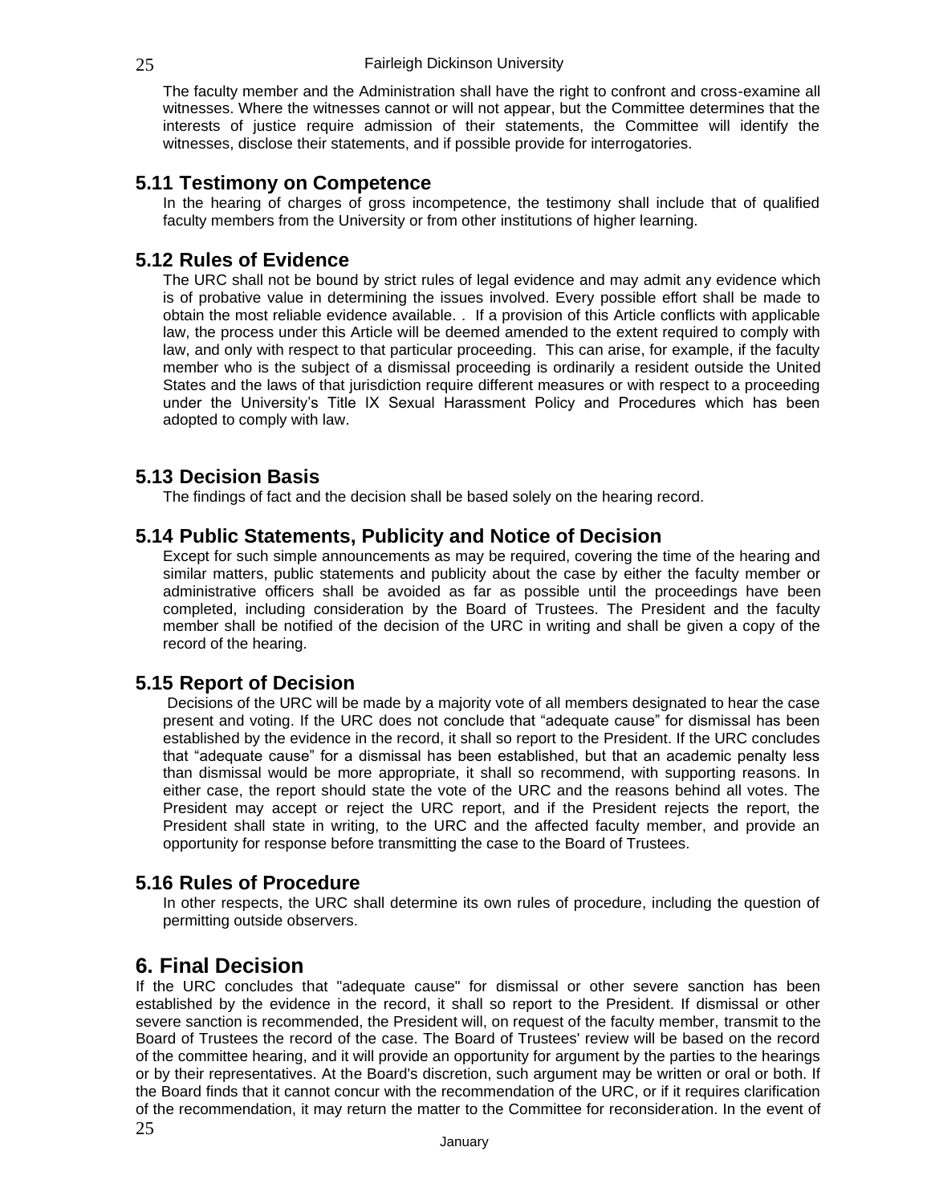The faculty member and the Administration shall have the right to confront and cross-examine all witnesses. Where the witnesses cannot or will not appear, but the Committee determines that the interests of justice require admission of their statements, the Committee will identify the witnesses, disclose their statements, and if possible provide for interrogatories.

## 5.11 Testimony on Competence

In the hearing of charges of gross incompetence, the testimony shall include that of qualified faculty members from the University or from other institutions of higher learning.

## 5.12 Rules of Evidence

The URC shall not be bound by strict rules of legal evidence and may admit any evidence which is of probative value in determining the issues involved. Every possible effort shall be made to obtain the most reliable evidence available. . If a provision of this Article conflicts with applicable law, the process under this Article will be deemed amended to the extent required to comply with law, and only with respect to that particular proceeding. This can arise, for example, if the faculty member who is the subject of a dismissal proceeding is ordinarily a resident outside the United States and the laws of that jurisdiction require different measures or with respect to a proceeding under the University's Title IX Sexual Harassment Policy and Procedures which has been adopted to comply with law.

## 5.13 Decision Basis

The findings of fact and the decision shall be based solely on the hearing record.

## 5.14 Public Statements, Publicity and Notice of Decision

Except for such simple announcements as may be required, covering the time of the hearing and similar matters, public statements and publicity about the case by either the faculty member or administrative officers shall be avoided as far as possible until the proceedings have been completed, including consideration by the Board of Trustees. The President and the faculty member shall be notified of the decision of the URC in writing and shall be given a copy of the record of the hearing.

## 5.15 Report of Decision

Decisions of the URC will be made by a majority vote of all members designated to hear the case present and voting. If the URC does not conclude that "adequate cause" for dismissal has been established by the evidence in the record, it shall so report to the President. If the URC concludes that "adequate cause" for a dismissal has been established, but that an academic penalty less than dismissal would be more appropriate, it shall so recommend, with supporting reasons. In either case, the report should state the vote of the URC and the reasons behind all votes. The President may accept or reject the URC report, and if the President rejects the report, the President shall state in writing, to the URC and the affected faculty member, and provide an opportunity for response before transmitting the case to the Board of Trustees.

## 5.16 Rules of Procedure

In other respects, the URC shall determine its own rules of procedure, including the question of permitting outside observers.

# 6. Final Decision

If the URC concludes that "adequate cause" for dismissal or other severe sanction has been established by the evidence in the record, it shall so report to the President. If dismissal or other severe sanction is recommended, the President will, on request of the faculty member, transmit to the Board of Trustees the record of the case. The Board of Trustees' review will be based on the record of the committee hearing, and it will provide an opportunity for argument by the parties to the hearings or by their representatives. At the Board's discretion, such argument may be written or oral or both. If the Board finds that it cannot concur with the recommendation of the URC, or if it requires clarification of the recommendation, it may return the matter to the Committee for reconsideration. In the event of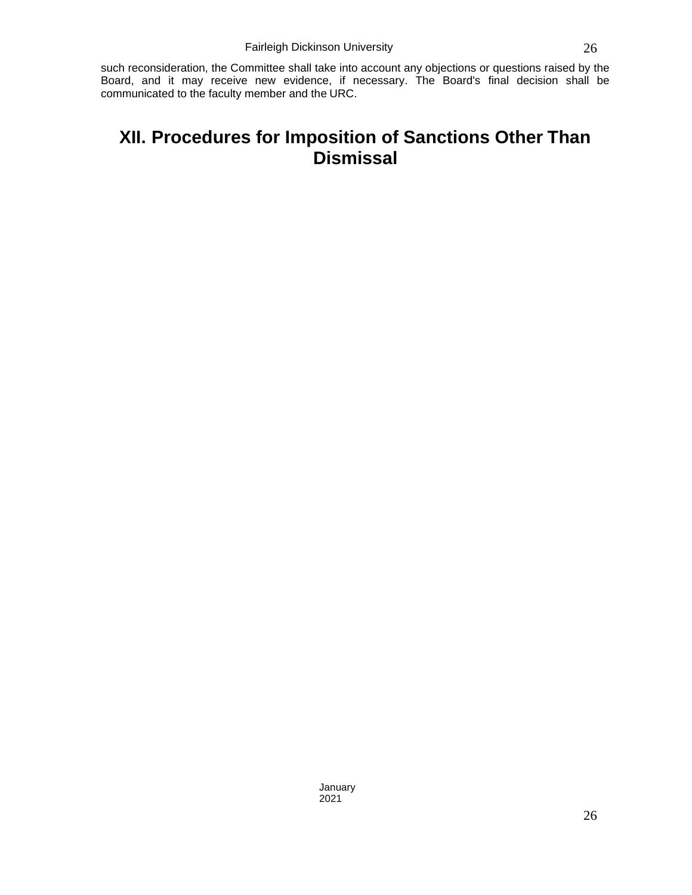such reconsideration, the Committee shall take into account any objections or questions raised by the Board, and it may receive new evidence, if necessary. The Board's final decision shall be communicated to the faculty member and the URC.

# XII. Procedures for Imposition of Sanctions Other Than Dismissal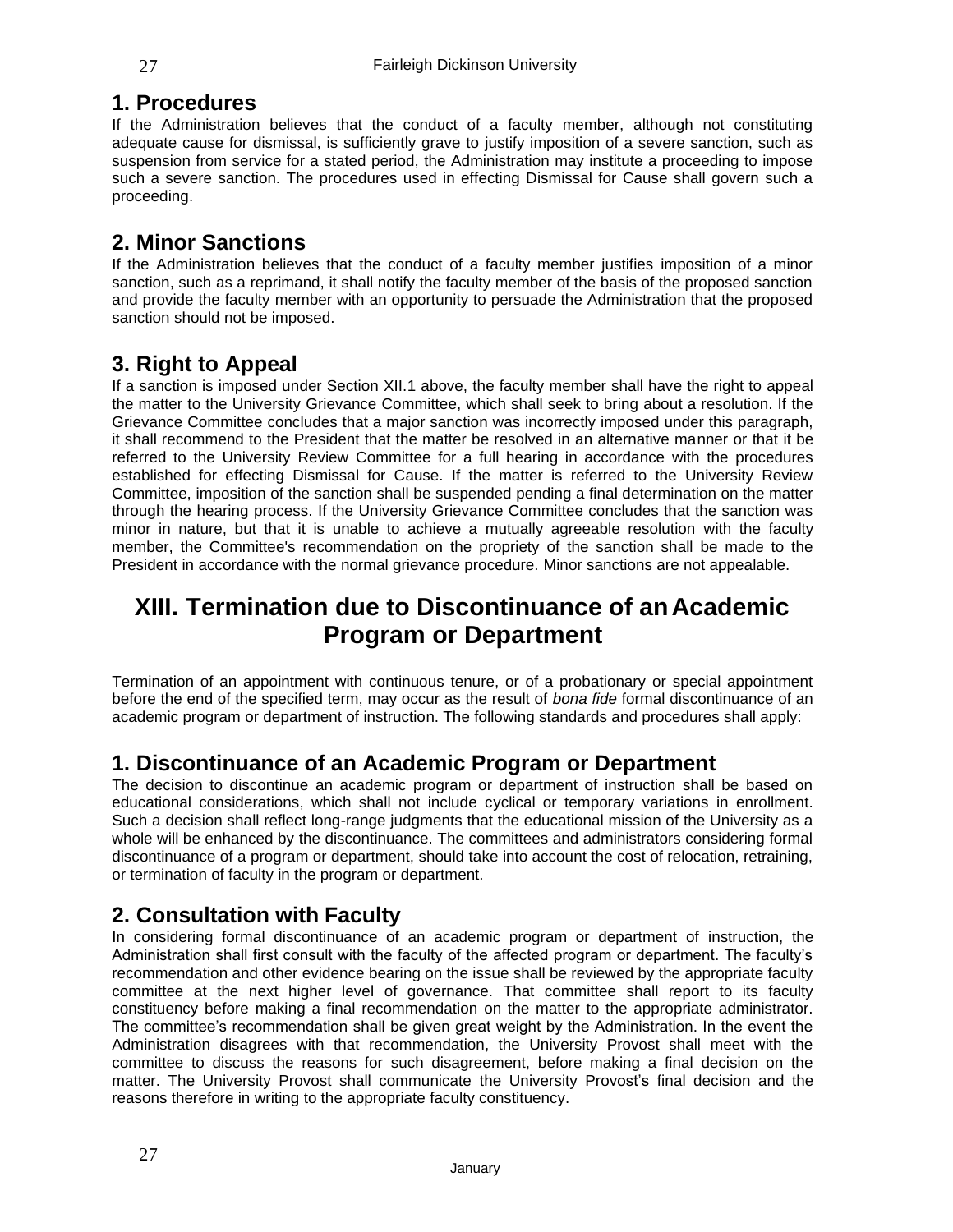## 1. Procedures

If the Administration believes that the conduct of a faculty member, although not constituting adequate cause for dismissal, is sufficiently grave to justify imposition of a severe sanction, such as suspension from service for a stated period, the Administration may institute a proceeding to impose such a severe sanction. The procedures used in effecting Dismissal for Cause shall govern such a proceeding.

## 2. Minor Sanctions

If the Administration believes that the conduct of a faculty member justifies imposition of a minor sanction, such as a reprimand, it shall notify the faculty member of the basis of the proposed sanction and provide the faculty member with an opportunity to persuade the Administration that the proposed sanction should not be imposed.

## 3. Right to Appeal

If a sanction is imposed under Section XII.1 above, the faculty member shall have the right to appeal the matter to the University Grievance Committee, which shall seek to bring about a resolution. If the Grievance Committee concludes that a major sanction was incorrectly imposed under this paragraph, it shall recommend to the President that the matter be resolved in an alternative manner or that it be referred to the University Review Committee for a full hearing in accordance with the procedures established for effecting Dismissal for Cause. If the matter is referred to the University Review Committee, imposition of the sanction shall be suspended pending a final determination on the matter through the hearing process. If the University Grievance Committee concludes that the sanction was minor in nature, but that it is unable to achieve a mutually agreeable resolution with the faculty member, the Committee's recommendation on the propriety of the sanction shall be made to the President in accordance with the normal grievance procedure. Minor sanctions are not appealable.

# XIII. Termination due to Discontinuance of an Academic Program or Department

Termination of an appointment with continuous tenure, or of a probationary or special appointment before the end of the specified term, may occur as the result of *bona fide* formal discontinuance of an academic program or department of instruction. The following standards and procedures shall apply:

## 1. Discontinuance of an Academic Program or Department

The decision to discontinue an academic program or department of instruction shall be based on educational considerations, which shall not include cyclical or temporary variations in enrollment. Such a decision shall reflect long-range judgments that the educational mission of the University as a whole will be enhanced by the discontinuance. The committees and administrators considering formal discontinuance of a program or department, should take into account the cost of relocation, retraining, or termination of faculty in the program or department.

## 2. Consultation with Faculty

In considering formal discontinuance of an academic program or department of instruction, the Administration shall first consult with the faculty of the affected program or department. The faculty's recommendation and other evidence bearing on the issue shall be reviewed by the appropriate faculty committee at the next higher level of governance. That committee shall report to its faculty constituency before making a final recommendation on the matter to the appropriate administrator. The committee's recommendation shall be given great weight by the Administration. In the event the Administration disagrees with that recommendation, the University Provost shall meet with the committee to discuss the reasons for such disagreement, before making a final decision on the matter. The University Provost shall communicate the University Provost's final decision and the reasons therefore in writing to the appropriate faculty constituency.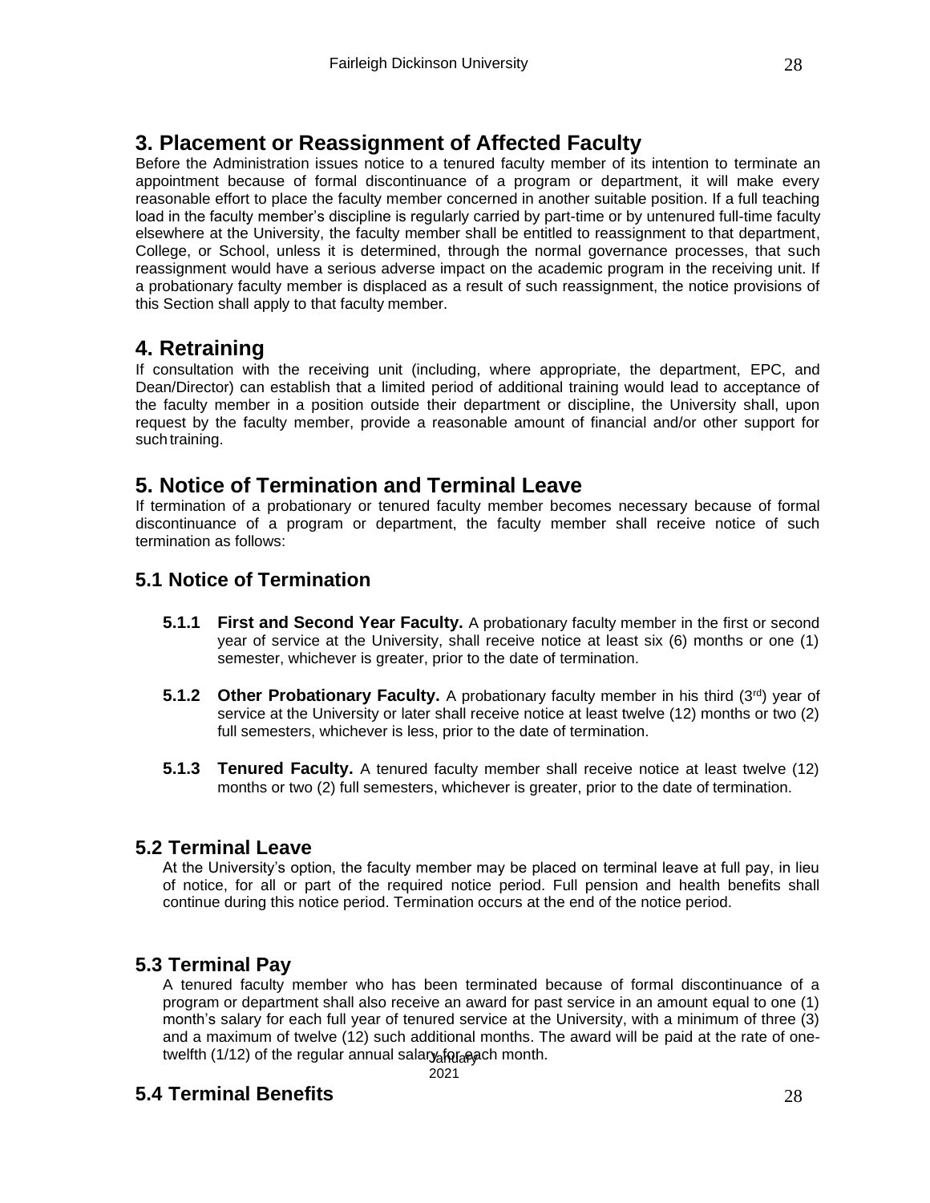## 3. Placement or Reassignment of Affected Faculty

Before the Administration issues notice to a tenured faculty member of its intention to terminate an appointment because of formal discontinuance of a program or department, it will make every reasonable effort to place the faculty member concerned in another suitable position. If a full teaching load in the faculty member's discipline is regularly carried by part-time or by untenured full-time faculty elsewhere at the University, the faculty member shall be entitled to reassignment to that department, College, or School, unless it is determined, through the normal governance processes, that such reassignment would have a serious adverse impact on the academic program in the receiving unit. If a probationary faculty member is displaced as a result of such reassignment, the notice provisions of this Section shall apply to that faculty member.

## 4. Retraining

If consultation with the receiving unit (including, where appropriate, the department, EPC, and Dean/Director) can establish that a limited period of additional training would lead to acceptance of the faculty member in a position outside their department or discipline, the University shall, upon request by the faculty member, provide a reasonable amount of financial and/or other support for such training.

## 5. Notice of Termination and Terminal Leave

If termination of a probationary or tenured faculty member becomes necessary because of formal discontinuance of a program or department, the faculty member shall receive notice of such termination as follows:

### 5.1 Notice of Termination

**5.1.1 First and Second Year Faculty.** A probationary faculty member in the first or second year of service at the University, shall receive notice at least six (6) months or one (1) semester, whichever is greater, prior to the date of termination.

**5.1.2 Other Probationary Faculty.** A probationary faculty member in his third (3rd) year of service at the University or later shall receive notice at least twelve (12) months or two (2) full semesters, whichever is less, prior to the date of termination.

**5.1.3 Tenured Faculty.** A tenured faculty member shall receive notice at least twelve (12) months or two (2) full semesters, whichever is greater, prior to the date of termination.

### 5.2 Terminal Leave

At the University's option, the faculty member may be placed on terminal leave at full pay, in lieu of notice, for all or part of the required notice period. Full pension and health benefits shall continue during this notice period. Termination occurs at the end of the notice period.

### 5.3 Terminal Pay

A tenured faculty member who has been terminated because of formal discontinuance of a program or department shall also receive an award for past service in an amount equal to one (1) month's salary for each full year of tenured service at the University, with a minimum of three (3) and a maximum of twelve (12) such additional months. The award will be paid at the rate of one-twelfth (1/12) of the regular annual salary for each month.

### 5.4 Terminal Benefits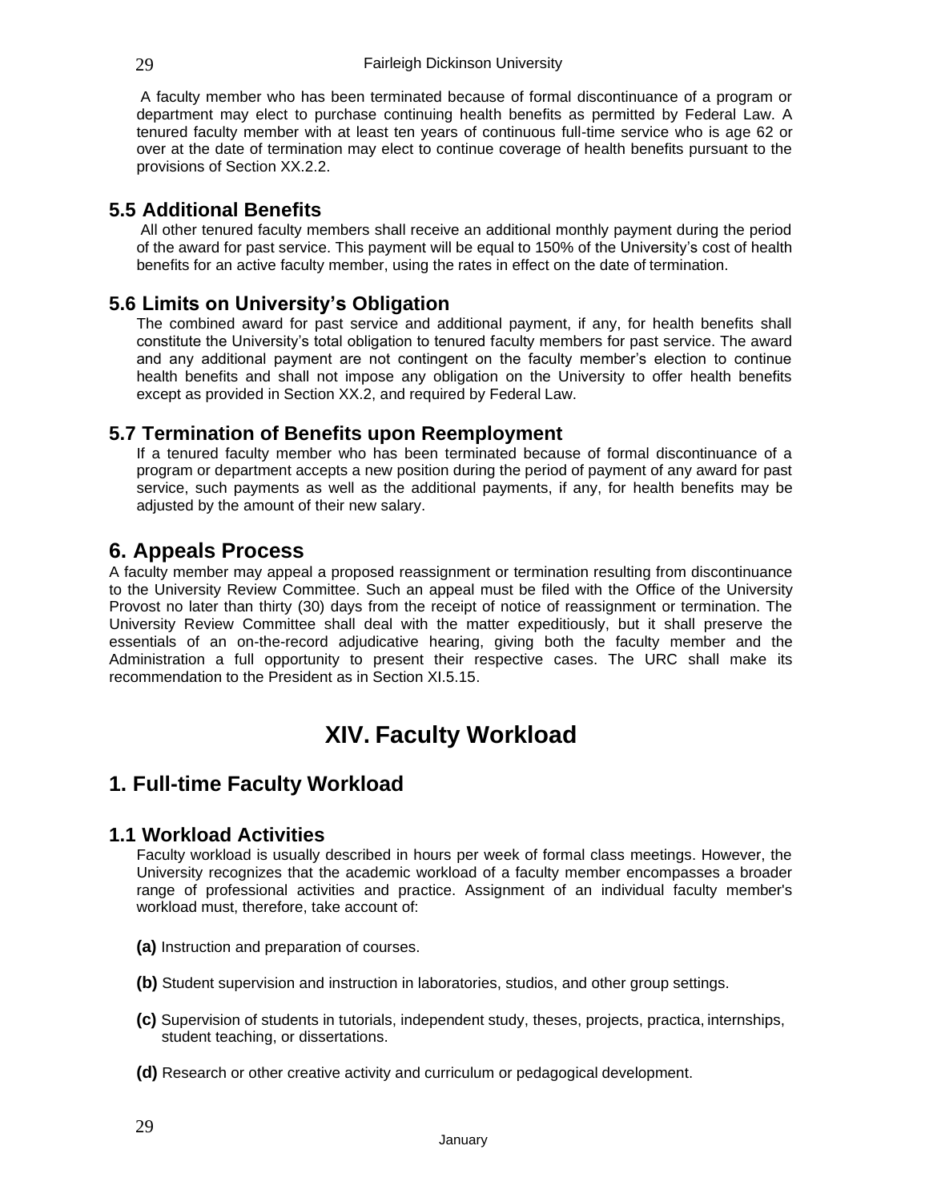A faculty member who has been terminated because of formal discontinuance of a program or department may elect to purchase continuing health benefits as permitted by Federal Law. A tenured faculty member with at least ten years of continuous full-time service who is age 62 or over at the date of termination may elect to continue coverage of health benefits pursuant to the provisions of Section XX.2.2.

### 5.5 Additional Benefits

All other tenured faculty members shall receive an additional monthly payment during the period of the award for past service. This payment will be equal to 150% of the University's cost of health benefits for an active faculty member, using the rates in effect on the date of termination.

### 5.6 Limits on University's Obligation

The combined award for past service and additional payment, if any, for health benefits shall constitute the University's total obligation to tenured faculty members for past service. The award and any additional payment are not contingent on the faculty member's election to continue health benefits and shall not impose any obligation on the University to offer health benefits except as provided in Section XX.2, and required by Federal Law.

### 5.7 Termination of Benefits upon Reemployment

If a tenured faculty member who has been terminated because of formal discontinuance of a program or department accepts a new position during the period of payment of any award for past service, such payments as well as the additional payments, if any, for health benefits may be adjusted by the amount of their new salary.

## 6. Appeals Process

A faculty member may appeal a proposed reassignment or termination resulting from discontinuance to the University Review Committee. Such an appeal must be filed with the Office of the University Provost no later than thirty (30) days from the receipt of notice of reassignment or termination. The University Review Committee shall deal with the matter expeditiously, but it shall preserve the essentials of an on-the-record adjudicative hearing, giving both the faculty member and the Administration a full opportunity to present their respective cases. The URC shall make its recommendation to the President as in Section XI.5.15.

# XIV. Faculty Workload

## 1. Full-time Faculty Workload

### 1.1 Workload Activities

Faculty workload is usually described in hours per week of formal class meetings. However, the University recognizes that the academic workload of a faculty member encompasses a broader range of professional activities and practice. Assignment of an individual faculty member's workload must, therefore, take account of:

**(a)** Instruction and preparation of courses.

**(b)** Student supervision and instruction in laboratories, studios, and other group settings.

**(c)** Supervision of students in tutorials, independent study, theses, projects, practica, internships, student teaching, or dissertations.

**(d)** Research or other creative activity and curriculum or pedagogical development.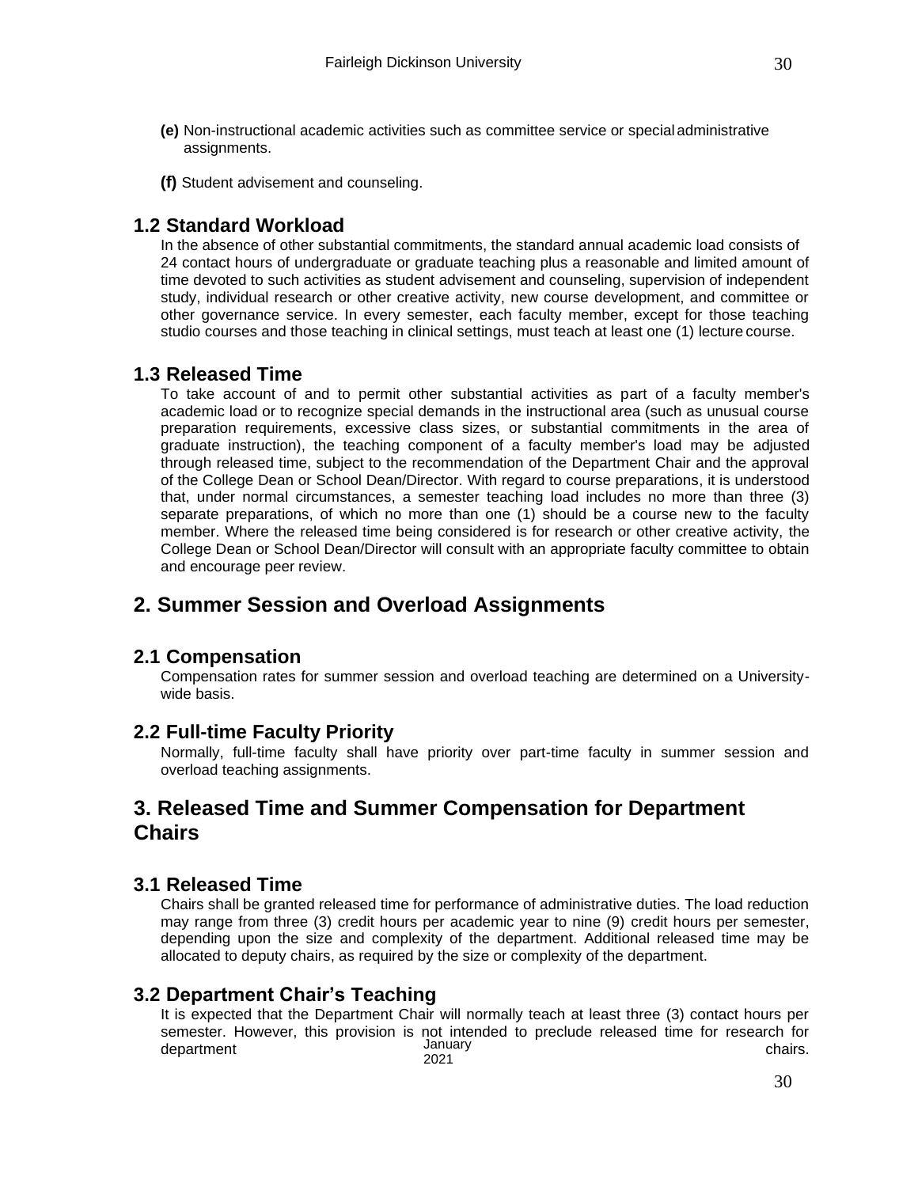**(e)** Non-instructional academic activities such as committee service or special administrative assignments.

**(f)** Student advisement and counseling.

### 1.2 Standard Workload

In the absence of other substantial commitments, the standard annual academic load consists of 24 contact hours of undergraduate or graduate teaching plus a reasonable and limited amount of time devoted to such activities as student advisement and counseling, supervision of independent study, individual research or other creative activity, new course development, and committee or other governance service. In every semester, each faculty member, except for those teaching studio courses and those teaching in clinical settings, must teach at least one (1) lecture course.

### 1.3 Released Time

To take account of and to permit other substantial activities as part of a faculty member's academic load or to recognize special demands in the instructional area (such as unusual course preparation requirements, excessive class sizes, or substantial commitments in the area of graduate instruction), the teaching component of a faculty member's load may be adjusted through released time, subject to the recommendation of the Department Chair and the approval of the College Dean or School Dean/Director. With regard to course preparations, it is understood that, under normal circumstances, a semester teaching load includes no more than three (3) separate preparations, of which no more than one (1) should be a course new to the faculty member. Where the released time being considered is for research or other creative activity, the College Dean or School Dean/Director will consult with an appropriate faculty committee to obtain and encourage peer review.

## 2. Summer Session and Overload Assignments

### 2.1 Compensation

Compensation rates for summer session and overload teaching are determined on a University-wide basis.

### 2.2 Full-time Faculty Priority

Normally, full-time faculty shall have priority over part-time faculty in summer session and overload teaching assignments.

## 3. Released Time and Summer Compensation for Department Chairs

### 3.1 Released Time

Chairs shall be granted released time for performance of administrative duties. The load reduction may range from three (3) credit hours per academic year to nine (9) credit hours per semester, depending upon the size and complexity of the department. Additional released time may be allocated to deputy chairs, as required by the size or complexity of the department.

### 3.2 Department Chair's Teaching

It is expected that the Department Chair will normally teach at least three (3) contact hours per semester. However, this provision is not intended to preclude released time for research for department chairs.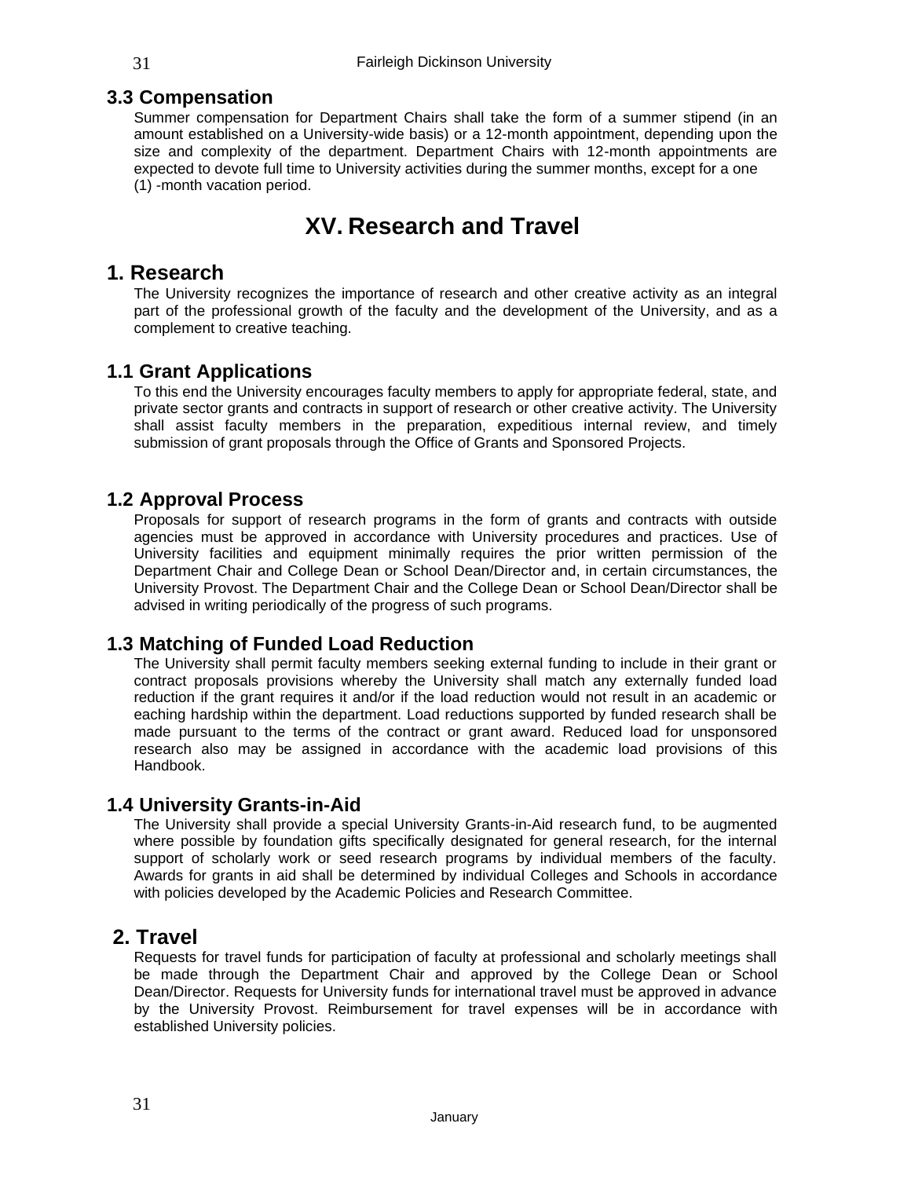### 3.3 Compensation

Summer compensation for Department Chairs shall take the form of a summer stipend (in an amount established on a University-wide basis) or a 12-month appointment, depending upon the size and complexity of the department. Department Chairs with 12-month appointments are expected to devote full time to University activities during the summer months, except for a one (1) -month vacation period.

# XV. Research and Travel

## 1. Research

The University recognizes the importance of research and other creative activity as an integral part of the professional growth of the faculty and the development of the University, and as a complement to creative teaching.

### 1.1 Grant Applications

To this end the University encourages faculty members to apply for appropriate federal, state, and private sector grants and contracts in support of research or other creative activity. The University shall assist faculty members in the preparation, expeditious internal review, and timely submission of grant proposals through the Office of Grants and Sponsored Projects.

### 1.2 Approval Process

Proposals for support of research programs in the form of grants and contracts with outside agencies must be approved in accordance with University procedures and practices. Use of University facilities and equipment minimally requires the prior written permission of the Department Chair and College Dean or School Dean/Director and, in certain circumstances, the University Provost. The Department Chair and the College Dean or School Dean/Director shall be advised in writing periodically of the progress of such programs.

### 1.3 Matching of Funded Load Reduction

The University shall permit faculty members seeking external funding to include in their grant or contract proposals provisions whereby the University shall match any externally funded load reduction if the grant requires it and/or if the load reduction would not result in an academic or eaching hardship within the department. Load reductions supported by funded research shall be made pursuant to the terms of the contract or grant award. Reduced load for unsponsored research also may be assigned in accordance with the academic load provisions of this Handbook.

### 1.4 University Grants-in-Aid

The University shall provide a special University Grants-in-Aid research fund, to be augmented where possible by foundation gifts specifically designated for general research, for the internal support of scholarly work or seed research programs by individual members of the faculty. Awards for grants in aid shall be determined by individual Colleges and Schools in accordance with policies developed by the Academic Policies and Research Committee.

## 2. Travel

Requests for travel funds for participation of faculty at professional and scholarly meetings shall be made through the Department Chair and approved by the College Dean or School Dean/Director. Requests for University funds for international travel must be approved in advance by the University Provost. Reimbursement for travel expenses will be in accordance with established University policies.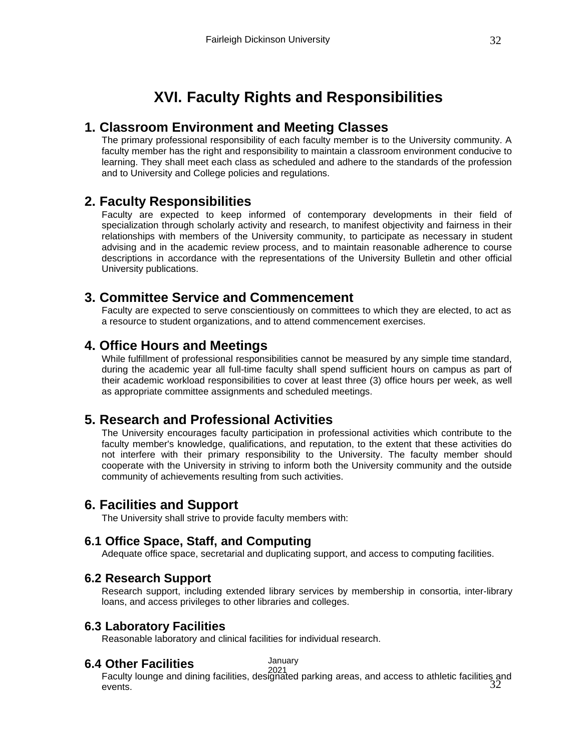# XVI. Faculty Rights and Responsibilities

## 1. Classroom Environment and Meeting Classes

The primary professional responsibility of each faculty member is to the University community. A faculty member has the right and responsibility to maintain a classroom environment conducive to learning. They shall meet each class as scheduled and adhere to the standards of the profession and to University and College policies and regulations.

## 2. Faculty Responsibilities

Faculty are expected to keep informed of contemporary developments in their field of specialization through scholarly activity and research, to manifest objectivity and fairness in their relationships with members of the University community, to participate as necessary in student advising and in the academic review process, and to maintain reasonable adherence to course descriptions in accordance with the representations of the University Bulletin and other official University publications.

## 3. Committee Service and Commencement

Faculty are expected to serve conscientiously on committees to which they are elected, to act as a resource to student organizations, and to attend commencement exercises.

## 4. Office Hours and Meetings

While fulfillment of professional responsibilities cannot be measured by any simple time standard, during the academic year all full-time faculty shall spend sufficient hours on campus as part of their academic workload responsibilities to cover at least three (3) office hours per week, as well as appropriate committee assignments and scheduled meetings.

## 5. Research and Professional Activities

The University encourages faculty participation in professional activities which contribute to the faculty member's knowledge, qualifications, and reputation, to the extent that these activities do not interfere with their primary responsibility to the University. The faculty member should cooperate with the University in striving to inform both the University community and the outside community of achievements resulting from such activities.

## 6. Facilities and Support

The University shall strive to provide faculty members with:

### 6.1 Office Space, Staff, and Computing

Adequate office space, secretarial and duplicating support, and access to computing facilities.

### 6.2 Research Support

Research support, including extended library services by membership in consortia, inter-library loans, and access privileges to other libraries and colleges.

### 6.3 Laboratory Facilities

Reasonable laboratory and clinical facilities for individual research.

### 6.4 Other Facilities

Faculty lounge and dining facilities, designated parking areas, and access to athletic facilities and events.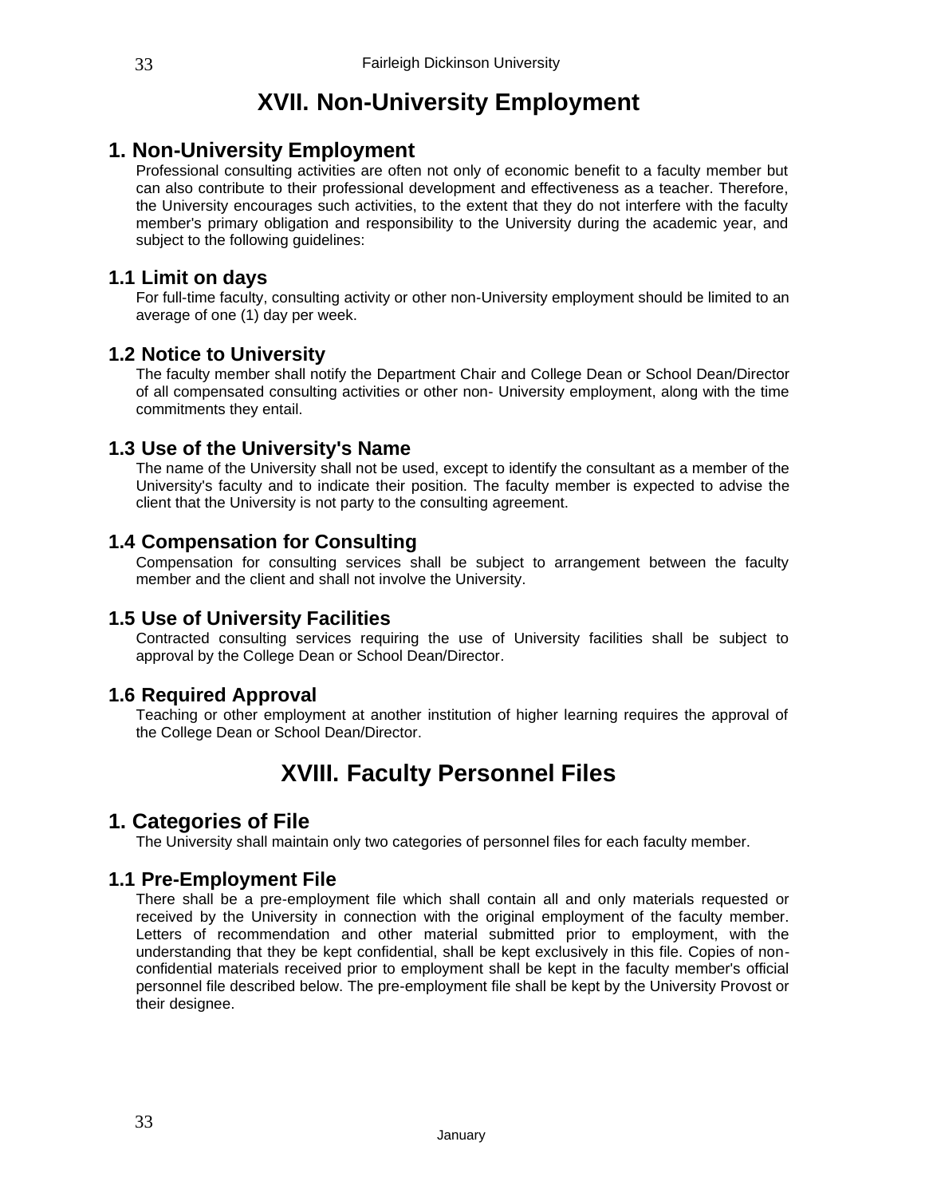# XVII. Non-University Employment

## 1. Non-University Employment

Professional consulting activities are often not only of economic benefit to a faculty member but can also contribute to their professional development and effectiveness as a teacher. Therefore, the University encourages such activities, to the extent that they do not interfere with the faculty member's primary obligation and responsibility to the University during the academic year, and subject to the following guidelines:

### 1.1 Limit on days

For full-time faculty, consulting activity or other non-University employment should be limited to an average of one (1) day per week.

### 1.2 Notice to University

The faculty member shall notify the Department Chair and College Dean or School Dean/Director of all compensated consulting activities or other non- University employment, along with the time commitments they entail.

### 1.3 Use of the University's Name

The name of the University shall not be used, except to identify the consultant as a member of the University's faculty and to indicate their position. The faculty member is expected to advise the client that the University is not party to the consulting agreement.

### 1.4 Compensation for Consulting

Compensation for consulting services shall be subject to arrangement between the faculty member and the client and shall not involve the University.

### 1.5 Use of University Facilities

Contracted consulting services requiring the use of University facilities shall be subject to approval by the College Dean or School Dean/Director.

### 1.6 Required Approval

Teaching or other employment at another institution of higher learning requires the approval of the College Dean or School Dean/Director.

# XVIII. Faculty Personnel Files

## 1. Categories of File

The University shall maintain only two categories of personnel files for each faculty member.

### 1.1 Pre-Employment File

There shall be a pre-employment file which shall contain all and only materials requested or received by the University in connection with the original employment of the faculty member. Letters of recommendation and other material submitted prior to employment, with the understanding that they be kept confidential, shall be kept exclusively in this file. Copies of non-confidential materials received prior to employment shall be kept in the faculty member's official personnel file described below. The pre-employment file shall be kept by the University Provost or their designee.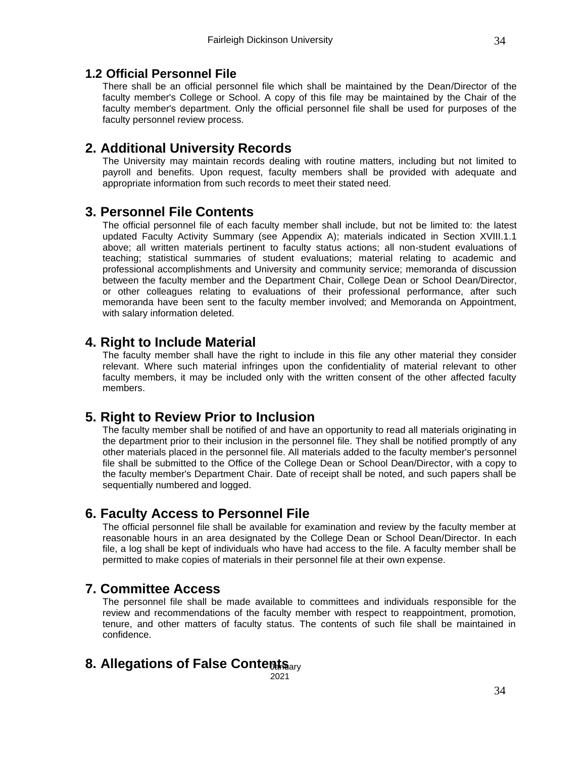### 1.2 Official Personnel File

There shall be an official personnel file which shall be maintained by the Dean/Director of the faculty member's College or School. A copy of this file may be maintained by the Chair of the faculty member's department. Only the official personnel file shall be used for purposes of the faculty personnel review process.

## 2. Additional University Records

The University may maintain records dealing with routine matters, including but not limited to payroll and benefits. Upon request, faculty members shall be provided with adequate and appropriate information from such records to meet their stated need.

## 3. Personnel File Contents

The official personnel file of each faculty member shall include, but not be limited to: the latest updated Faculty Activity Summary (see Appendix A); materials indicated in Section XVIII.1.1 above; all written materials pertinent to faculty status actions; all non-student evaluations of teaching; statistical summaries of student evaluations; material relating to academic and professional accomplishments and University and community service; memoranda of discussion between the faculty member and the Department Chair, College Dean or School Dean/Director, or other colleagues relating to evaluations of their professional performance, after such memoranda have been sent to the faculty member involved; and Memoranda on Appointment, with salary information deleted.

## 4. Right to Include Material

The faculty member shall have the right to include in this file any other material they consider relevant. Where such material infringes upon the confidentiality of material relevant to other faculty members, it may be included only with the written consent of the other affected faculty members.

## 5. Right to Review Prior to Inclusion

The faculty member shall be notified of and have an opportunity to read all materials originating in the department prior to their inclusion in the personnel file. They shall be notified promptly of any other materials placed in the personnel file. All materials added to the faculty member's personnel file shall be submitted to the Office of the College Dean or School Dean/Director, with a copy to the faculty member's Department Chair. Date of receipt shall be noted, and such papers shall be sequentially numbered and logged.

## 6. Faculty Access to Personnel File

The official personnel file shall be available for examination and review by the faculty member at reasonable hours in an area designated by the College Dean or School Dean/Director. In each file, a log shall be kept of individuals who have had access to the file. A faculty member shall be permitted to make copies of materials in their personnel file at their own expense.

## 7. Committee Access

The personnel file shall be made available to committees and individuals responsible for the review and recommendations of the faculty member with respect to reappointment, promotion, tenure, and other matters of faculty status. The contents of such file shall be maintained in confidence.

## 8. Allegations of False Contents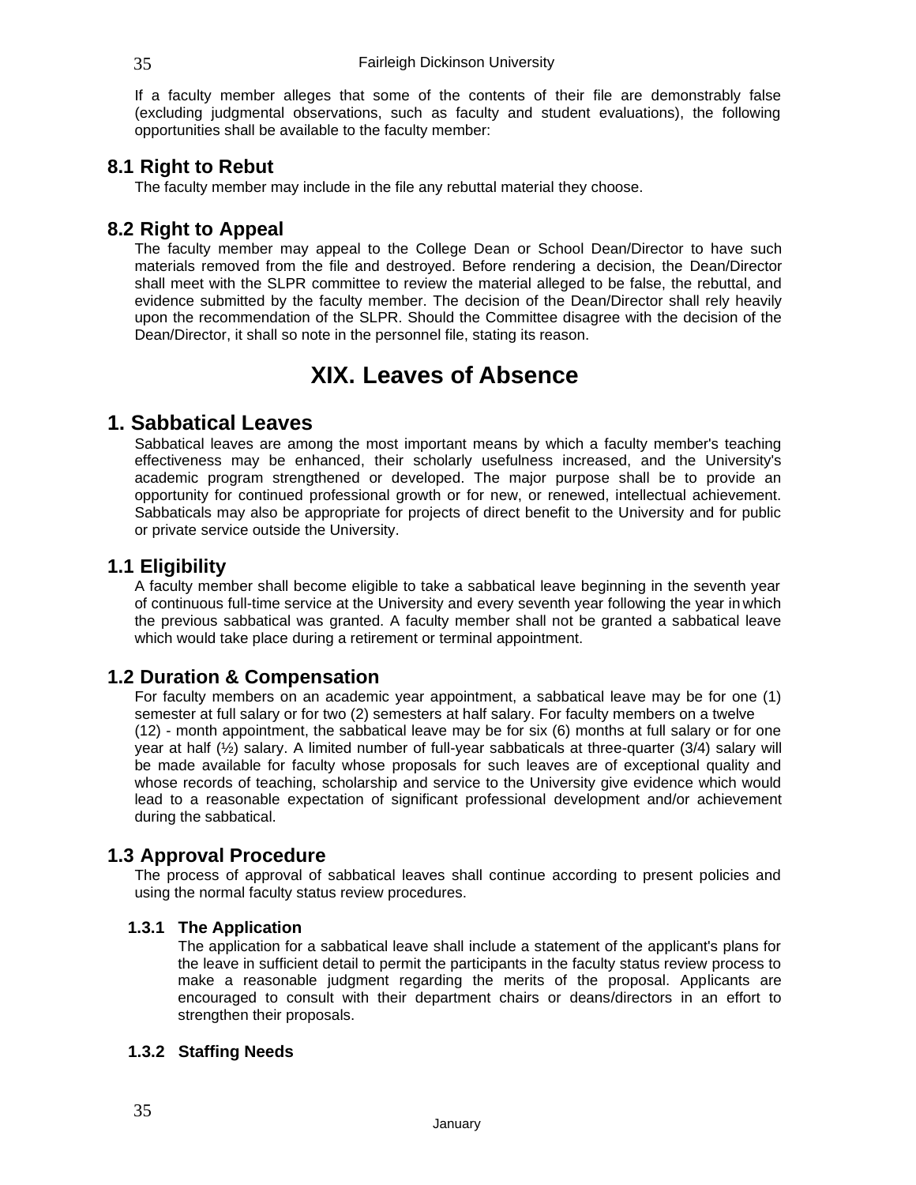If a faculty member alleges that some of the contents of their file are demonstrably false (excluding judgmental observations, such as faculty and student evaluations), the following opportunities shall be available to the faculty member:

### 8.1 Right to Rebut

The faculty member may include in the file any rebuttal material they choose.

### 8.2 Right to Appeal

The faculty member may appeal to the College Dean or School Dean/Director to have such materials removed from the file and destroyed. Before rendering a decision, the Dean/Director shall meet with the SLPR committee to review the material alleged to be false, the rebuttal, and evidence submitted by the faculty member. The decision of the Dean/Director shall rely heavily upon the recommendation of the SLPR. Should the Committee disagree with the decision of the Dean/Director, it shall so note in the personnel file, stating its reason.

# XIX. Leaves of Absence

## 1. Sabbatical Leaves

Sabbatical leaves are among the most important means by which a faculty member's teaching effectiveness may be enhanced, their scholarly usefulness increased, and the University's academic program strengthened or developed. The major purpose shall be to provide an opportunity for continued professional growth or for new, or renewed, intellectual achievement. Sabbaticals may also be appropriate for projects of direct benefit to the University and for public or private service outside the University.

### 1.1 Eligibility

A faculty member shall become eligible to take a sabbatical leave beginning in the seventh year of continuous full-time service at the University and every seventh year following the year in which the previous sabbatical was granted. A faculty member shall not be granted a sabbatical leave which would take place during a retirement or terminal appointment.

### 1.2 Duration & Compensation

For faculty members on an academic year appointment, a sabbatical leave may be for one (1) semester at full salary or for two (2) semesters at half salary. For faculty members on a twelve (12) - month appointment, the sabbatical leave may be for six (6) months at full salary or for one year at half (½) salary. A limited number of full-year sabbaticals at three-quarter (3/4) salary will be made available for faculty whose proposals for such leaves are of exceptional quality and whose records of teaching, scholarship and service to the University give evidence which would lead to a reasonable expectation of significant professional development and/or achievement during the sabbatical.

### 1.3 Approval Procedure

The process of approval of sabbatical leaves shall continue according to present policies and using the normal faculty status review procedures.

#### 1.3.1 The Application

The application for a sabbatical leave shall include a statement of the applicant's plans for the leave in sufficient detail to permit the participants in the faculty status review process to make a reasonable judgment regarding the merits of the proposal. Applicants are encouraged to consult with their department chairs or deans/directors in an effort to strengthen their proposals.

#### 1.3.2 Staffing Needs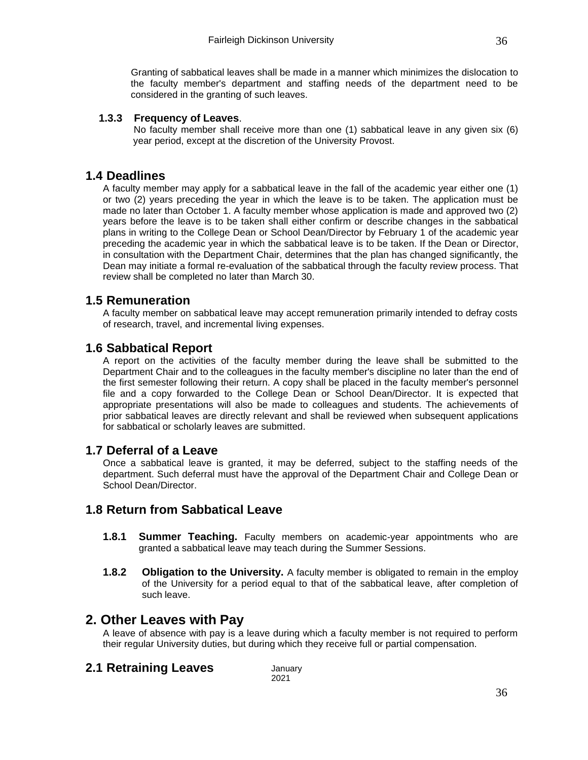Granting of sabbatical leaves shall be made in a manner which minimizes the dislocation to the faculty member's department and staffing needs of the department need to be considered in the granting of such leaves.

**1.3.3 Frequency of Leaves**.
No faculty member shall receive more than one (1) sabbatical leave in any given six (6) year period, except at the discretion of the University Provost.

## 1.4 Deadlines

A faculty member may apply for a sabbatical leave in the fall of the academic year either one (1) or two (2) years preceding the year in which the leave is to be taken. The application must be made no later than October 1. A faculty member whose application is made and approved two (2) years before the leave is to be taken shall either confirm or describe changes in the sabbatical plans in writing to the College Dean or School Dean/Director by February 1 of the academic year preceding the academic year in which the sabbatical leave is to be taken. If the Dean or Director, in consultation with the Department Chair, determines that the plan has changed significantly, the Dean may initiate a formal re-evaluation of the sabbatical through the faculty review process. That review shall be completed no later than March 30.

## 1.5 Remuneration

A faculty member on sabbatical leave may accept remuneration primarily intended to defray costs of research, travel, and incremental living expenses.

## 1.6 Sabbatical Report

A report on the activities of the faculty member during the leave shall be submitted to the Department Chair and to the colleagues in the faculty member's discipline no later than the end of the first semester following their return. A copy shall be placed in the faculty member's personnel file and a copy forwarded to the College Dean or School Dean/Director. It is expected that appropriate presentations will also be made to colleagues and students. The achievements of prior sabbatical leaves are directly relevant and shall be reviewed when subsequent applications for sabbatical or scholarly leaves are submitted.

## 1.7 Deferral of a Leave

Once a sabbatical leave is granted, it may be deferred, subject to the staffing needs of the department. Such deferral must have the approval of the Department Chair and College Dean or School Dean/Director.

## 1.8 Return from Sabbatical Leave

**1.8.1 Summer Teaching.** Faculty members on academic-year appointments who are granted a sabbatical leave may teach during the Summer Sessions.

**1.8.2 Obligation to the University.** A faculty member is obligated to remain in the employ of the University for a period equal to that of the sabbatical leave, after completion of such leave.

# 2. Other Leaves with Pay

A leave of absence with pay is a leave during which a faculty member is not required to perform their regular University duties, but during which they receive full or partial compensation.

## 2.1 Retraining Leaves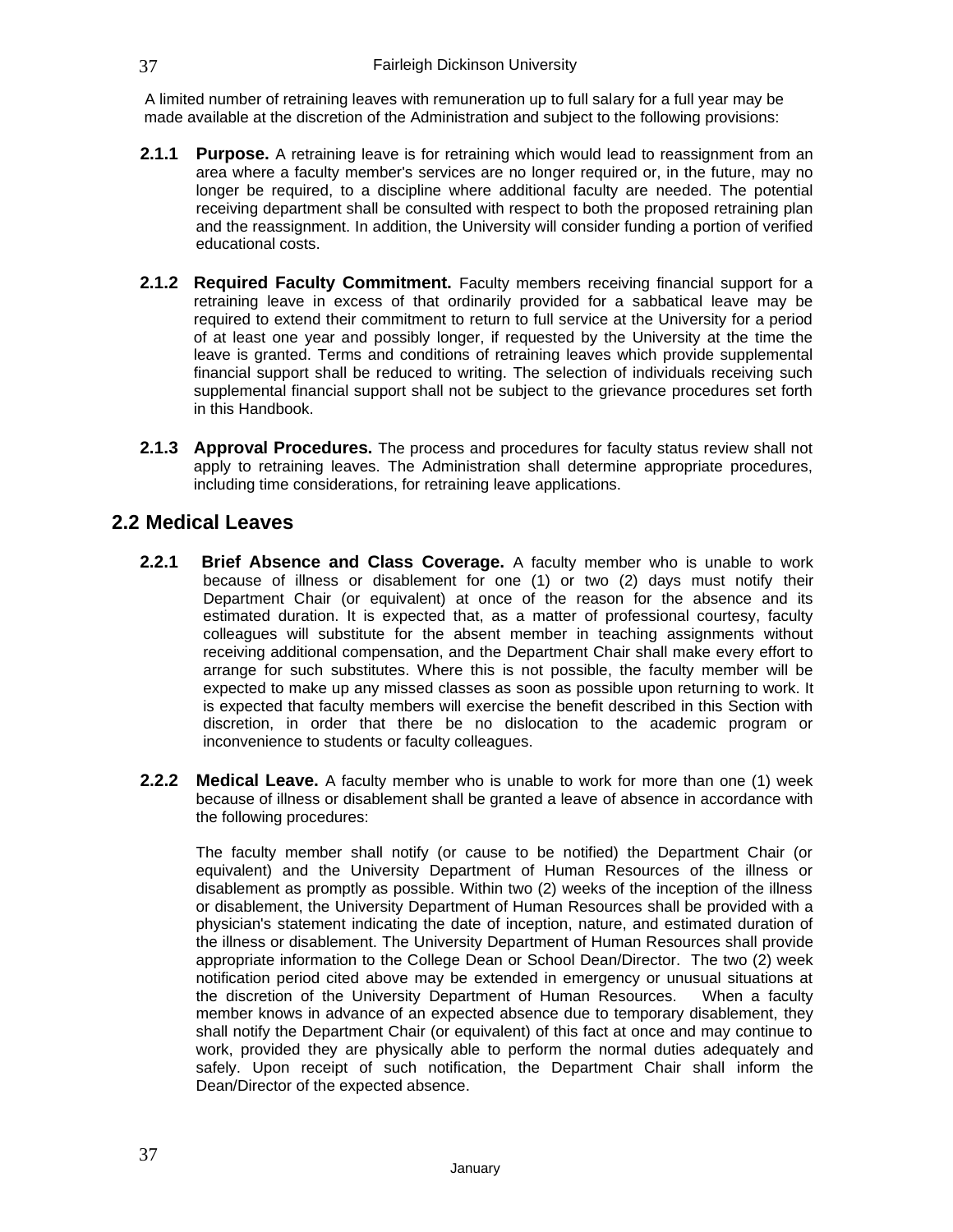A limited number of retraining leaves with remuneration up to full salary for a full year may be made available at the discretion of the Administration and subject to the following provisions:

**2.1.1 Purpose.** A retraining leave is for retraining which would lead to reassignment from an area where a faculty member's services are no longer required or, in the future, may no longer be required, to a discipline where additional faculty are needed. The potential receiving department shall be consulted with respect to both the proposed retraining plan and the reassignment. In addition, the University will consider funding a portion of verified educational costs.

**2.1.2 Required Faculty Commitment.** Faculty members receiving financial support for a retraining leave in excess of that ordinarily provided for a sabbatical leave may be required to extend their commitment to return to full service at the University for a period of at least one year and possibly longer, if requested by the University at the time the leave is granted. Terms and conditions of retraining leaves which provide supplemental financial support shall be reduced to writing. The selection of individuals receiving such supplemental financial support shall not be subject to the grievance procedures set forth in this Handbook.

**2.1.3 Approval Procedures.** The process and procedures for faculty status review shall not apply to retraining leaves. The Administration shall determine appropriate procedures, including time considerations, for retraining leave applications.

## 2.2 Medical Leaves

**2.2.1 Brief Absence and Class Coverage.** A faculty member who is unable to work because of illness or disablement for one (1) or two (2) days must notify their Department Chair (or equivalent) at once of the reason for the absence and its estimated duration. It is expected that, as a matter of professional courtesy, faculty colleagues will substitute for the absent member in teaching assignments without receiving additional compensation, and the Department Chair shall make every effort to arrange for such substitutes. Where this is not possible, the faculty member will be expected to make up any missed classes as soon as possible upon returning to work. It is expected that faculty members will exercise the benefit described in this Section with discretion, in order that there be no dislocation to the academic program or inconvenience to students or faculty colleagues.

**2.2.2 Medical Leave.** A faculty member who is unable to work for more than one (1) week because of illness or disablement shall be granted a leave of absence in accordance with the following procedures:

The faculty member shall notify (or cause to be notified) the Department Chair (or equivalent) and the University Department of Human Resources of the illness or disablement as promptly as possible. Within two (2) weeks of the inception of the illness or disablement, the University Department of Human Resources shall be provided with a physician's statement indicating the date of inception, nature, and estimated duration of the illness or disablement. The University Department of Human Resources shall provide appropriate information to the College Dean or School Dean/Director. The two (2) week notification period cited above may be extended in emergency or unusual situations at the discretion of the University Department of Human Resources. When a faculty member knows in advance of an expected absence due to temporary disablement, they shall notify the Department Chair (or equivalent) of this fact at once and may continue to work, provided they are physically able to perform the normal duties adequately and safely. Upon receipt of such notification, the Department Chair shall inform the Dean/Director of the expected absence.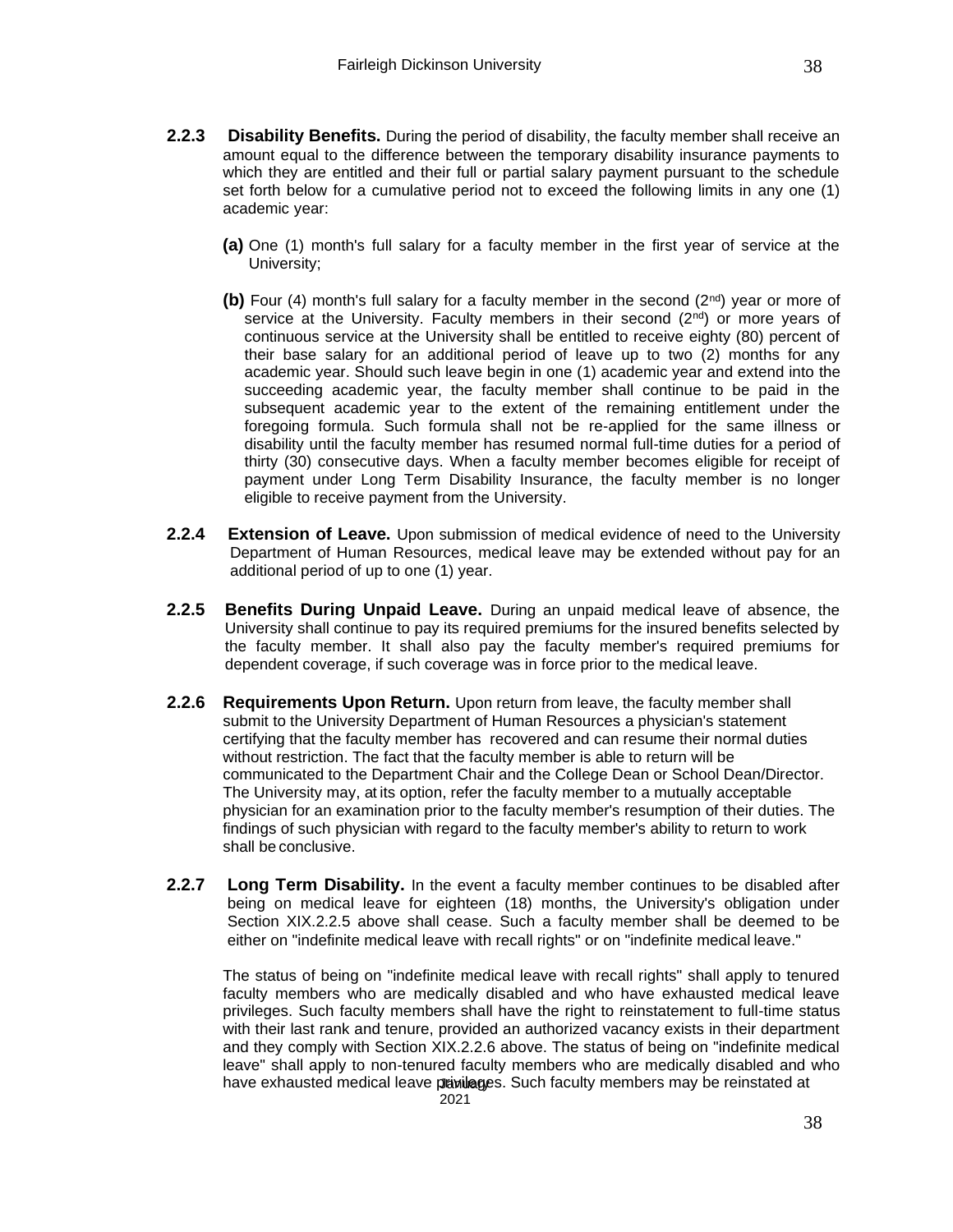**2.2.3 Disability Benefits.** During the period of disability, the faculty member shall receive an amount equal to the difference between the temporary disability insurance payments to which they are entitled and their full or partial salary payment pursuant to the schedule set forth below for a cumulative period not to exceed the following limits in any one (1) academic year:

**(a)** One (1) month's full salary for a faculty member in the first year of service at the University;

**(b)** Four (4) month's full salary for a faculty member in the second (2nd) year or more of service at the University. Faculty members in their second (2nd) or more years of continuous service at the University shall be entitled to receive eighty (80) percent of their base salary for an additional period of leave up to two (2) months for any academic year. Should such leave begin in one (1) academic year and extend into the succeeding academic year, the faculty member shall continue to be paid in the subsequent academic year to the extent of the remaining entitlement under the foregoing formula. Such formula shall not be re-applied for the same illness or disability until the faculty member has resumed normal full-time duties for a period of thirty (30) consecutive days. When a faculty member becomes eligible for receipt of payment under Long Term Disability Insurance, the faculty member is no longer eligible to receive payment from the University.

**2.2.4 Extension of Leave.** Upon submission of medical evidence of need to the University Department of Human Resources, medical leave may be extended without pay for an additional period of up to one (1) year.

**2.2.5 Benefits During Unpaid Leave.** During an unpaid medical leave of absence, the University shall continue to pay its required premiums for the insured benefits selected by the faculty member. It shall also pay the faculty member's required premiums for dependent coverage, if such coverage was in force prior to the medical leave.

**2.2.6 Requirements Upon Return.** Upon return from leave, the faculty member shall submit to the University Department of Human Resources a physician's statement certifying that the faculty member has recovered and can resume their normal duties without restriction. The fact that the faculty member is able to return will be communicated to the Department Chair and the College Dean or School Dean/Director. The University may, at its option, refer the faculty member to a mutually acceptable physician for an examination prior to the faculty member's resumption of their duties. The findings of such physician with regard to the faculty member's ability to return to work shall be conclusive.

**2.2.7 Long Term Disability.** In the event a faculty member continues to be disabled after being on medical leave for eighteen (18) months, the University's obligation under Section XIX.2.2.5 above shall cease. Such a faculty member shall be deemed to be either on "indefinite medical leave with recall rights" or on "indefinite medical leave."

The status of being on "indefinite medical leave with recall rights" shall apply to tenured faculty members who are medically disabled and who have exhausted medical leave privileges. Such faculty members shall have the right to reinstatement to full-time status with their last rank and tenure, provided an authorized vacancy exists in their department and they comply with Section XIX.2.2.6 above. The status of being on "indefinite medical leave" shall apply to non-tenured faculty members who are medically disabled and who have exhausted medical leave privileges. Such faculty members may be reinstated at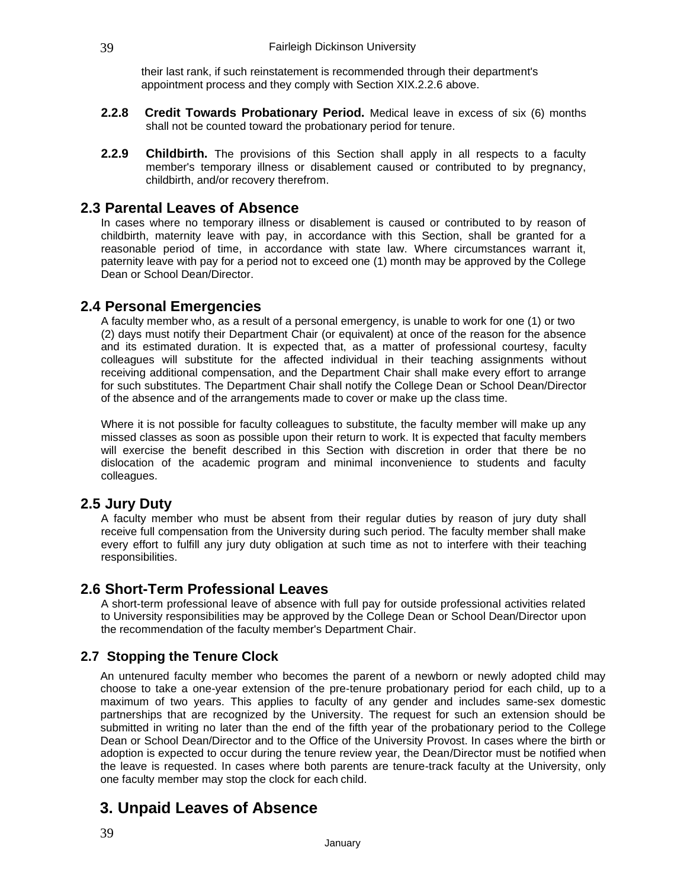their last rank, if such reinstatement is recommended through their department's appointment process and they comply with Section XIX.2.2.6 above.

**2.2.8 Credit Towards Probationary Period.** Medical leave in excess of six (6) months shall not be counted toward the probationary period for tenure.

**2.2.9 Childbirth.** The provisions of this Section shall apply in all respects to a faculty member's temporary illness or disablement caused or contributed to by pregnancy, childbirth, and/or recovery therefrom.

## 2.3 Parental Leaves of Absence

In cases where no temporary illness or disablement is caused or contributed to by reason of childbirth, maternity leave with pay, in accordance with this Section, shall be granted for a reasonable period of time, in accordance with state law. Where circumstances warrant it, paternity leave with pay for a period not to exceed one (1) month may be approved by the College Dean or School Dean/Director.

## 2.4 Personal Emergencies

A faculty member who, as a result of a personal emergency, is unable to work for one (1) or two (2) days must notify their Department Chair (or equivalent) at once of the reason for the absence and its estimated duration. It is expected that, as a matter of professional courtesy, faculty colleagues will substitute for the affected individual in their teaching assignments without receiving additional compensation, and the Department Chair shall make every effort to arrange for such substitutes. The Department Chair shall notify the College Dean or School Dean/Director of the absence and of the arrangements made to cover or make up the class time.

Where it is not possible for faculty colleagues to substitute, the faculty member will make up any missed classes as soon as possible upon their return to work. It is expected that faculty members will exercise the benefit described in this Section with discretion in order that there be no dislocation of the academic program and minimal inconvenience to students and faculty colleagues.

## 2.5 Jury Duty

A faculty member who must be absent from their regular duties by reason of jury duty shall receive full compensation from the University during such period. The faculty member shall make every effort to fulfill any jury duty obligation at such time as not to interfere with their teaching responsibilities.

## 2.6 Short-Term Professional Leaves

A short-term professional leave of absence with full pay for outside professional activities related to University responsibilities may be approved by the College Dean or School Dean/Director upon the recommendation of the faculty member's Department Chair.

## 2.7 Stopping the Tenure Clock

An untenured faculty member who becomes the parent of a newborn or newly adopted child may choose to take a one-year extension of the pre-tenure probationary period for each child, up to a maximum of two years. This applies to faculty of any gender and includes same-sex domestic partnerships that are recognized by the University. The request for such an extension should be submitted in writing no later than the end of the fifth year of the probationary period to the College Dean or School Dean/Director and to the Office of the University Provost. In cases where the birth or adoption is expected to occur during the tenure review year, the Dean/Director must be notified when the leave is requested. In cases where both parents are tenure-track faculty at the University, only one faculty member may stop the clock for each child.

# 3. Unpaid Leaves of Absence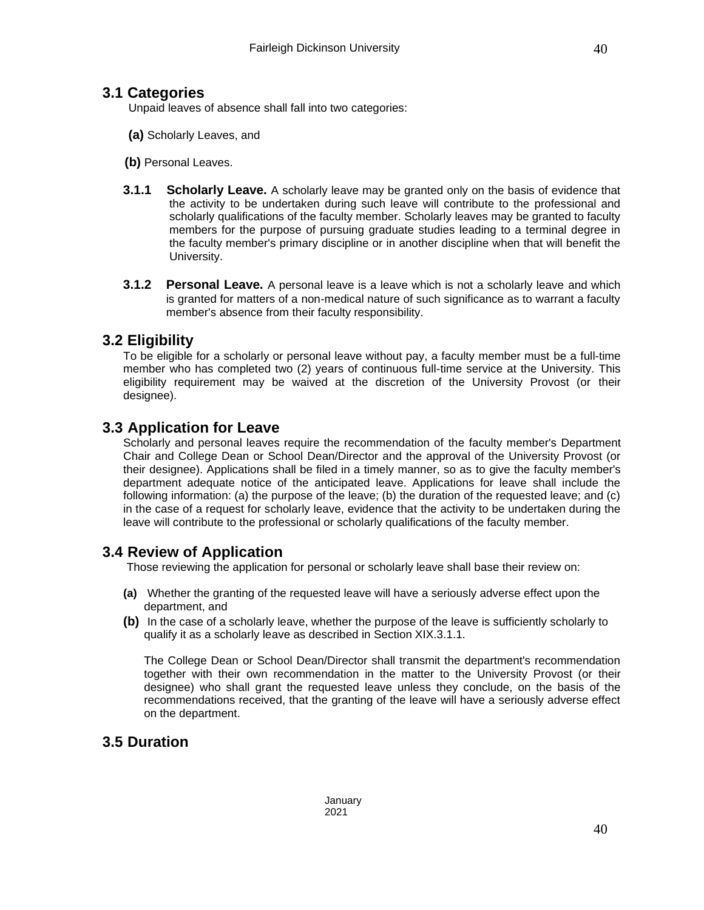## 3.1 Categories

Unpaid leaves of absence shall fall into two categories:

**(a)** Scholarly Leaves, and

**(b)** Personal Leaves.

**3.1.1 Scholarly Leave.** A scholarly leave may be granted only on the basis of evidence that the activity to be undertaken during such leave will contribute to the professional and scholarly qualifications of the faculty member. Scholarly leaves may be granted to faculty members for the purpose of pursuing graduate studies leading to a terminal degree in the faculty member's primary discipline or in another discipline when that will benefit the University.

**3.1.2 Personal Leave.** A personal leave is a leave which is not a scholarly leave and which is granted for matters of a non-medical nature of such significance as to warrant a faculty member's absence from their faculty responsibility.

## 3.2 Eligibility

To be eligible for a scholarly or personal leave without pay, a faculty member must be a full-time member who has completed two (2) years of continuous full-time service at the University. This eligibility requirement may be waived at the discretion of the University Provost (or their designee).

## 3.3 Application for Leave

Scholarly and personal leaves require the recommendation of the faculty member's Department Chair and College Dean or School Dean/Director and the approval of the University Provost (or their designee). Applications shall be filed in a timely manner, so as to give the faculty member's department adequate notice of the anticipated leave. Applications for leave shall include the following information: (a) the purpose of the leave; (b) the duration of the requested leave; and (c) in the case of a request for scholarly leave, evidence that the activity to be undertaken during the leave will contribute to the professional or scholarly qualifications of the faculty member.

## 3.4 Review of Application

Those reviewing the application for personal or scholarly leave shall base their review on:

**(a)** Whether the granting of the requested leave will have a seriously adverse effect upon the department, and

**(b)** In the case of a scholarly leave, whether the purpose of the leave is sufficiently scholarly to qualify it as a scholarly leave as described in Section XIX.3.1.1.

The College Dean or School Dean/Director shall transmit the department's recommendation together with their own recommendation in the matter to the University Provost (or their designee) who shall grant the requested leave unless they conclude, on the basis of the recommendations received, that the granting of the leave will have a seriously adverse effect on the department.

## 3.5 Duration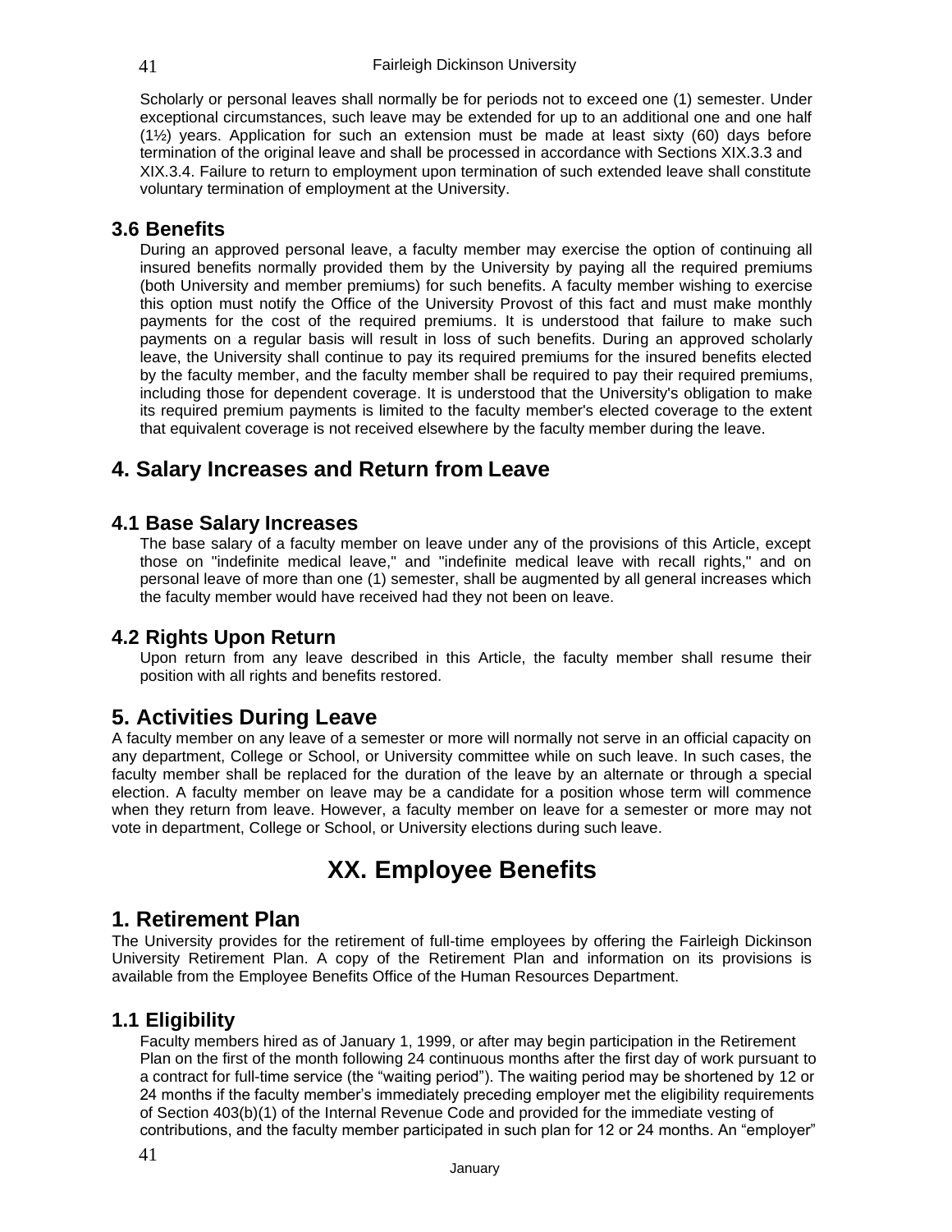Scholarly or personal leaves shall normally be for periods not to exceed one (1) semester. Under exceptional circumstances, such leave may be extended for up to an additional one and one half (1½) years. Application for such an extension must be made at least sixty (60) days before termination of the original leave and shall be processed in accordance with Sections XIX.3.3 and XIX.3.4. Failure to return to employment upon termination of such extended leave shall constitute voluntary termination of employment at the University.

### 3.6 Benefits

During an approved personal leave, a faculty member may exercise the option of continuing all insured benefits normally provided them by the University by paying all the required premiums (both University and member premiums) for such benefits. A faculty member wishing to exercise this option must notify the Office of the University Provost of this fact and must make monthly payments for the cost of the required premiums. It is understood that failure to make such payments on a regular basis will result in loss of such benefits. During an approved scholarly leave, the University shall continue to pay its required premiums for the insured benefits elected by the faculty member, and the faculty member shall be required to pay their required premiums, including those for dependent coverage. It is understood that the University's obligation to make its required premium payments is limited to the faculty member's elected coverage to the extent that equivalent coverage is not received elsewhere by the faculty member during the leave.

## 4. Salary Increases and Return from Leave

### 4.1 Base Salary Increases

The base salary of a faculty member on leave under any of the provisions of this Article, except those on "indefinite medical leave," and "indefinite medical leave with recall rights," and on personal leave of more than one (1) semester, shall be augmented by all general increases which the faculty member would have received had they not been on leave.

### 4.2 Rights Upon Return

Upon return from any leave described in this Article, the faculty member shall resume their position with all rights and benefits restored.

## 5. Activities During Leave

A faculty member on any leave of a semester or more will normally not serve in an official capacity on any department, College or School, or University committee while on such leave. In such cases, the faculty member shall be replaced for the duration of the leave by an alternate or through a special election. A faculty member on leave may be a candidate for a position whose term will commence when they return from leave. However, a faculty member on leave for a semester or more may not vote in department, College or School, or University elections during such leave.

# XX. Employee Benefits

## 1. Retirement Plan

The University provides for the retirement of full-time employees by offering the Fairleigh Dickinson University Retirement Plan. A copy of the Retirement Plan and information on its provisions is available from the Employee Benefits Office of the Human Resources Department.

### 1.1 Eligibility

Faculty members hired as of January 1, 1999, or after may begin participation in the Retirement Plan on the first of the month following 24 continuous months after the first day of work pursuant to a contract for full-time service (the "waiting period"). The waiting period may be shortened by 12 or 24 months if the faculty member's immediately preceding employer met the eligibility requirements of Section 403(b)(1) of the Internal Revenue Code and provided for the immediate vesting of contributions, and the faculty member participated in such plan for 12 or 24 months. An "employer"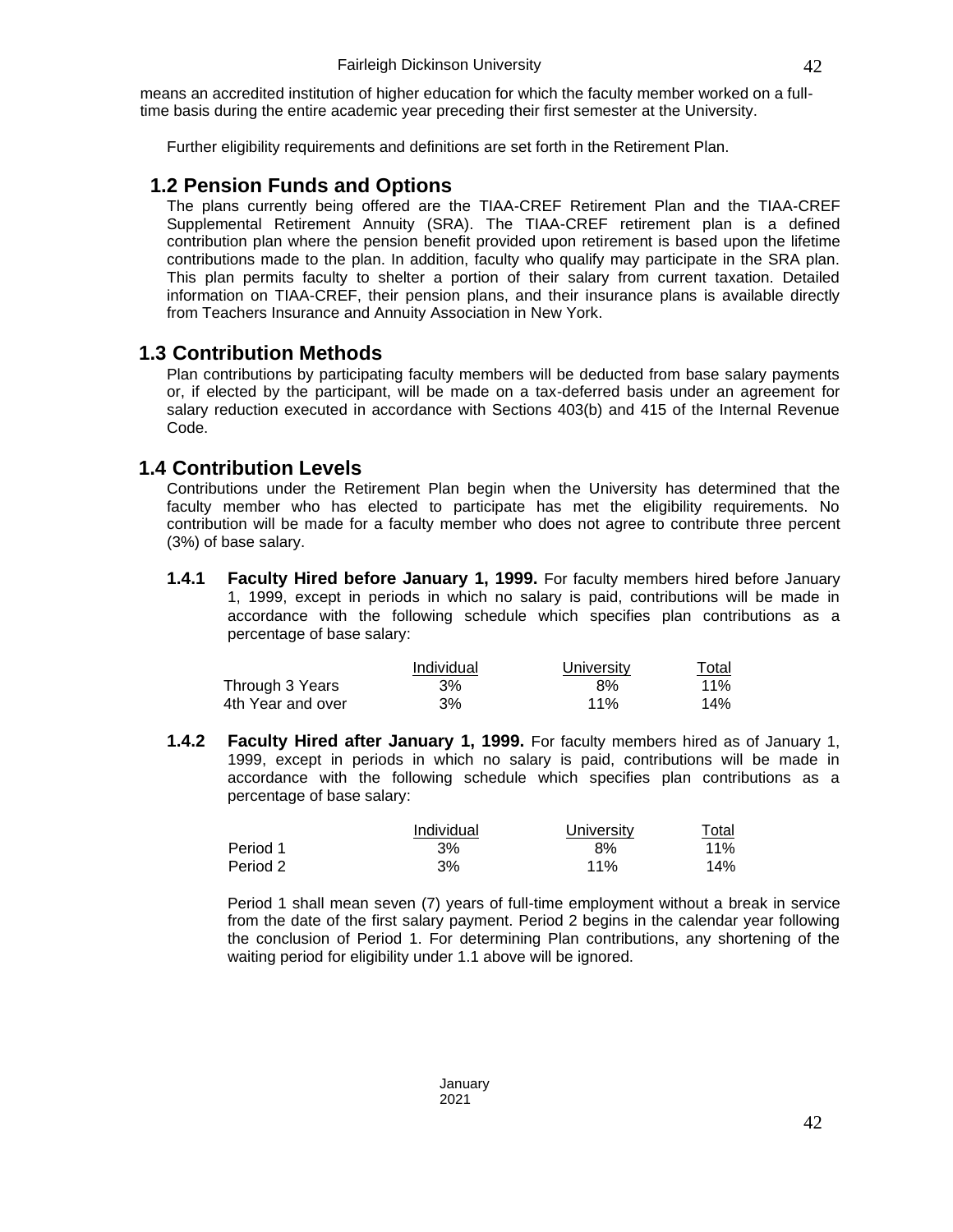means an accredited institution of higher education for which the faculty member worked on a full-time basis during the entire academic year preceding their first semester at the University.

Further eligibility requirements and definitions are set forth in the Retirement Plan.

## 1.2 Pension Funds and Options

The plans currently being offered are the TIAA-CREF Retirement Plan and the TIAA-CREF Supplemental Retirement Annuity (SRA). The TIAA-CREF retirement plan is a defined contribution plan where the pension benefit provided upon retirement is based upon the lifetime contributions made to the plan. In addition, faculty who qualify may participate in the SRA plan. This plan permits faculty to shelter a portion of their salary from current taxation. Detailed information on TIAA-CREF, their pension plans, and their insurance plans is available directly from Teachers Insurance and Annuity Association in New York.

## 1.3 Contribution Methods

Plan contributions by participating faculty members will be deducted from base salary payments or, if elected by the participant, will be made on a tax-deferred basis under an agreement for salary reduction executed in accordance with Sections 403(b) and 415 of the Internal Revenue Code.

## 1.4 Contribution Levels

Contributions under the Retirement Plan begin when the University has determined that the faculty member who has elected to participate has met the eligibility requirements. No contribution will be made for a faculty member who does not agree to contribute three percent (3%) of base salary.

**1.4.1 Faculty Hired before January 1, 1999.** For faculty members hired before January 1, 1999, except in periods in which no salary is paid, contributions will be made in accordance with the following schedule which specifies plan contributions as a percentage of base salary:

| | Individual | University | Total |
|---|---|---|---|
| Through 3 Years | 3% | 8% | 11% |
| 4th Year and over | 3% | 11% | 14% |

**1.4.2 Faculty Hired after January 1, 1999.** For faculty members hired as of January 1, 1999, except in periods in which no salary is paid, contributions will be made in accordance with the following schedule which specifies plan contributions as a percentage of base salary:

| | Individual | University | Total |
|---|---|---|---|
| Period 1 | 3% | 8% | 11% |
| Period 2 | 3% | 11% | 14% |

Period 1 shall mean seven (7) years of full-time employment without a break in service from the date of the first salary payment. Period 2 begins in the calendar year following the conclusion of Period 1. For determining Plan contributions, any shortening of the waiting period for eligibility under 1.1 above will be ignored.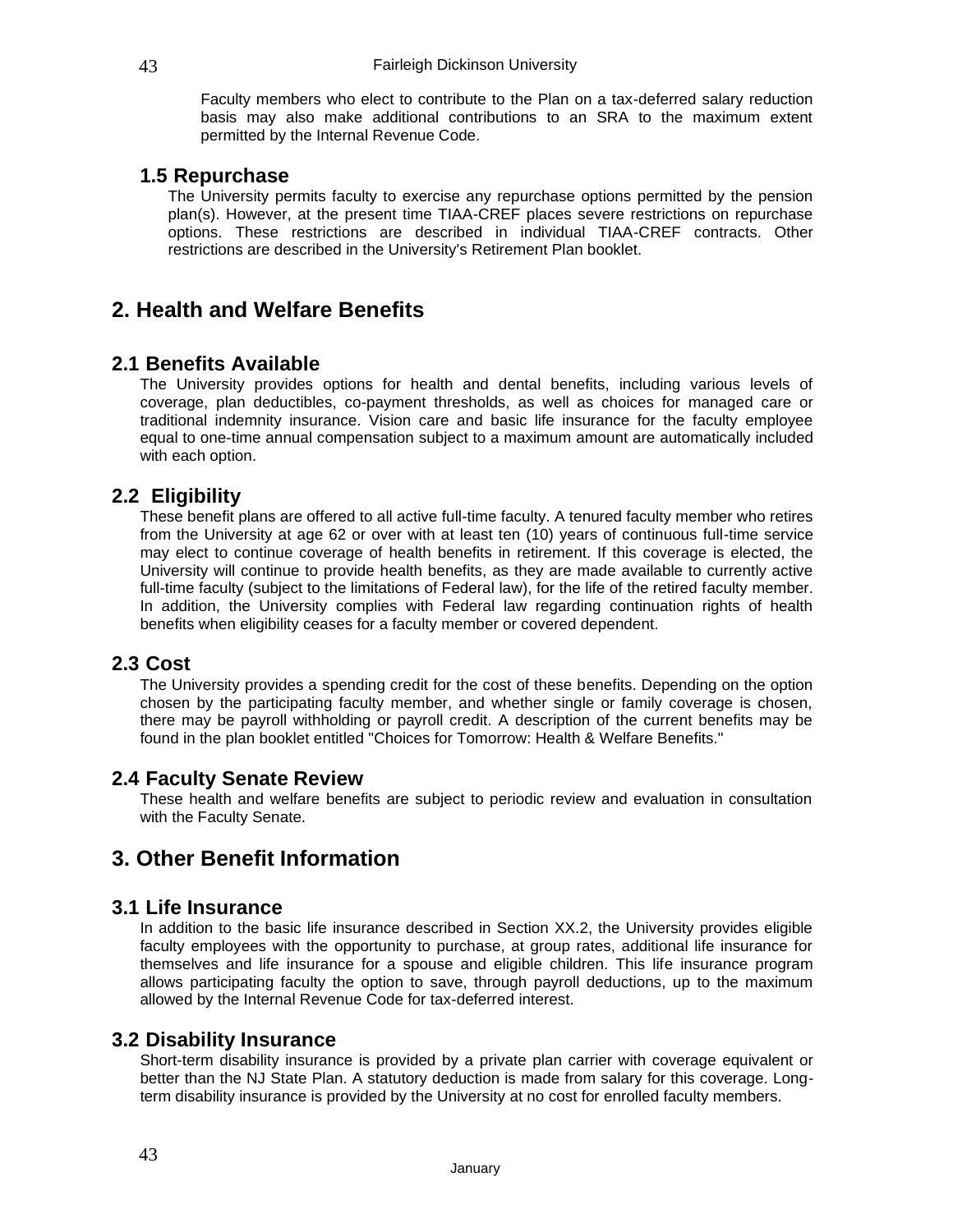Faculty members who elect to contribute to the Plan on a tax-deferred salary reduction basis may also make additional contributions to an SRA to the maximum extent permitted by the Internal Revenue Code.

### 1.5 Repurchase

The University permits faculty to exercise any repurchase options permitted by the pension plan(s). However, at the present time TIAA-CREF places severe restrictions on repurchase options. These restrictions are described in individual TIAA-CREF contracts. Other restrictions are described in the University's Retirement Plan booklet.

## 2. Health and Welfare Benefits

### 2.1 Benefits Available

The University provides options for health and dental benefits, including various levels of coverage, plan deductibles, co-payment thresholds, as well as choices for managed care or traditional indemnity insurance. Vision care and basic life insurance for the faculty employee equal to one-time annual compensation subject to a maximum amount are automatically included with each option.

### 2.2 Eligibility

These benefit plans are offered to all active full-time faculty. A tenured faculty member who retires from the University at age 62 or over with at least ten (10) years of continuous full-time service may elect to continue coverage of health benefits in retirement. If this coverage is elected, the University will continue to provide health benefits, as they are made available to currently active full-time faculty (subject to the limitations of Federal law), for the life of the retired faculty member. In addition, the University complies with Federal law regarding continuation rights of health benefits when eligibility ceases for a faculty member or covered dependent.

### 2.3 Cost

The University provides a spending credit for the cost of these benefits. Depending on the option chosen by the participating faculty member, and whether single or family coverage is chosen, there may be payroll withholding or payroll credit. A description of the current benefits may be found in the plan booklet entitled "Choices for Tomorrow: Health & Welfare Benefits."

### 2.4 Faculty Senate Review

These health and welfare benefits are subject to periodic review and evaluation in consultation with the Faculty Senate.

## 3. Other Benefit Information

### 3.1 Life Insurance

In addition to the basic life insurance described in Section XX.2, the University provides eligible faculty employees with the opportunity to purchase, at group rates, additional life insurance for themselves and life insurance for a spouse and eligible children. This life insurance program allows participating faculty the option to save, through payroll deductions, up to the maximum allowed by the Internal Revenue Code for tax-deferred interest.

### 3.2 Disability Insurance

Short-term disability insurance is provided by a private plan carrier with coverage equivalent or better than the NJ State Plan. A statutory deduction is made from salary for this coverage. Long-term disability insurance is provided by the University at no cost for enrolled faculty members.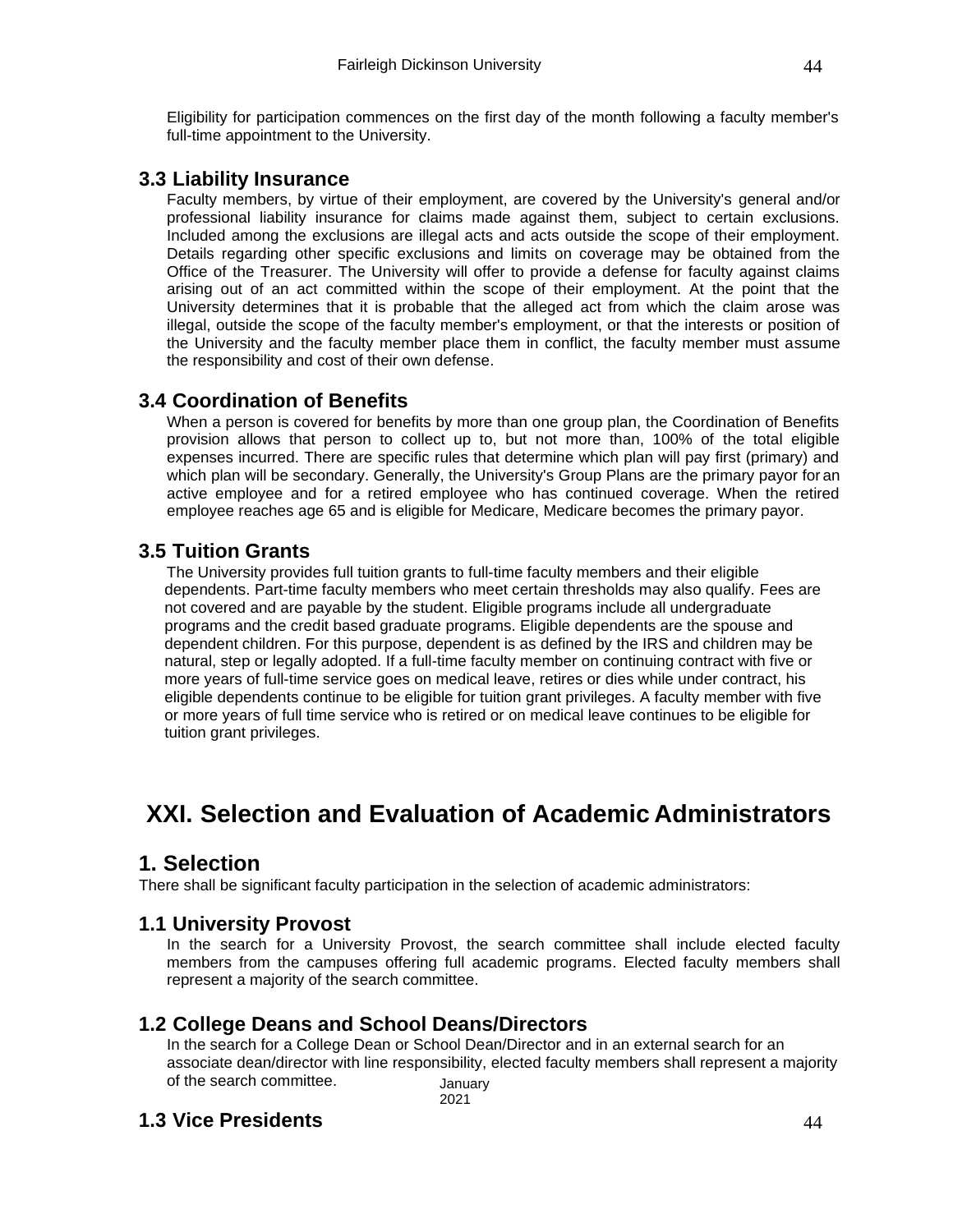Eligibility for participation commences on the first day of the month following a faculty member's full-time appointment to the University.

### 3.3 Liability Insurance

Faculty members, by virtue of their employment, are covered by the University's general and/or professional liability insurance for claims made against them, subject to certain exclusions. Included among the exclusions are illegal acts and acts outside the scope of their employment. Details regarding other specific exclusions and limits on coverage may be obtained from the Office of the Treasurer. The University will offer to provide a defense for faculty against claims arising out of an act committed within the scope of their employment. At the point that the University determines that it is probable that the alleged act from which the claim arose was illegal, outside the scope of the faculty member's employment, or that the interests or position of the University and the faculty member place them in conflict, the faculty member must assume the responsibility and cost of their own defense.

### 3.4 Coordination of Benefits

When a person is covered for benefits by more than one group plan, the Coordination of Benefits provision allows that person to collect up to, but not more than, 100% of the total eligible expenses incurred. There are specific rules that determine which plan will pay first (primary) and which plan will be secondary. Generally, the University's Group Plans are the primary payor for an active employee and for a retired employee who has continued coverage. When the retired employee reaches age 65 and is eligible for Medicare, Medicare becomes the primary payor.

### 3.5 Tuition Grants

The University provides full tuition grants to full-time faculty members and their eligible dependents. Part-time faculty members who meet certain thresholds may also qualify. Fees are not covered and are payable by the student. Eligible programs include all undergraduate programs and the credit based graduate programs. Eligible dependents are the spouse and dependent children. For this purpose, dependent is as defined by the IRS and children may be natural, step or legally adopted. If a full-time faculty member on continuing contract with five or more years of full-time service goes on medical leave, retires or dies while under contract, his eligible dependents continue to be eligible for tuition grant privileges. A faculty member with five or more years of full time service who is retired or on medical leave continues to be eligible for tuition grant privileges.

# XXI. Selection and Evaluation of Academic Administrators

## 1. Selection

There shall be significant faculty participation in the selection of academic administrators:

### 1.1 University Provost

In the search for a University Provost, the search committee shall include elected faculty members from the campuses offering full academic programs. Elected faculty members shall represent a majority of the search committee.

### 1.2 College Deans and School Deans/Directors

In the search for a College Dean or School Dean/Director and in an external search for an associate dean/director with line responsibility, elected faculty members shall represent a majority of the search committee.

### 1.3 Vice Presidents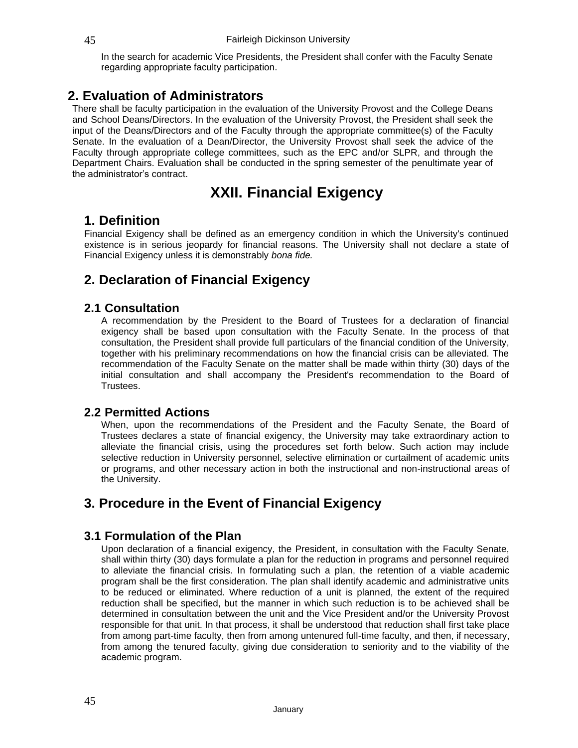In the search for academic Vice Presidents, the President shall confer with the Faculty Senate regarding appropriate faculty participation.

## 2. Evaluation of Administrators

There shall be faculty participation in the evaluation of the University Provost and the College Deans and School Deans/Directors. In the evaluation of the University Provost, the President shall seek the input of the Deans/Directors and of the Faculty through the appropriate committee(s) of the Faculty Senate. In the evaluation of a Dean/Director, the University Provost shall seek the advice of the Faculty through appropriate college committees, such as the EPC and/or SLPR, and through the Department Chairs. Evaluation shall be conducted in the spring semester of the penultimate year of the administrator's contract.

# XXII. Financial Exigency

## 1. Definition

Financial Exigency shall be defined as an emergency condition in which the University's continued existence is in serious jeopardy for financial reasons. The University shall not declare a state of Financial Exigency unless it is demonstrably *bona fide.*

## 2. Declaration of Financial Exigency

### 2.1 Consultation

A recommendation by the President to the Board of Trustees for a declaration of financial exigency shall be based upon consultation with the Faculty Senate. In the process of that consultation, the President shall provide full particulars of the financial condition of the University, together with his preliminary recommendations on how the financial crisis can be alleviated. The recommendation of the Faculty Senate on the matter shall be made within thirty (30) days of the initial consultation and shall accompany the President's recommendation to the Board of Trustees.

### 2.2 Permitted Actions

When, upon the recommendations of the President and the Faculty Senate, the Board of Trustees declares a state of financial exigency, the University may take extraordinary action to alleviate the financial crisis, using the procedures set forth below. Such action may include selective reduction in University personnel, selective elimination or curtailment of academic units or programs, and other necessary action in both the instructional and non-instructional areas of the University.

## 3. Procedure in the Event of Financial Exigency

### 3.1 Formulation of the Plan

Upon declaration of a financial exigency, the President, in consultation with the Faculty Senate, shall within thirty (30) days formulate a plan for the reduction in programs and personnel required to alleviate the financial crisis. In formulating such a plan, the retention of a viable academic program shall be the first consideration. The plan shall identify academic and administrative units to be reduced or eliminated. Where reduction of a unit is planned, the extent of the required reduction shall be specified, but the manner in which such reduction is to be achieved shall be determined in consultation between the unit and the Vice President and/or the University Provost responsible for that unit. In that process, it shall be understood that reduction shall first take place from among part-time faculty, then from among untenured full-time faculty, and then, if necessary, from among the tenured faculty, giving due consideration to seniority and to the viability of the academic program.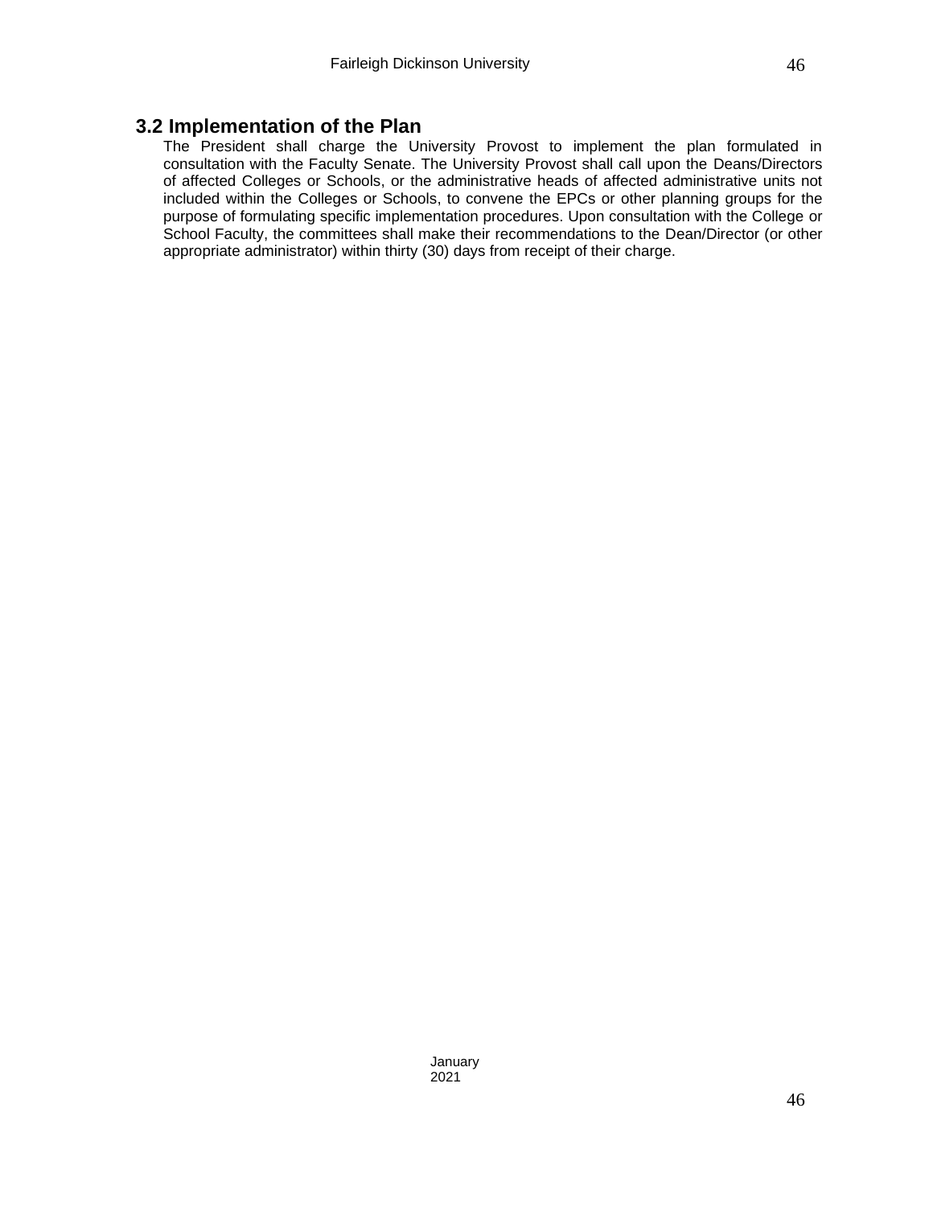## 3.2 Implementation of the Plan

The President shall charge the University Provost to implement the plan formulated in consultation with the Faculty Senate. The University Provost shall call upon the Deans/Directors of affected Colleges or Schools, or the administrative heads of affected administrative units not included within the Colleges or Schools, to convene the EPCs or other planning groups for the purpose of formulating specific implementation procedures. Upon consultation with the College or School Faculty, the committees shall make their recommendations to the Dean/Director (or other appropriate administrator) within thirty (30) days from receipt of their charge.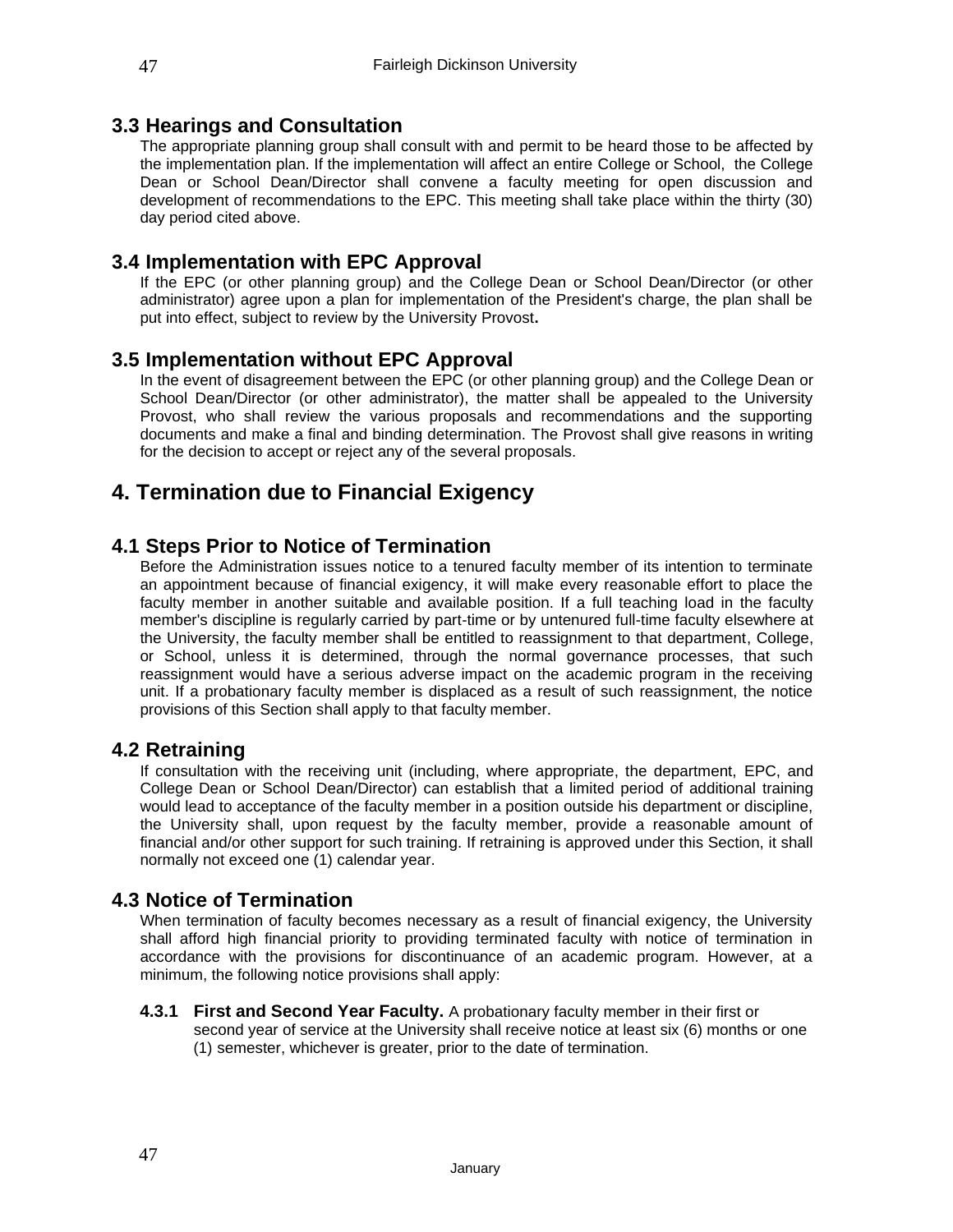## 3.3 Hearings and Consultation

The appropriate planning group shall consult with and permit to be heard those to be affected by the implementation plan. If the implementation will affect an entire College or School, the College Dean or School Dean/Director shall convene a faculty meeting for open discussion and development of recommendations to the EPC. This meeting shall take place within the thirty (30) day period cited above.

## 3.4 Implementation with EPC Approval

If the EPC (or other planning group) and the College Dean or School Dean/Director (or other administrator) agree upon a plan for implementation of the President's charge, the plan shall be put into effect, subject to review by the University Provost**.**

## 3.5 Implementation without EPC Approval

In the event of disagreement between the EPC (or other planning group) and the College Dean or School Dean/Director (or other administrator), the matter shall be appealed to the University Provost, who shall review the various proposals and recommendations and the supporting documents and make a final and binding determination. The Provost shall give reasons in writing for the decision to accept or reject any of the several proposals.

# 4. Termination due to Financial Exigency

## 4.1 Steps Prior to Notice of Termination

Before the Administration issues notice to a tenured faculty member of its intention to terminate an appointment because of financial exigency, it will make every reasonable effort to place the faculty member in another suitable and available position. If a full teaching load in the faculty member's discipline is regularly carried by part-time or by untenured full-time faculty elsewhere at the University, the faculty member shall be entitled to reassignment to that department, College, or School, unless it is determined, through the normal governance processes, that such reassignment would have a serious adverse impact on the academic program in the receiving unit. If a probationary faculty member is displaced as a result of such reassignment, the notice provisions of this Section shall apply to that faculty member.

## 4.2 Retraining

If consultation with the receiving unit (including, where appropriate, the department, EPC, and College Dean or School Dean/Director) can establish that a limited period of additional training would lead to acceptance of the faculty member in a position outside his department or discipline, the University shall, upon request by the faculty member, provide a reasonable amount of financial and/or other support for such training. If retraining is approved under this Section, it shall normally not exceed one (1) calendar year.

## 4.3 Notice of Termination

When termination of faculty becomes necessary as a result of financial exigency, the University shall afford high financial priority to providing terminated faculty with notice of termination in accordance with the provisions for discontinuance of an academic program. However, at a minimum, the following notice provisions shall apply:

**4.3.1 First and Second Year Faculty.** A probationary faculty member in their first or second year of service at the University shall receive notice at least six (6) months or one (1) semester, whichever is greater, prior to the date of termination.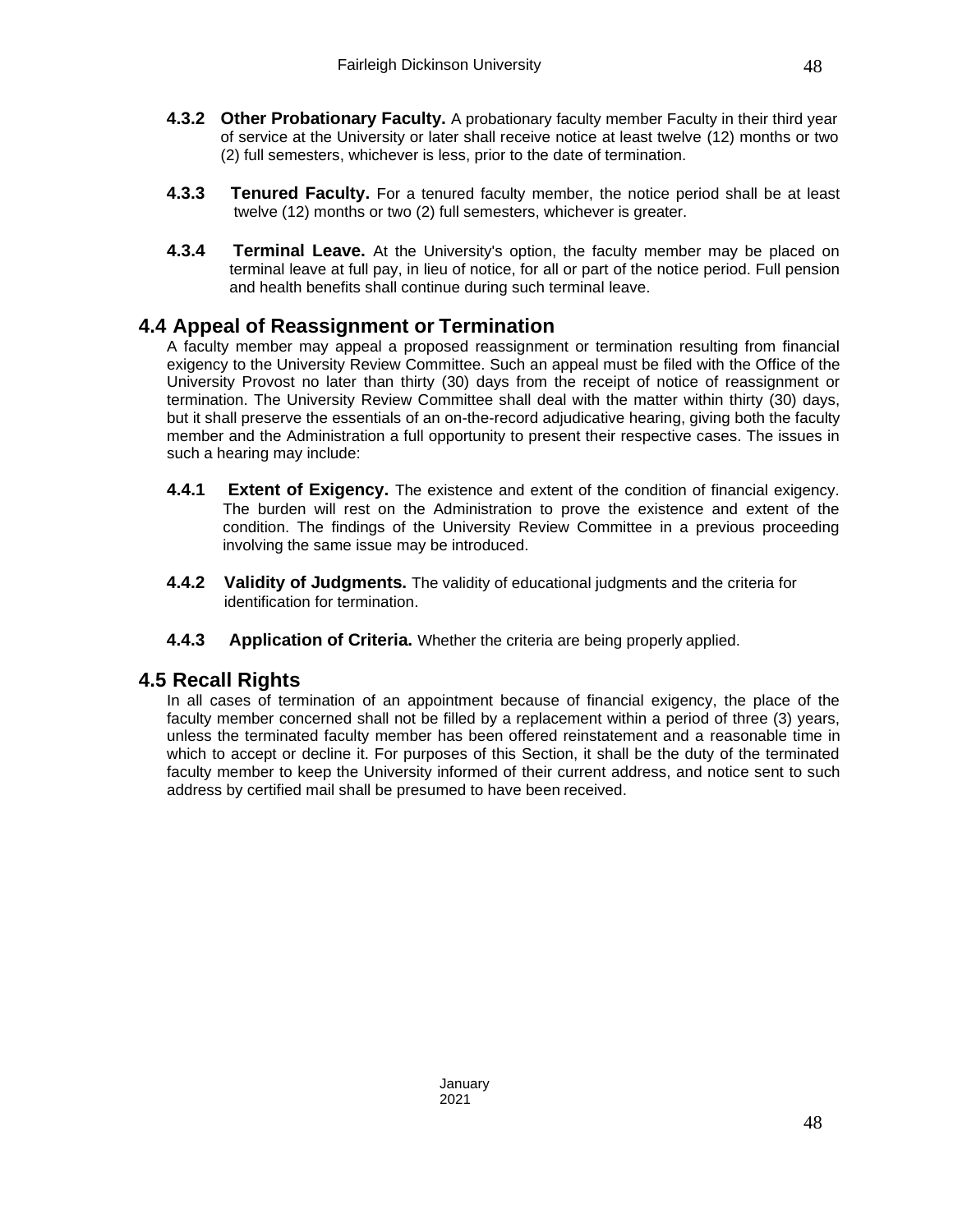**4.3.2 Other Probationary Faculty.** A probationary faculty member Faculty in their third year of service at the University or later shall receive notice at least twelve (12) months or two (2) full semesters, whichever is less, prior to the date of termination.

**4.3.3 Tenured Faculty.** For a tenured faculty member, the notice period shall be at least twelve (12) months or two (2) full semesters, whichever is greater.

**4.3.4 Terminal Leave.** At the University's option, the faculty member may be placed on terminal leave at full pay, in lieu of notice, for all or part of the notice period. Full pension and health benefits shall continue during such terminal leave.

## 4.4 Appeal of Reassignment or Termination

A faculty member may appeal a proposed reassignment or termination resulting from financial exigency to the University Review Committee. Such an appeal must be filed with the Office of the University Provost no later than thirty (30) days from the receipt of notice of reassignment or termination. The University Review Committee shall deal with the matter within thirty (30) days, but it shall preserve the essentials of an on-the-record adjudicative hearing, giving both the faculty member and the Administration a full opportunity to present their respective cases. The issues in such a hearing may include:

**4.4.1 Extent of Exigency.** The existence and extent of the condition of financial exigency. The burden will rest on the Administration to prove the existence and extent of the condition. The findings of the University Review Committee in a previous proceeding involving the same issue may be introduced.

**4.4.2 Validity of Judgments.** The validity of educational judgments and the criteria for identification for termination.

**4.4.3 Application of Criteria.** Whether the criteria are being properly applied.

## 4.5 Recall Rights

In all cases of termination of an appointment because of financial exigency, the place of the faculty member concerned shall not be filled by a replacement within a period of three (3) years, unless the terminated faculty member has been offered reinstatement and a reasonable time in which to accept or decline it. For purposes of this Section, it shall be the duty of the terminated faculty member to keep the University informed of their current address, and notice sent to such address by certified mail shall be presumed to have been received.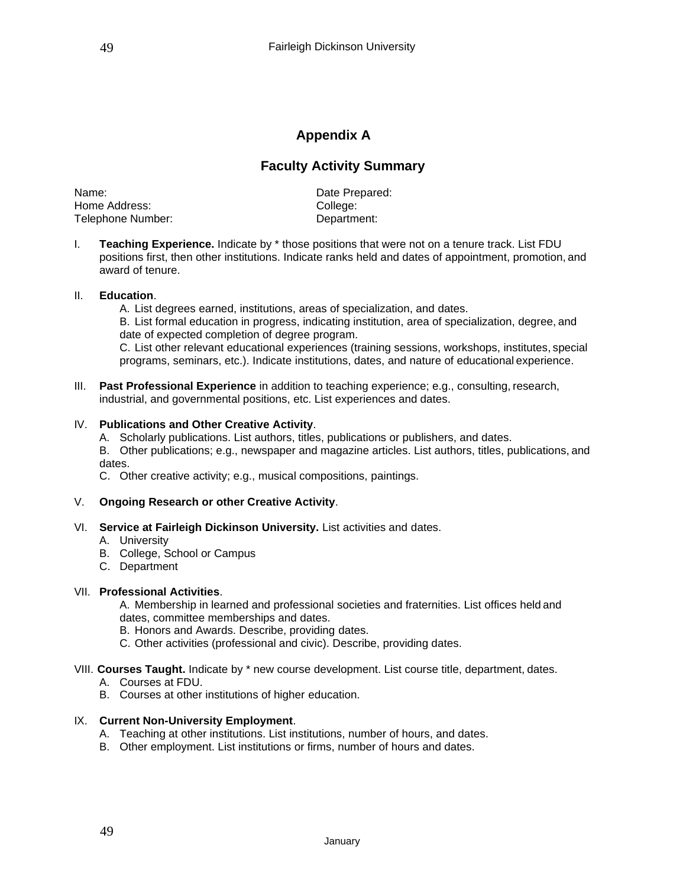# Appendix A

## Faculty Activity Summary

Name:
Home Address:
Telephone Number:

Date Prepared:
College:
Department:

I. **Teaching Experience.** Indicate by * those positions that were not on a tenure track. List FDU positions first, then other institutions. Indicate ranks held and dates of appointment, promotion, and award of tenure.

II. **Education**.
   A. List degrees earned, institutions, areas of specialization, and dates.
   B. List formal education in progress, indicating institution, area of specialization, degree, and date of expected completion of degree program.
   C. List other relevant educational experiences (training sessions, workshops, institutes, special programs, seminars, etc.). Indicate institutions, dates, and nature of educational experience.

III. **Past Professional Experience** in addition to teaching experience; e.g., consulting, research, industrial, and governmental positions, etc. List experiences and dates.

IV. **Publications and Other Creative Activity**.
   A. Scholarly publications. List authors, titles, publications or publishers, and dates.
   B. Other publications; e.g., newspaper and magazine articles. List authors, titles, publications, and dates.
   C. Other creative activity; e.g., musical compositions, paintings.

V. **Ongoing Research or other Creative Activity**.

VI. **Service at Fairleigh Dickinson University.** List activities and dates.
   A. University
   B. College, School or Campus
   C. Department

VII. **Professional Activities**.
   A. Membership in learned and professional societies and fraternities. List offices held and dates, committee memberships and dates.
   B. Honors and Awards. Describe, providing dates.
   C. Other activities (professional and civic). Describe, providing dates.

VIII. **Courses Taught.** Indicate by * new course development. List course title, department, dates.
   A. Courses at FDU.
   B. Courses at other institutions of higher education.

IX. **Current Non-University Employment**.
   A. Teaching at other institutions. List institutions, number of hours, and dates.
   B. Other employment. List institutions or firms, number of hours and dates.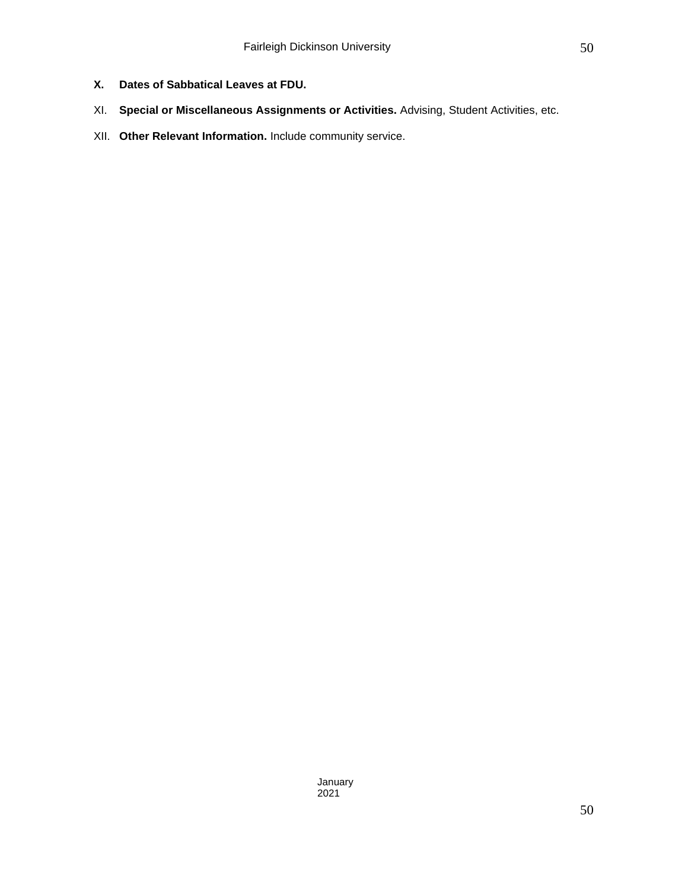**X. Dates of Sabbatical Leaves at FDU.**

XI. **Special or Miscellaneous Assignments or Activities.** Advising, Student Activities, etc.

XII. **Other Relevant Information.** Include community service.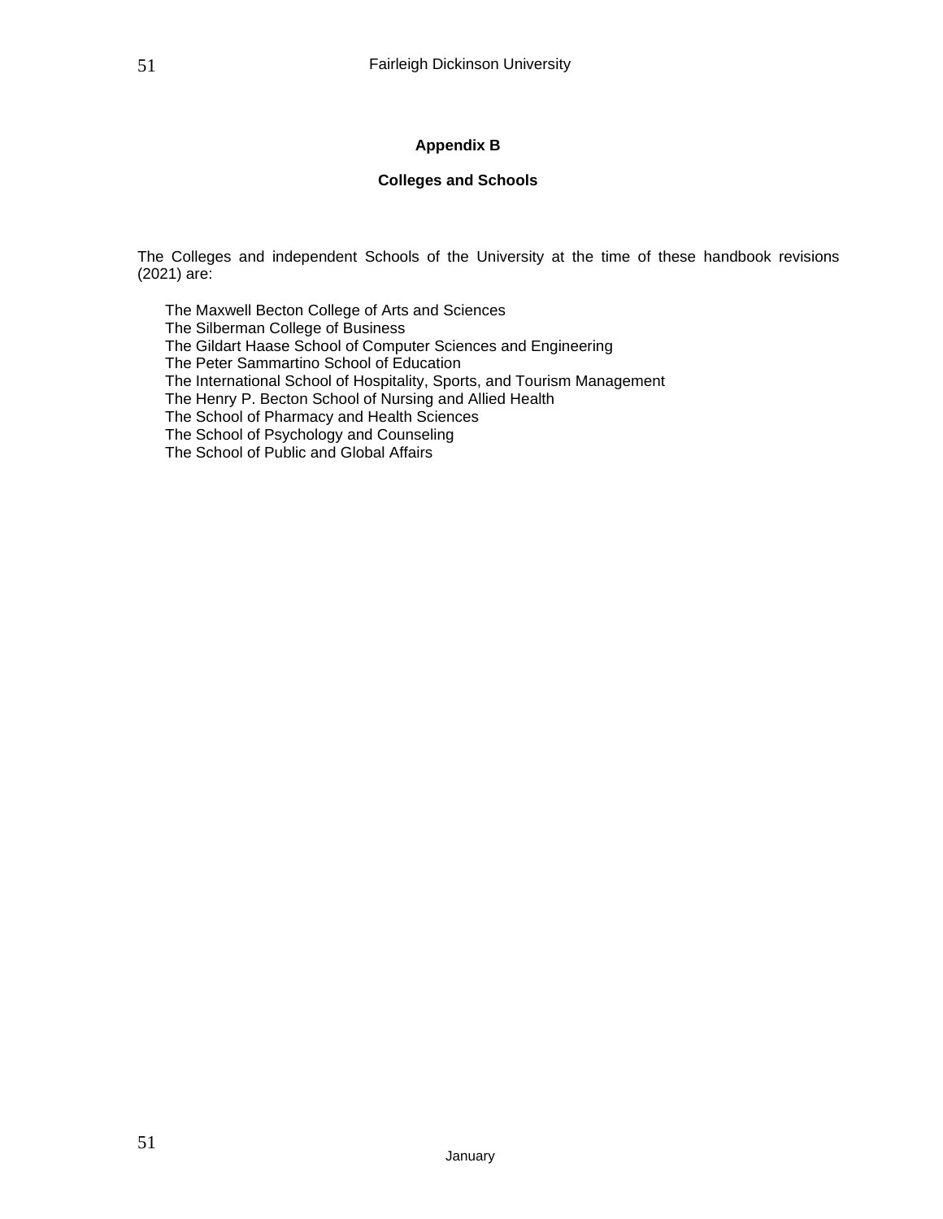## Appendix B

### Colleges and Schools

The Colleges and independent Schools of the University at the time of these handbook revisions (2021) are:

- The Maxwell Becton College of Arts and Sciences
- The Silberman College of Business
- The Gildart Haase School of Computer Sciences and Engineering
- The Peter Sammartino School of Education
- The International School of Hospitality, Sports, and Tourism Management
- The Henry P. Becton School of Nursing and Allied Health
- The School of Pharmacy and Health Sciences
- The School of Psychology and Counseling
- The School of Public and Global Affairs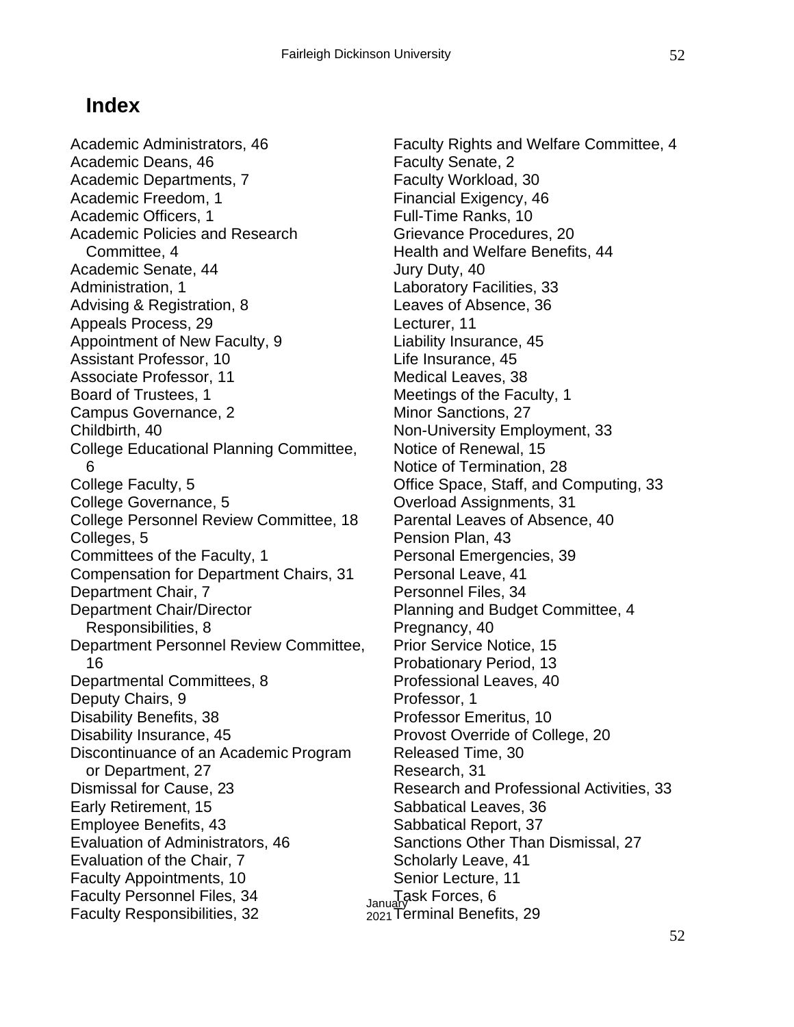# Index

Academic Administrators, 46
Academic Deans, 46
Academic Departments, 7
Academic Freedom, 1
Academic Officers, 1
Academic Policies and Research Committee, 4
Academic Senate, 44
Administration, 1
Advising & Registration, 8
Appeals Process, 29
Appointment of New Faculty, 9
Assistant Professor, 10
Associate Professor, 11
Board of Trustees, 1
Campus Governance, 2
Childbirth, 40
College Educational Planning Committee, 6
College Faculty, 5
College Governance, 5
College Personnel Review Committee, 18
Colleges, 5
Committees of the Faculty, 1
Compensation for Department Chairs, 31
Department Chair, 7
Department Chair/Director Responsibilities, 8
Department Personnel Review Committee, 16
Departmental Committees, 8
Deputy Chairs, 9
Disability Benefits, 38
Disability Insurance, 45
Discontinuance of an Academic Program or Department, 27
Dismissal for Cause, 23
Early Retirement, 15
Employee Benefits, 43
Evaluation of Administrators, 46
Evaluation of the Chair, 7
Faculty Appointments, 10
Faculty Personnel Files, 34
Faculty Responsibilities, 32
Faculty Rights and Welfare Committee, 4
Faculty Senate, 2
Faculty Workload, 30
Financial Exigency, 46
Full-Time Ranks, 10
Grievance Procedures, 20
Health and Welfare Benefits, 44
Jury Duty, 40
Laboratory Facilities, 33
Leaves of Absence, 36
Lecturer, 11
Liability Insurance, 45
Life Insurance, 45
Medical Leaves, 38
Meetings of the Faculty, 1
Minor Sanctions, 27
Non-University Employment, 33
Notice of Renewal, 15
Notice of Termination, 28
Office Space, Staff, and Computing, 33
Overload Assignments, 31
Parental Leaves of Absence, 40
Pension Plan, 43
Personal Emergencies, 39
Personal Leave, 41
Personnel Files, 34
Planning and Budget Committee, 4
Pregnancy, 40
Prior Service Notice, 15
Probationary Period, 13
Professional Leaves, 40
Professor, 1
Professor Emeritus, 10
Provost Override of College, 20
Released Time, 30
Research, 31
Research and Professional Activities, 33
Sabbatical Leaves, 36
Sabbatical Report, 37
Sanctions Other Than Dismissal, 27
Scholarly Leave, 41
Senior Lecture, 11
Task Forces, 6
Terminal Benefits, 29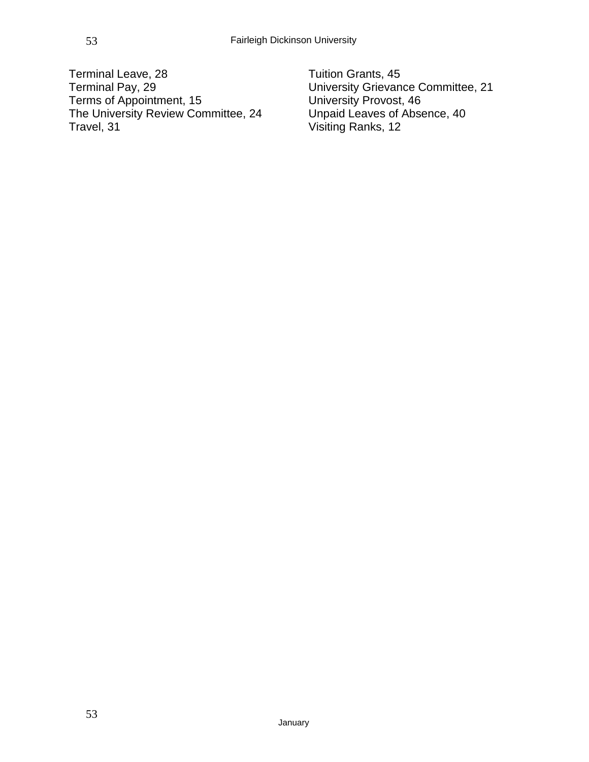Terminal Leave, 28
Terminal Pay, 29
Terms of Appointment, 15
The University Review Committee, 24
Travel, 31
Tuition Grants, 45
University Grievance Committee, 21
University Provost, 46
Unpaid Leaves of Absence, 40
Visiting Ranks, 12